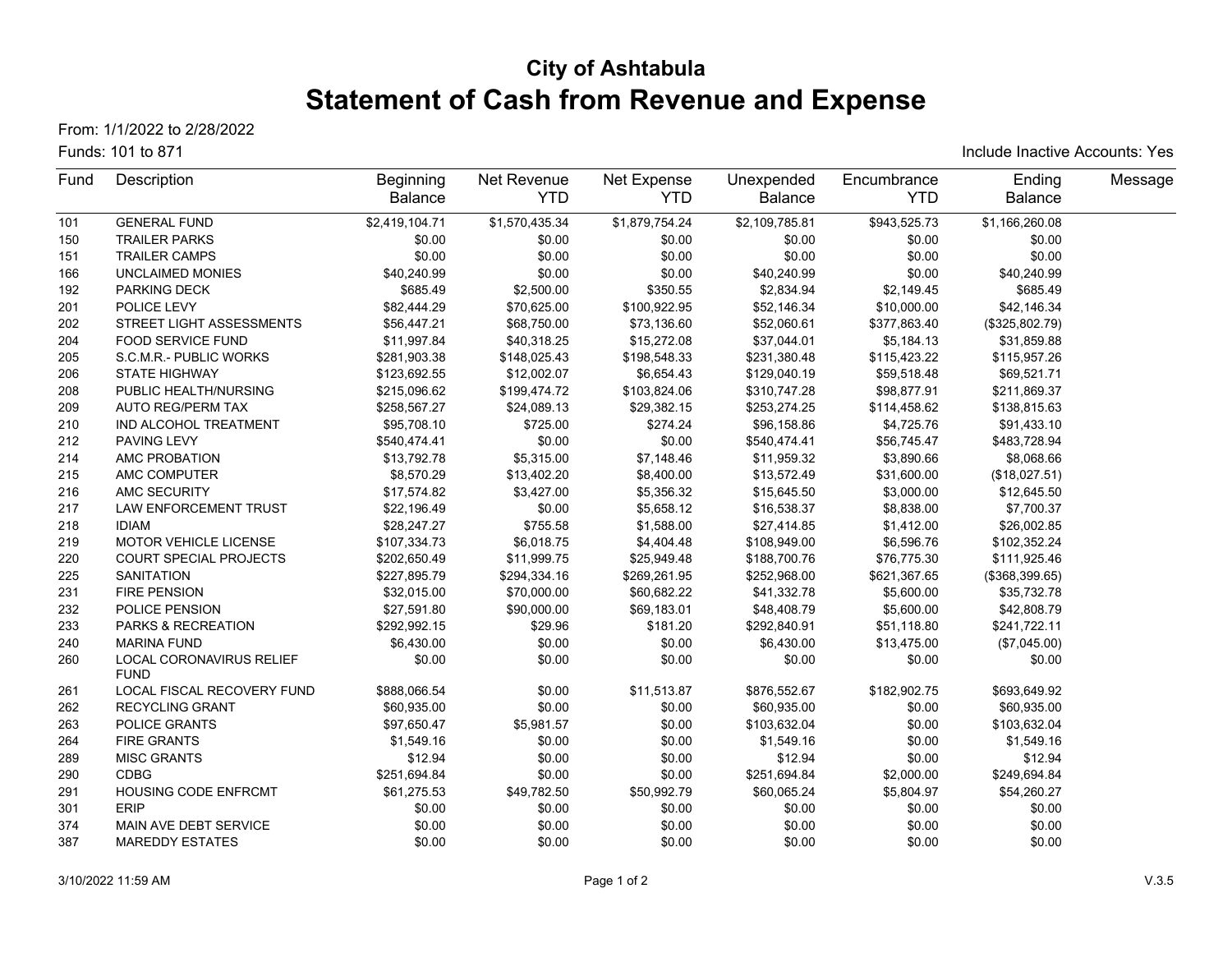# City of Ashtabula

## Statement of Cash from Revenue and Expense

From: 1/1/2022 to 2/28/2022

Funds: 101 to 871

Include Inactive Accounts: Yes

| Fund | Description | Beginning Balance | Net Revenue YTD | Net Expense YTD | Unexpended Balance | Encumbrance YTD | Ending Balance | Message |
|---|---|---|---|---|---|---|---|---|
| 101 | GENERAL FUND | $2,419,104.71 | $1,570,435.34 | $1,879,754.24 | $2,109,785.81 | $943,525.73 | $1,166,260.08 | |
| 150 | TRAILER PARKS | $0.00 | $0.00 | $0.00 | $0.00 | $0.00 | $0.00 | |
| 151 | TRAILER CAMPS | $0.00 | $0.00 | $0.00 | $0.00 | $0.00 | $0.00 | |
| 166 | UNCLAIMED MONIES | $40,240.99 | $0.00 | $0.00 | $40,240.99 | $0.00 | $40,240.99 | |
| 192 | PARKING DECK | $685.49 | $2,500.00 | $350.55 | $2,834.94 | $2,149.45 | $685.49 | |
| 201 | POLICE LEVY | $82,444.29 | $70,625.00 | $100,922.95 | $52,146.34 | $10,000.00 | $42,146.34 | |
| 202 | STREET LIGHT ASSESSMENTS | $56,447.21 | $68,750.00 | $73,136.60 | $52,060.61 | $377,863.40 | ($325,802.79) | |
| 204 | FOOD SERVICE FUND | $11,997.84 | $40,318.25 | $15,272.08 | $37,044.01 | $5,184.13 | $31,859.88 | |
| 205 | S.C.M.R.- PUBLIC WORKS | $281,903.38 | $148,025.43 | $198,548.33 | $231,380.48 | $115,423.22 | $115,957.26 | |
| 206 | STATE HIGHWAY | $123,692.55 | $12,002.07 | $6,654.43 | $129,040.19 | $59,518.48 | $69,521.71 | |
| 208 | PUBLIC HEALTH/NURSING | $215,096.62 | $199,474.72 | $103,824.06 | $310,747.28 | $98,877.91 | $211,869.37 | |
| 209 | AUTO REG/PERM TAX | $258,567.27 | $24,089.13 | $29,382.15 | $253,274.25 | $114,458.62 | $138,815.63 | |
| 210 | IND ALCOHOL TREATMENT | $95,708.10 | $725.00 | $274.24 | $96,158.86 | $4,725.76 | $91,433.10 | |
| 212 | PAVING LEVY | $540,474.41 | $0.00 | $0.00 | $540,474.41 | $56,745.47 | $483,728.94 | |
| 214 | AMC PROBATION | $13,792.78 | $5,315.00 | $7,148.46 | $11,959.32 | $3,890.66 | $8,068.66 | |
| 215 | AMC COMPUTER | $8,570.29 | $13,402.20 | $8,400.00 | $13,572.49 | $31,600.00 | ($18,027.51) | |
| 216 | AMC SECURITY | $17,574.82 | $3,427.00 | $5,356.32 | $15,645.50 | $3,000.00 | $12,645.50 | |
| 217 | LAW ENFORCEMENT TRUST | $22,196.49 | $0.00 | $5,658.12 | $16,538.37 | $8,838.00 | $7,700.37 | |
| 218 | IDIAM | $28,247.27 | $755.58 | $1,588.00 | $27,414.85 | $1,412.00 | $26,002.85 | |
| 219 | MOTOR VEHICLE LICENSE | $107,334.73 | $6,018.75 | $4,404.48 | $108,949.00 | $6,596.76 | $102,352.24 | |
| 220 | COURT SPECIAL PROJECTS | $202,650.49 | $11,999.75 | $25,949.48 | $188,700.76 | $76,775.30 | $111,925.46 | |
| 225 | SANITATION | $227,895.79 | $294,334.16 | $269,261.95 | $252,968.00 | $621,367.65 | ($368,399.65) | |
| 231 | FIRE PENSION | $32,015.00 | $70,000.00 | $60,682.22 | $41,332.78 | $5,600.00 | $35,732.78 | |
| 232 | POLICE PENSION | $27,591.80 | $90,000.00 | $69,183.01 | $48,408.79 | $5,600.00 | $42,808.79 | |
| 233 | PARKS & RECREATION | $292,992.15 | $29.96 | $181.20 | $292,840.91 | $51,118.80 | $241,722.11 | |
| 240 | MARINA FUND | $6,430.00 | $0.00 | $0.00 | $6,430.00 | $13,475.00 | ($7,045.00) | |
| 260 | LOCAL CORONAVIRUS RELIEF FUND | $0.00 | $0.00 | $0.00 | $0.00 | $0.00 | $0.00 | |
| 261 | LOCAL FISCAL RECOVERY FUND | $888,066.54 | $0.00 | $11,513.87 | $876,552.67 | $182,902.75 | $693,649.92 | |
| 262 | RECYCLING GRANT | $60,935.00 | $0.00 | $0.00 | $60,935.00 | $0.00 | $60,935.00 | |
| 263 | POLICE GRANTS | $97,650.47 | $5,981.57 | $0.00 | $103,632.04 | $0.00 | $103,632.04 | |
| 264 | FIRE GRANTS | $1,549.16 | $0.00 | $0.00 | $1,549.16 | $0.00 | $1,549.16 | |
| 289 | MISC GRANTS | $12.94 | $0.00 | $0.00 | $12.94 | $0.00 | $12.94 | |
| 290 | CDBG | $251,694.84 | $0.00 | $0.00 | $251,694.84 | $2,000.00 | $249,694.84 | |
| 291 | HOUSING CODE ENFRCMT | $61,275.53 | $49,782.50 | $50,992.79 | $60,065.24 | $5,804.97 | $54,260.27 | |
| 301 | ERIP | $0.00 | $0.00 | $0.00 | $0.00 | $0.00 | $0.00 | |
| 374 | MAIN AVE DEBT SERVICE | $0.00 | $0.00 | $0.00 | $0.00 | $0.00 | $0.00 | |
| 387 | MAREDDY ESTATES | $0.00 | $0.00 | $0.00 | $0.00 | $0.00 | $0.00 | |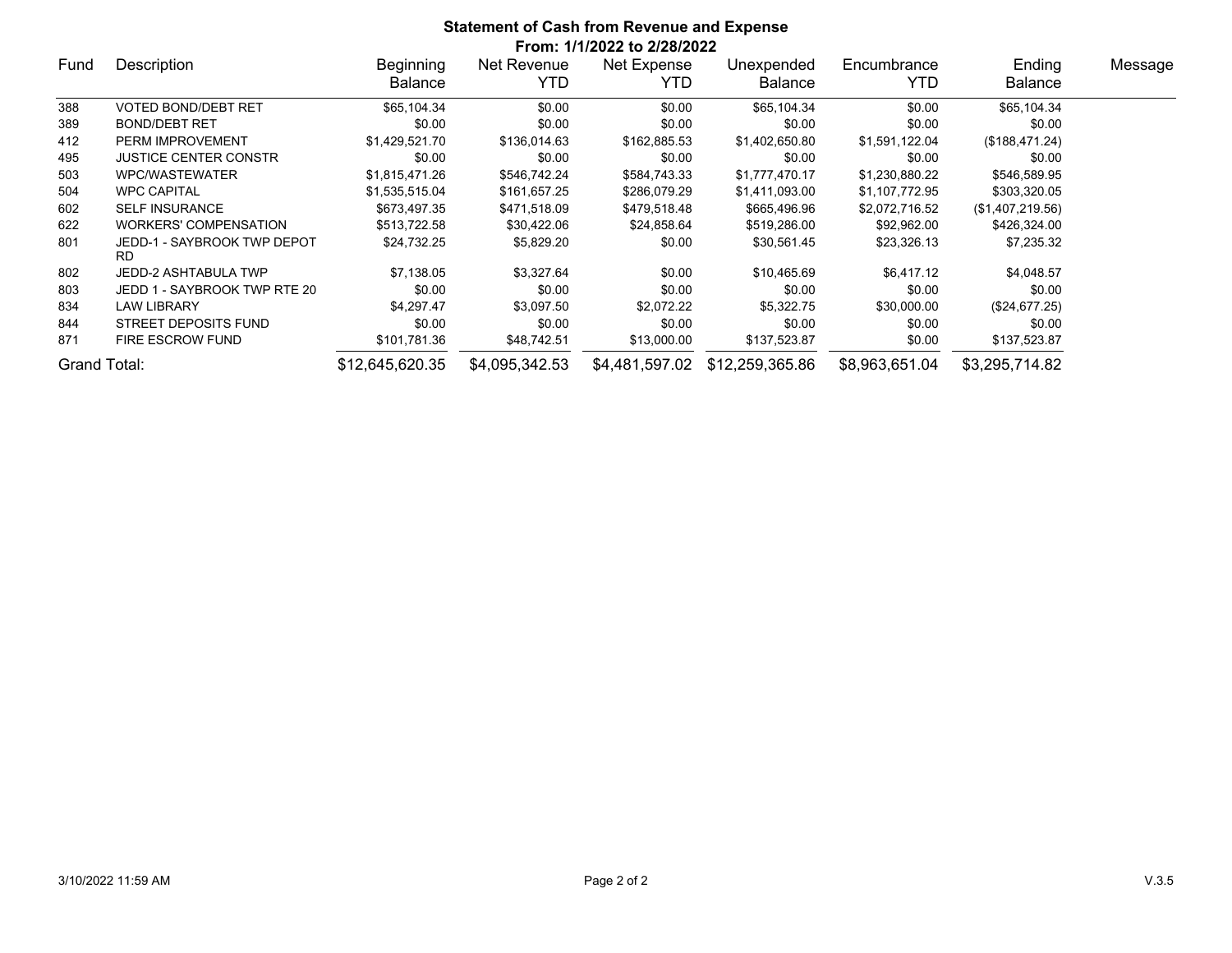# Statement of Cash from Revenue and Expense

**From: 1/1/2022 to 2/28/2022**

| Fund | Description | Beginning Balance | Net Revenue YTD | Net Expense YTD | Unexpended Balance | Encumbrance YTD | Ending Balance | Message |
|---|---|---|---|---|---|---|---|---|
| 388 | VOTED BOND/DEBT RET | $65,104.34 | $0.00 | $0.00 | $65,104.34 | $0.00 | $65,104.34 | |
| 389 | BOND/DEBT RET | $0.00 | $0.00 | $0.00 | $0.00 | $0.00 | $0.00 | |
| 412 | PERM IMPROVEMENT | $1,429,521.70 | $136,014.63 | $162,885.53 | $1,402,650.80 | $1,591,122.04 | ($188,471.24) | |
| 495 | JUSTICE CENTER CONSTR | $0.00 | $0.00 | $0.00 | $0.00 | $0.00 | $0.00 | |
| 503 | WPC/WASTEWATER | $1,815,471.26 | $546,742.24 | $584,743.33 | $1,777,470.17 | $1,230,880.22 | $546,589.95 | |
| 504 | WPC CAPITAL | $1,535,515.04 | $161,657.25 | $286,079.29 | $1,411,093.00 | $1,107,772.95 | $303,320.05 | |
| 602 | SELF INSURANCE | $673,497.35 | $471,518.09 | $479,518.48 | $665,496.96 | $2,072,716.52 | ($1,407,219.56) | |
| 622 | WORKERS' COMPENSATION | $513,722.58 | $30,422.06 | $24,858.64 | $519,286.00 | $92,962.00 | $426,324.00 | |
| 801 | JEDD-1 - SAYBROOK TWP DEPOT RD | $24,732.25 | $5,829.20 | $0.00 | $30,561.45 | $23,326.13 | $7,235.32 | |
| 802 | JEDD-2 ASHTABULA TWP | $7,138.05 | $3,327.64 | $0.00 | $10,465.69 | $6,417.12 | $4,048.57 | |
| 803 | JEDD 1 - SAYBROOK TWP RTE 20 | $0.00 | $0.00 | $0.00 | $0.00 | $0.00 | $0.00 | |
| 834 | LAW LIBRARY | $4,297.47 | $3,097.50 | $2,072.22 | $5,322.75 | $30,000.00 | ($24,677.25) | |
| 844 | STREET DEPOSITS FUND | $0.00 | $0.00 | $0.00 | $0.00 | $0.00 | $0.00 | |
| 871 | FIRE ESCROW FUND | $101,781.36 | $48,742.51 | $13,000.00 | $137,523.87 | $0.00 | $137,523.87 | |
| Grand Total: | | $12,645,620.35 | $4,095,342.53 | $4,481,597.02 | $12,259,365.86 | $8,963,651.04 | $3,295,714.82 | |

3/10/2022 11:59 AM

V.3.5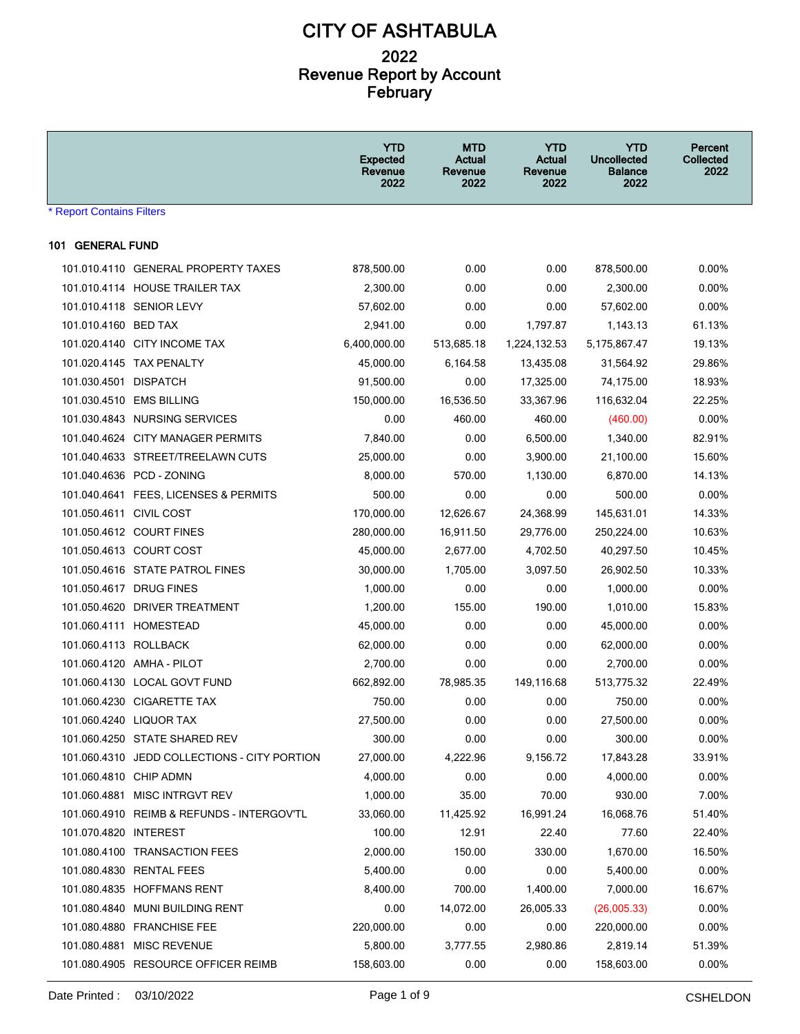# CITY OF ASHTABULA

## 2022
## Revenue Report by Account
## February

| | | YTD Expected Revenue 2022 | MTD Actual Revenue 2022 | YTD Actual Revenue 2022 | YTD Uncollected Balance 2022 | Percent Collected 2022 |
|---|---|---|---|---|---|---|

* Report Contains Filters

**101 GENERAL FUND**

| Account | Description | YTD Expected Revenue 2022 | MTD Actual Revenue 2022 | YTD Actual Revenue 2022 | YTD Uncollected Balance 2022 | Percent Collected 2022 |
|---|---|---|---|---|---|---|
| 101.010.4110 | GENERAL PROPERTY TAXES | 878,500.00 | 0.00 | 0.00 | 878,500.00 | 0.00% |
| 101.010.4114 | HOUSE TRAILER TAX | 2,300.00 | 0.00 | 0.00 | 2,300.00 | 0.00% |
| 101.010.4118 | SENIOR LEVY | 57,602.00 | 0.00 | 0.00 | 57,602.00 | 0.00% |
| 101.010.4160 | BED TAX | 2,941.00 | 0.00 | 1,797.87 | 1,143.13 | 61.13% |
| 101.020.4140 | CITY INCOME TAX | 6,400,000.00 | 513,685.18 | 1,224,132.53 | 5,175,867.47 | 19.13% |
| 101.020.4145 | TAX PENALTY | 45,000.00 | 6,164.58 | 13,435.08 | 31,564.92 | 29.86% |
| 101.030.4501 | DISPATCH | 91,500.00 | 0.00 | 17,325.00 | 74,175.00 | 18.93% |
| 101.030.4510 | EMS BILLING | 150,000.00 | 16,536.50 | 33,367.96 | 116,632.04 | 22.25% |
| 101.030.4843 | NURSING SERVICES | 0.00 | 460.00 | 460.00 | (460.00) | 0.00% |
| 101.040.4624 | CITY MANAGER PERMITS | 7,840.00 | 0.00 | 6,500.00 | 1,340.00 | 82.91% |
| 101.040.4633 | STREET/TREELAWN CUTS | 25,000.00 | 0.00 | 3,900.00 | 21,100.00 | 15.60% |
| 101.040.4636 | PCD - ZONING | 8,000.00 | 570.00 | 1,130.00 | 6,870.00 | 14.13% |
| 101.040.4641 | FEES, LICENSES & PERMITS | 500.00 | 0.00 | 0.00 | 500.00 | 0.00% |
| 101.050.4611 | CIVIL COST | 170,000.00 | 12,626.67 | 24,368.99 | 145,631.01 | 14.33% |
| 101.050.4612 | COURT FINES | 280,000.00 | 16,911.50 | 29,776.00 | 250,224.00 | 10.63% |
| 101.050.4613 | COURT COST | 45,000.00 | 2,677.00 | 4,702.50 | 40,297.50 | 10.45% |
| 101.050.4616 | STATE PATROL FINES | 30,000.00 | 1,705.00 | 3,097.50 | 26,902.50 | 10.33% |
| 101.050.4617 | DRUG FINES | 1,000.00 | 0.00 | 0.00 | 1,000.00 | 0.00% |
| 101.050.4620 | DRIVER TREATMENT | 1,200.00 | 155.00 | 190.00 | 1,010.00 | 15.83% |
| 101.060.4111 | HOMESTEAD | 45,000.00 | 0.00 | 0.00 | 45,000.00 | 0.00% |
| 101.060.4113 | ROLLBACK | 62,000.00 | 0.00 | 0.00 | 62,000.00 | 0.00% |
| 101.060.4120 | AMHA - PILOT | 2,700.00 | 0.00 | 0.00 | 2,700.00 | 0.00% |
| 101.060.4130 | LOCAL GOVT FUND | 662,892.00 | 78,985.35 | 149,116.68 | 513,775.32 | 22.49% |
| 101.060.4230 | CIGARETTE TAX | 750.00 | 0.00 | 0.00 | 750.00 | 0.00% |
| 101.060.4240 | LIQUOR TAX | 27,500.00 | 0.00 | 0.00 | 27,500.00 | 0.00% |
| 101.060.4250 | STATE SHARED REV | 300.00 | 0.00 | 0.00 | 300.00 | 0.00% |
| 101.060.4310 | JEDD COLLECTIONS - CITY PORTION | 27,000.00 | 4,222.96 | 9,156.72 | 17,843.28 | 33.91% |
| 101.060.4810 | CHIP ADMN | 4,000.00 | 0.00 | 0.00 | 4,000.00 | 0.00% |
| 101.060.4881 | MISC INTRGVT REV | 1,000.00 | 35.00 | 70.00 | 930.00 | 7.00% |
| 101.060.4910 | REIMB & REFUNDS - INTERGOV'TL | 33,060.00 | 11,425.92 | 16,991.24 | 16,068.76 | 51.40% |
| 101.070.4820 | INTEREST | 100.00 | 12.91 | 22.40 | 77.60 | 22.40% |
| 101.080.4100 | TRANSACTION FEES | 2,000.00 | 150.00 | 330.00 | 1,670.00 | 16.50% |
| 101.080.4830 | RENTAL FEES | 5,400.00 | 0.00 | 0.00 | 5,400.00 | 0.00% |
| 101.080.4835 | HOFFMANS RENT | 8,400.00 | 700.00 | 1,400.00 | 7,000.00 | 16.67% |
| 101.080.4840 | MUNI BUILDING RENT | 0.00 | 14,072.00 | 26,005.33 | (26,005.33) | 0.00% |
| 101.080.4880 | FRANCHISE FEE | 220,000.00 | 0.00 | 0.00 | 220,000.00 | 0.00% |
| 101.080.4881 | MISC REVENUE | 5,800.00 | 3,777.55 | 2,980.86 | 2,819.14 | 51.39% |
| 101.080.4905 | RESOURCE OFFICER REIMB | 158,603.00 | 0.00 | 0.00 | 158,603.00 | 0.00% |

Date Printed : 03/10/2022 CSHELDON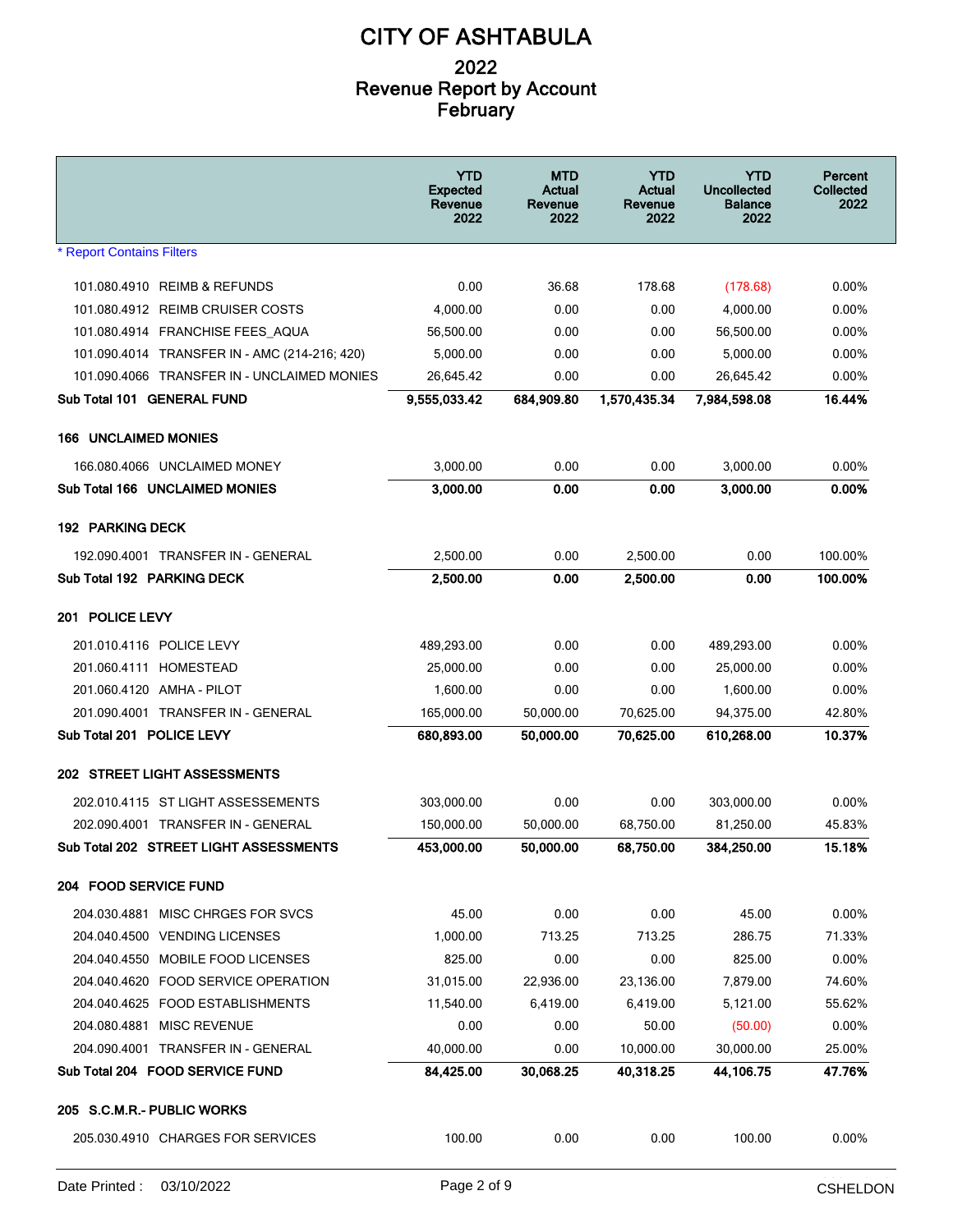# CITY OF ASHTABULA

## 2022
## Revenue Report by Account
## February

| | YTD Expected Revenue 2022 | MTD Actual Revenue 2022 | YTD Actual Revenue 2022 | YTD Uncollected Balance 2022 | Percent Collected 2022 |
|---|---|---|---|---|---|
| * Report Contains Filters | | | | | |
| 101.080.4910 REIMB & REFUNDS | 0.00 | 36.68 | 178.68 | (178.68) | 0.00% |
| 101.080.4912 REIMB CRUISER COSTS | 4,000.00 | 0.00 | 0.00 | 4,000.00 | 0.00% |
| 101.080.4914 FRANCHISE FEES_AQUA | 56,500.00 | 0.00 | 0.00 | 56,500.00 | 0.00% |
| 101.090.4014 TRANSFER IN - AMC (214-216; 420) | 5,000.00 | 0.00 | 0.00 | 5,000.00 | 0.00% |
| 101.090.4066 TRANSFER IN - UNCLAIMED MONIES | 26,645.42 | 0.00 | 0.00 | 26,645.42 | 0.00% |
| **Sub Total 101 GENERAL FUND** | **9,555,033.42** | **684,909.80** | **1,570,435.34** | **7,984,598.08** | **16.44%** |
| **166 UNCLAIMED MONIES** | | | | | |
| 166.080.4066 UNCLAIMED MONEY | 3,000.00 | 0.00 | 0.00 | 3,000.00 | 0.00% |
| **Sub Total 166 UNCLAIMED MONIES** | **3,000.00** | **0.00** | **0.00** | **3,000.00** | **0.00%** |
| **192 PARKING DECK** | | | | | |
| 192.090.4001 TRANSFER IN - GENERAL | 2,500.00 | 0.00 | 2,500.00 | 0.00 | 100.00% |
| **Sub Total 192 PARKING DECK** | **2,500.00** | **0.00** | **2,500.00** | **0.00** | **100.00%** |
| **201 POLICE LEVY** | | | | | |
| 201.010.4116 POLICE LEVY | 489,293.00 | 0.00 | 0.00 | 489,293.00 | 0.00% |
| 201.060.4111 HOMESTEAD | 25,000.00 | 0.00 | 0.00 | 25,000.00 | 0.00% |
| 201.060.4120 AMHA - PILOT | 1,600.00 | 0.00 | 0.00 | 1,600.00 | 0.00% |
| 201.090.4001 TRANSFER IN - GENERAL | 165,000.00 | 50,000.00 | 70,625.00 | 94,375.00 | 42.80% |
| **Sub Total 201 POLICE LEVY** | **680,893.00** | **50,000.00** | **70,625.00** | **610,268.00** | **10.37%** |
| **202 STREET LIGHT ASSESSMENTS** | | | | | |
| 202.010.4115 ST LIGHT ASSESSEMENTS | 303,000.00 | 0.00 | 0.00 | 303,000.00 | 0.00% |
| 202.090.4001 TRANSFER IN - GENERAL | 150,000.00 | 50,000.00 | 68,750.00 | 81,250.00 | 45.83% |
| **Sub Total 202 STREET LIGHT ASSESSMENTS** | **453,000.00** | **50,000.00** | **68,750.00** | **384,250.00** | **15.18%** |
| **204 FOOD SERVICE FUND** | | | | | |
| 204.030.4881 MISC CHRGES FOR SVCS | 45.00 | 0.00 | 0.00 | 45.00 | 0.00% |
| 204.040.4500 VENDING LICENSES | 1,000.00 | 713.25 | 713.25 | 286.75 | 71.33% |
| 204.040.4550 MOBILE FOOD LICENSES | 825.00 | 0.00 | 0.00 | 825.00 | 0.00% |
| 204.040.4620 FOOD SERVICE OPERATION | 31,015.00 | 22,936.00 | 23,136.00 | 7,879.00 | 74.60% |
| 204.040.4625 FOOD ESTABLISHMENTS | 11,540.00 | 6,419.00 | 6,419.00 | 5,121.00 | 55.62% |
| 204.080.4881 MISC REVENUE | 0.00 | 0.00 | 50.00 | (50.00) | 0.00% |
| 204.090.4001 TRANSFER IN - GENERAL | 40,000.00 | 0.00 | 10,000.00 | 30,000.00 | 25.00% |
| **Sub Total 204 FOOD SERVICE FUND** | **84,425.00** | **30,068.25** | **40,318.25** | **44,106.75** | **47.76%** |
| **205 S.C.M.R.- PUBLIC WORKS** | | | | | |
| 205.030.4910 CHARGES FOR SERVICES | 100.00 | 0.00 | 0.00 | 100.00 | 0.00% |

Date Printed : 03/10/2022 CSHELDON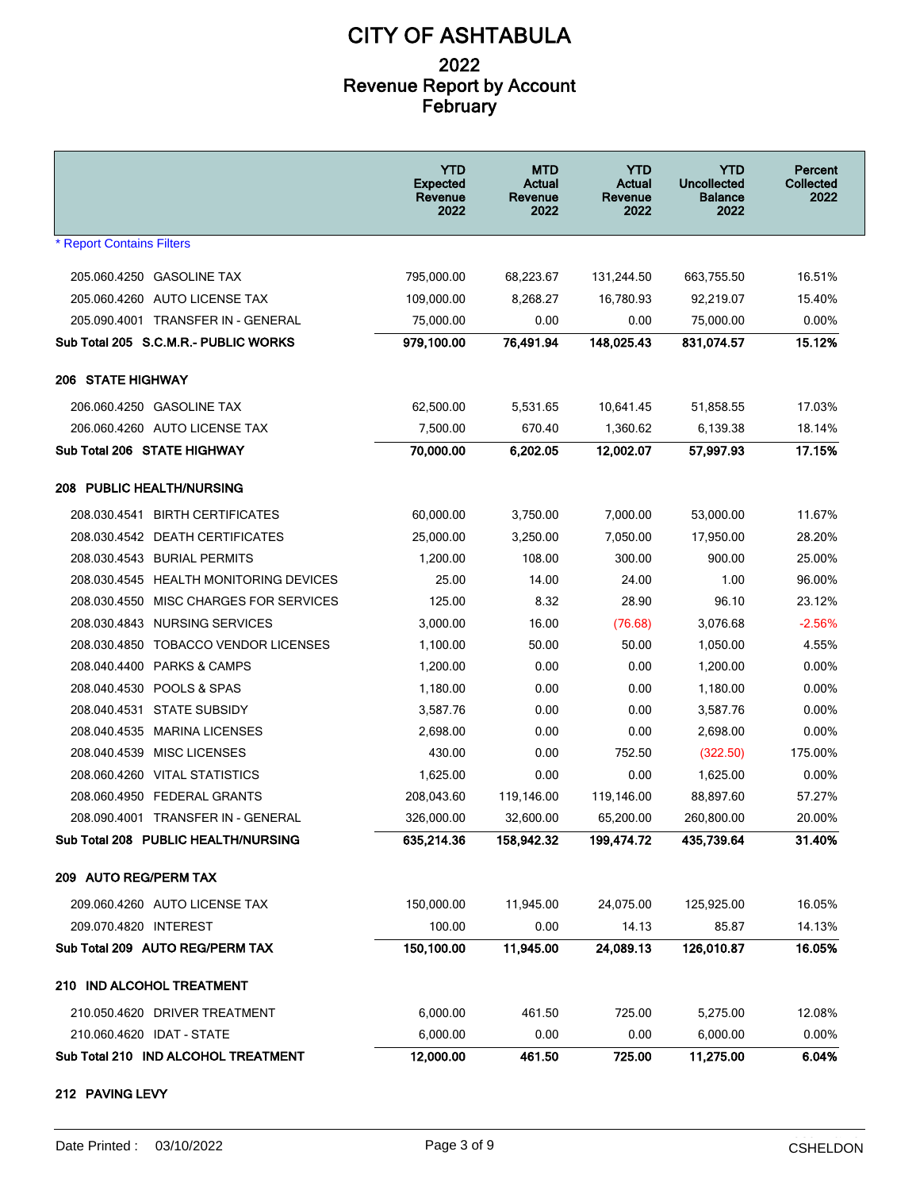# CITY OF ASHTABULA

## 2022
## Revenue Report by Account
## February

| | YTD Expected Revenue 2022 | MTD Actual Revenue 2022 | YTD Actual Revenue 2022 | YTD Uncollected Balance 2022 | Percent Collected 2022 |
|---|---|---|---|---|---|
| * Report Contains Filters | | | | | |
| 205.060.4250 GASOLINE TAX | 795,000.00 | 68,223.67 | 131,244.50 | 663,755.50 | 16.51% |
| 205.060.4260 AUTO LICENSE TAX | 109,000.00 | 8,268.27 | 16,780.93 | 92,219.07 | 15.40% |
| 205.090.4001 TRANSFER IN - GENERAL | 75,000.00 | 0.00 | 0.00 | 75,000.00 | 0.00% |
| **Sub Total 205 S.C.M.R.- PUBLIC WORKS** | **979,100.00** | **76,491.94** | **148,025.43** | **831,074.57** | **15.12%** |
| **206 STATE HIGHWAY** | | | | | |
| 206.060.4250 GASOLINE TAX | 62,500.00 | 5,531.65 | 10,641.45 | 51,858.55 | 17.03% |
| 206.060.4260 AUTO LICENSE TAX | 7,500.00 | 670.40 | 1,360.62 | 6,139.38 | 18.14% |
| **Sub Total 206 STATE HIGHWAY** | **70,000.00** | **6,202.05** | **12,002.07** | **57,997.93** | **17.15%** |
| **208 PUBLIC HEALTH/NURSING** | | | | | |
| 208.030.4541 BIRTH CERTIFICATES | 60,000.00 | 3,750.00 | 7,000.00 | 53,000.00 | 11.67% |
| 208.030.4542 DEATH CERTIFICATES | 25,000.00 | 3,250.00 | 7,050.00 | 17,950.00 | 28.20% |
| 208.030.4543 BURIAL PERMITS | 1,200.00 | 108.00 | 300.00 | 900.00 | 25.00% |
| 208.030.4545 HEALTH MONITORING DEVICES | 25.00 | 14.00 | 24.00 | 1.00 | 96.00% |
| 208.030.4550 MISC CHARGES FOR SERVICES | 125.00 | 8.32 | 28.90 | 96.10 | 23.12% |
| 208.030.4843 NURSING SERVICES | 3,000.00 | 16.00 | (76.68) | 3,076.68 | -2.56% |
| 208.030.4850 TOBACCO VENDOR LICENSES | 1,100.00 | 50.00 | 50.00 | 1,050.00 | 4.55% |
| 208.040.4400 PARKS & CAMPS | 1,200.00 | 0.00 | 0.00 | 1,200.00 | 0.00% |
| 208.040.4530 POOLS & SPAS | 1,180.00 | 0.00 | 0.00 | 1,180.00 | 0.00% |
| 208.040.4531 STATE SUBSIDY | 3,587.76 | 0.00 | 0.00 | 3,587.76 | 0.00% |
| 208.040.4535 MARINA LICENSES | 2,698.00 | 0.00 | 0.00 | 2,698.00 | 0.00% |
| 208.040.4539 MISC LICENSES | 430.00 | 0.00 | 752.50 | (322.50) | 175.00% |
| 208.060.4260 VITAL STATISTICS | 1,625.00 | 0.00 | 0.00 | 1,625.00 | 0.00% |
| 208.060.4950 FEDERAL GRANTS | 208,043.60 | 119,146.00 | 119,146.00 | 88,897.60 | 57.27% |
| 208.090.4001 TRANSFER IN - GENERAL | 326,000.00 | 32,600.00 | 65,200.00 | 260,800.00 | 20.00% |
| **Sub Total 208 PUBLIC HEALTH/NURSING** | **635,214.36** | **158,942.32** | **199,474.72** | **435,739.64** | **31.40%** |
| **209 AUTO REG/PERM TAX** | | | | | |
| 209.060.4260 AUTO LICENSE TAX | 150,000.00 | 11,945.00 | 24,075.00 | 125,925.00 | 16.05% |
| 209.070.4820 INTEREST | 100.00 | 0.00 | 14.13 | 85.87 | 14.13% |
| **Sub Total 209 AUTO REG/PERM TAX** | **150,100.00** | **11,945.00** | **24,089.13** | **126,010.87** | **16.05%** |
| **210 IND ALCOHOL TREATMENT** | | | | | |
| 210.050.4620 DRIVER TREATMENT | 6,000.00 | 461.50 | 725.00 | 5,275.00 | 12.08% |
| 210.060.4620 IDAT - STATE | 6,000.00 | 0.00 | 0.00 | 6,000.00 | 0.00% |
| **Sub Total 210 IND ALCOHOL TREATMENT** | **12,000.00** | **461.50** | **725.00** | **11,275.00** | **6.04%** |
| **212 PAVING LEVY** | | | | | |

Date Printed : 03/10/2022 CSHELDON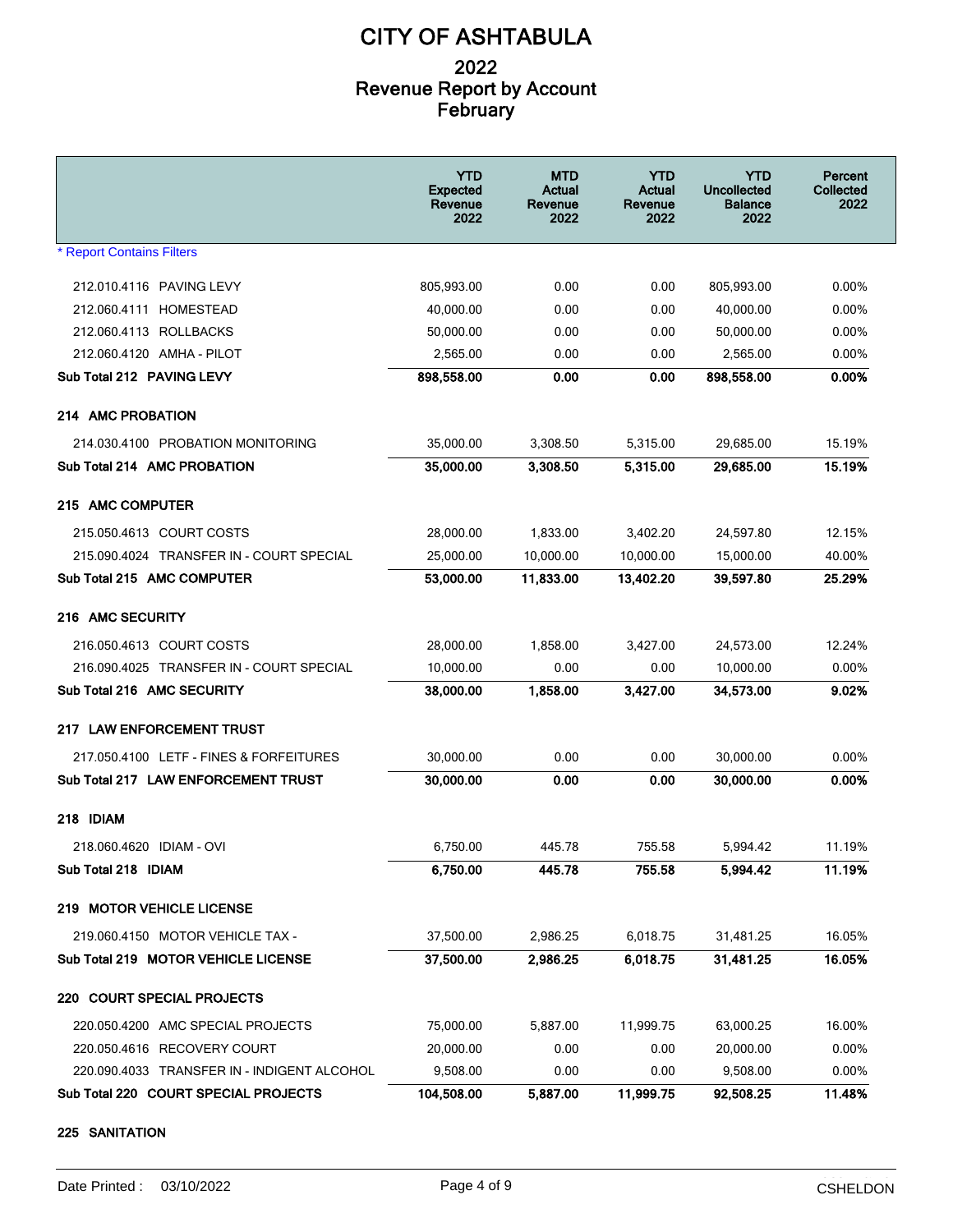# CITY OF ASHTABULA

## 2022
## Revenue Report by Account
## February

| | YTD Expected Revenue 2022 | MTD Actual Revenue 2022 | YTD Actual Revenue 2022 | YTD Uncollected Balance 2022 | Percent Collected 2022 |
|---|---|---|---|---|---|
| * Report Contains Filters | | | | | |
| 212.010.4116 PAVING LEVY | 805,993.00 | 0.00 | 0.00 | 805,993.00 | 0.00% |
| 212.060.4111 HOMESTEAD | 40,000.00 | 0.00 | 0.00 | 40,000.00 | 0.00% |
| 212.060.4113 ROLLBACKS | 50,000.00 | 0.00 | 0.00 | 50,000.00 | 0.00% |
| 212.060.4120 AMHA - PILOT | 2,565.00 | 0.00 | 0.00 | 2,565.00 | 0.00% |
| **Sub Total 212 PAVING LEVY** | **898,558.00** | **0.00** | **0.00** | **898,558.00** | **0.00%** |
| **214 AMC PROBATION** | | | | | |
| 214.030.4100 PROBATION MONITORING | 35,000.00 | 3,308.50 | 5,315.00 | 29,685.00 | 15.19% |
| **Sub Total 214 AMC PROBATION** | **35,000.00** | **3,308.50** | **5,315.00** | **29,685.00** | **15.19%** |
| **215 AMC COMPUTER** | | | | | |
| 215.050.4613 COURT COSTS | 28,000.00 | 1,833.00 | 3,402.20 | 24,597.80 | 12.15% |
| 215.090.4024 TRANSFER IN - COURT SPECIAL | 25,000.00 | 10,000.00 | 10,000.00 | 15,000.00 | 40.00% |
| **Sub Total 215 AMC COMPUTER** | **53,000.00** | **11,833.00** | **13,402.20** | **39,597.80** | **25.29%** |
| **216 AMC SECURITY** | | | | | |
| 216.050.4613 COURT COSTS | 28,000.00 | 1,858.00 | 3,427.00 | 24,573.00 | 12.24% |
| 216.090.4025 TRANSFER IN - COURT SPECIAL | 10,000.00 | 0.00 | 0.00 | 10,000.00 | 0.00% |
| **Sub Total 216 AMC SECURITY** | **38,000.00** | **1,858.00** | **3,427.00** | **34,573.00** | **9.02%** |
| **217 LAW ENFORCEMENT TRUST** | | | | | |
| 217.050.4100 LETF - FINES & FORFEITURES | 30,000.00 | 0.00 | 0.00 | 30,000.00 | 0.00% |
| **Sub Total 217 LAW ENFORCEMENT TRUST** | **30,000.00** | **0.00** | **0.00** | **30,000.00** | **0.00%** |
| **218 IDIAM** | | | | | |
| 218.060.4620 IDIAM - OVI | 6,750.00 | 445.78 | 755.58 | 5,994.42 | 11.19% |
| **Sub Total 218 IDIAM** | **6,750.00** | **445.78** | **755.58** | **5,994.42** | **11.19%** |
| **219 MOTOR VEHICLE LICENSE** | | | | | |
| 219.060.4150 MOTOR VEHICLE TAX - | 37,500.00 | 2,986.25 | 6,018.75 | 31,481.25 | 16.05% |
| **Sub Total 219 MOTOR VEHICLE LICENSE** | **37,500.00** | **2,986.25** | **6,018.75** | **31,481.25** | **16.05%** |
| **220 COURT SPECIAL PROJECTS** | | | | | |
| 220.050.4200 AMC SPECIAL PROJECTS | 75,000.00 | 5,887.00 | 11,999.75 | 63,000.25 | 16.00% |
| 220.050.4616 RECOVERY COURT | 20,000.00 | 0.00 | 0.00 | 20,000.00 | 0.00% |
| 220.090.4033 TRANSFER IN - INDIGENT ALCOHOL | 9,508.00 | 0.00 | 0.00 | 9,508.00 | 0.00% |
| **Sub Total 220 COURT SPECIAL PROJECTS** | **104,508.00** | **5,887.00** | **11,999.75** | **92,508.25** | **11.48%** |
| **225 SANITATION** | | | | | |

Date Printed : 03/10/2022 CSHELDON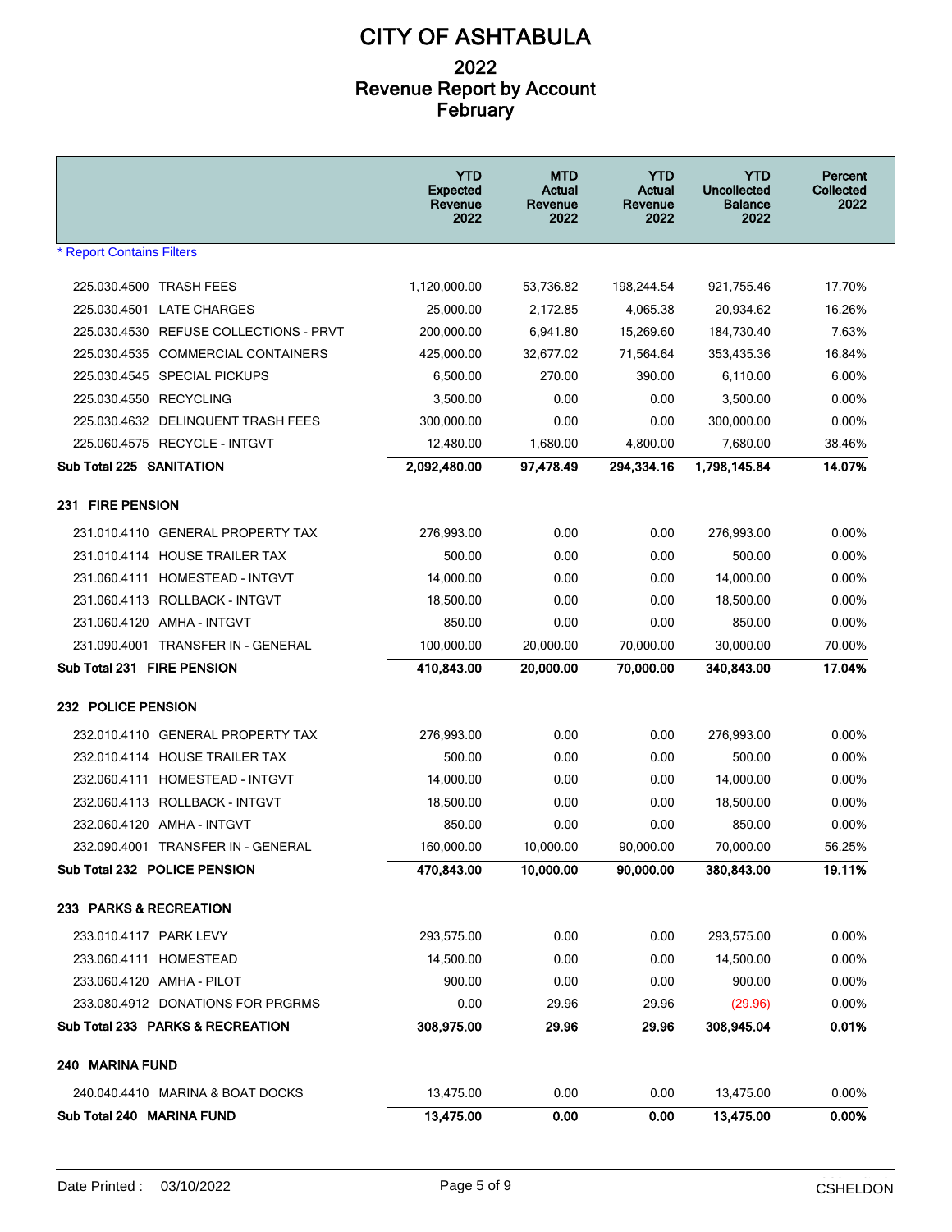# CITY OF ASHTABULA

## 2022
## Revenue Report by Account
## February

| | YTD Expected Revenue 2022 | MTD Actual Revenue 2022 | YTD Actual Revenue 2022 | YTD Uncollected Balance 2022 | Percent Collected 2022 |
|---|---|---|---|---|---|
| * Report Contains Filters | | | | | |
| 225.030.4500 TRASH FEES | 1,120,000.00 | 53,736.82 | 198,244.54 | 921,755.46 | 17.70% |
| 225.030.4501 LATE CHARGES | 25,000.00 | 2,172.85 | 4,065.38 | 20,934.62 | 16.26% |
| 225.030.4530 REFUSE COLLECTIONS - PRVT | 200,000.00 | 6,941.80 | 15,269.60 | 184,730.40 | 7.63% |
| 225.030.4535 COMMERCIAL CONTAINERS | 425,000.00 | 32,677.02 | 71,564.64 | 353,435.36 | 16.84% |
| 225.030.4545 SPECIAL PICKUPS | 6,500.00 | 270.00 | 390.00 | 6,110.00 | 6.00% |
| 225.030.4550 RECYCLING | 3,500.00 | 0.00 | 0.00 | 3,500.00 | 0.00% |
| 225.030.4632 DELINQUENT TRASH FEES | 300,000.00 | 0.00 | 0.00 | 300,000.00 | 0.00% |
| 225.060.4575 RECYCLE - INTGVT | 12,480.00 | 1,680.00 | 4,800.00 | 7,680.00 | 38.46% |
| **Sub Total 225 SANITATION** | **2,092,480.00** | **97,478.49** | **294,334.16** | **1,798,145.84** | **14.07%** |
| **231 FIRE PENSION** | | | | | |
| 231.010.4110 GENERAL PROPERTY TAX | 276,993.00 | 0.00 | 0.00 | 276,993.00 | 0.00% |
| 231.010.4114 HOUSE TRAILER TAX | 500.00 | 0.00 | 0.00 | 500.00 | 0.00% |
| 231.060.4111 HOMESTEAD - INTGVT | 14,000.00 | 0.00 | 0.00 | 14,000.00 | 0.00% |
| 231.060.4113 ROLLBACK - INTGVT | 18,500.00 | 0.00 | 0.00 | 18,500.00 | 0.00% |
| 231.060.4120 AMHA - INTGVT | 850.00 | 0.00 | 0.00 | 850.00 | 0.00% |
| 231.090.4001 TRANSFER IN - GENERAL | 100,000.00 | 20,000.00 | 70,000.00 | 30,000.00 | 70.00% |
| **Sub Total 231 FIRE PENSION** | **410,843.00** | **20,000.00** | **70,000.00** | **340,843.00** | **17.04%** |
| **232 POLICE PENSION** | | | | | |
| 232.010.4110 GENERAL PROPERTY TAX | 276,993.00 | 0.00 | 0.00 | 276,993.00 | 0.00% |
| 232.010.4114 HOUSE TRAILER TAX | 500.00 | 0.00 | 0.00 | 500.00 | 0.00% |
| 232.060.4111 HOMESTEAD - INTGVT | 14,000.00 | 0.00 | 0.00 | 14,000.00 | 0.00% |
| 232.060.4113 ROLLBACK - INTGVT | 18,500.00 | 0.00 | 0.00 | 18,500.00 | 0.00% |
| 232.060.4120 AMHA - INTGVT | 850.00 | 0.00 | 0.00 | 850.00 | 0.00% |
| 232.090.4001 TRANSFER IN - GENERAL | 160,000.00 | 10,000.00 | 90,000.00 | 70,000.00 | 56.25% |
| **Sub Total 232 POLICE PENSION** | **470,843.00** | **10,000.00** | **90,000.00** | **380,843.00** | **19.11%** |
| **233 PARKS & RECREATION** | | | | | |
| 233.010.4117 PARK LEVY | 293,575.00 | 0.00 | 0.00 | 293,575.00 | 0.00% |
| 233.060.4111 HOMESTEAD | 14,500.00 | 0.00 | 0.00 | 14,500.00 | 0.00% |
| 233.060.4120 AMHA - PILOT | 900.00 | 0.00 | 0.00 | 900.00 | 0.00% |
| 233.080.4912 DONATIONS FOR PRGRMS | 0.00 | 29.96 | 29.96 | (29.96) | 0.00% |
| **Sub Total 233 PARKS & RECREATION** | **308,975.00** | **29.96** | **29.96** | **308,945.04** | **0.01%** |
| **240 MARINA FUND** | | | | | |
| 240.040.4410 MARINA & BOAT DOCKS | 13,475.00 | 0.00 | 0.00 | 13,475.00 | 0.00% |
| **Sub Total 240 MARINA FUND** | **13,475.00** | **0.00** | **0.00** | **13,475.00** | **0.00%** |

Date Printed : 03/10/2022 CSHELDON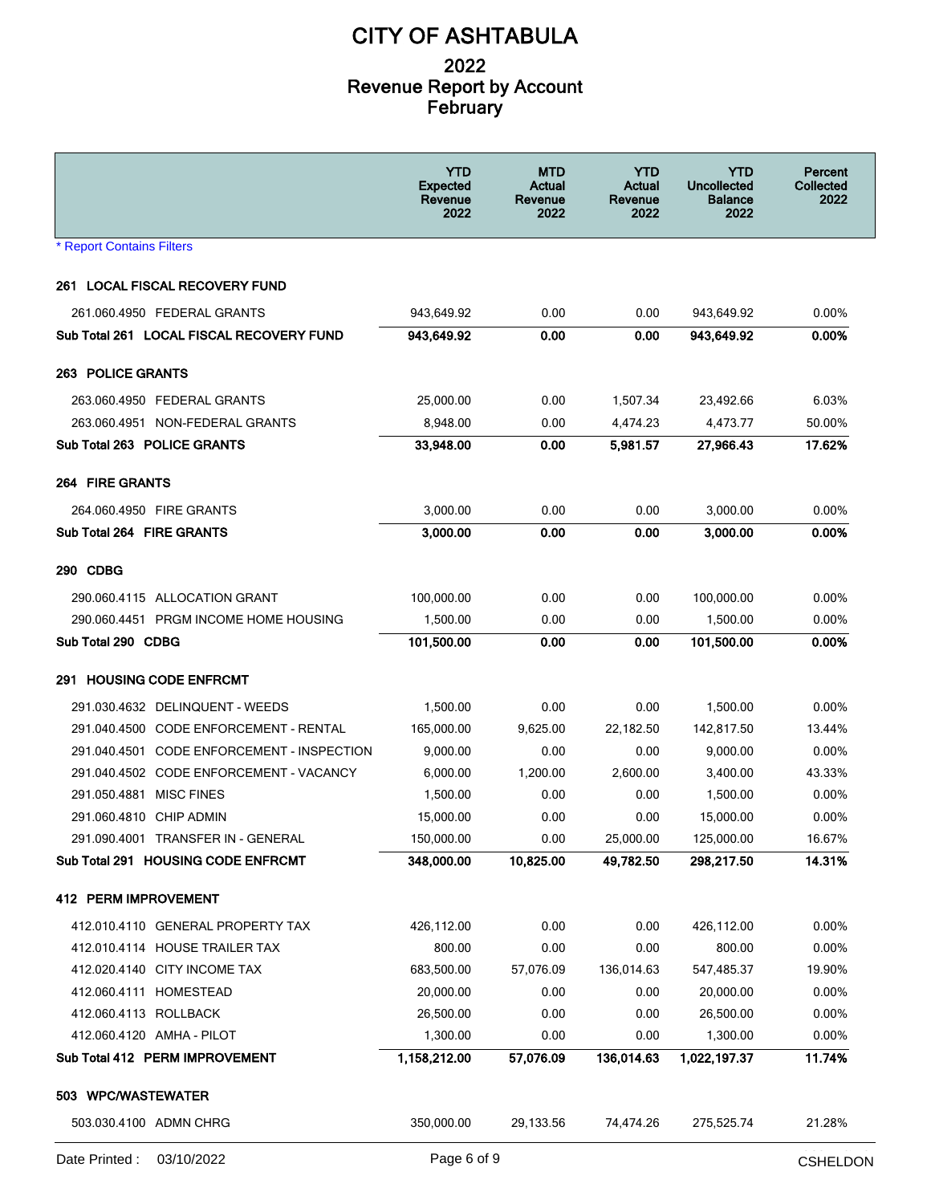# CITY OF ASHTABULA

## 2022
## Revenue Report by Account
## February

| | YTD Expected Revenue 2022 | MTD Actual Revenue 2022 | YTD Actual Revenue 2022 | YTD Uncollected Balance 2022 | Percent Collected 2022 |
|---|---|---|---|---|---|
| * Report Contains Filters | | | | | |
| **261 LOCAL FISCAL RECOVERY FUND** | | | | | |
| 261.060.4950 FEDERAL GRANTS | 943,649.92 | 0.00 | 0.00 | 943,649.92 | 0.00% |
| **Sub Total 261 LOCAL FISCAL RECOVERY FUND** | **943,649.92** | **0.00** | **0.00** | **943,649.92** | **0.00%** |
| **263 POLICE GRANTS** | | | | | |
| 263.060.4950 FEDERAL GRANTS | 25,000.00 | 0.00 | 1,507.34 | 23,492.66 | 6.03% |
| 263.060.4951 NON-FEDERAL GRANTS | 8,948.00 | 0.00 | 4,474.23 | 4,473.77 | 50.00% |
| **Sub Total 263 POLICE GRANTS** | **33,948.00** | **0.00** | **5,981.57** | **27,966.43** | **17.62%** |
| **264 FIRE GRANTS** | | | | | |
| 264.060.4950 FIRE GRANTS | 3,000.00 | 0.00 | 0.00 | 3,000.00 | 0.00% |
| **Sub Total 264 FIRE GRANTS** | **3,000.00** | **0.00** | **0.00** | **3,000.00** | **0.00%** |
| **290 CDBG** | | | | | |
| 290.060.4115 ALLOCATION GRANT | 100,000.00 | 0.00 | 0.00 | 100,000.00 | 0.00% |
| 290.060.4451 PRGM INCOME HOME HOUSING | 1,500.00 | 0.00 | 0.00 | 1,500.00 | 0.00% |
| **Sub Total 290 CDBG** | **101,500.00** | **0.00** | **0.00** | **101,500.00** | **0.00%** |
| **291 HOUSING CODE ENFRCMT** | | | | | |
| 291.030.4632 DELINQUENT - WEEDS | 1,500.00 | 0.00 | 0.00 | 1,500.00 | 0.00% |
| 291.040.4500 CODE ENFORCEMENT - RENTAL | 165,000.00 | 9,625.00 | 22,182.50 | 142,817.50 | 13.44% |
| 291.040.4501 CODE ENFORCEMENT - INSPECTION | 9,000.00 | 0.00 | 0.00 | 9,000.00 | 0.00% |
| 291.040.4502 CODE ENFORCEMENT - VACANCY | 6,000.00 | 1,200.00 | 2,600.00 | 3,400.00 | 43.33% |
| 291.050.4881 MISC FINES | 1,500.00 | 0.00 | 0.00 | 1,500.00 | 0.00% |
| 291.060.4810 CHIP ADMIN | 15,000.00 | 0.00 | 0.00 | 15,000.00 | 0.00% |
| 291.090.4001 TRANSFER IN - GENERAL | 150,000.00 | 0.00 | 25,000.00 | 125,000.00 | 16.67% |
| **Sub Total 291 HOUSING CODE ENFRCMT** | **348,000.00** | **10,825.00** | **49,782.50** | **298,217.50** | **14.31%** |
| **412 PERM IMPROVEMENT** | | | | | |
| 412.010.4110 GENERAL PROPERTY TAX | 426,112.00 | 0.00 | 0.00 | 426,112.00 | 0.00% |
| 412.010.4114 HOUSE TRAILER TAX | 800.00 | 0.00 | 0.00 | 800.00 | 0.00% |
| 412.020.4140 CITY INCOME TAX | 683,500.00 | 57,076.09 | 136,014.63 | 547,485.37 | 19.90% |
| 412.060.4111 HOMESTEAD | 20,000.00 | 0.00 | 0.00 | 20,000.00 | 0.00% |
| 412.060.4113 ROLLBACK | 26,500.00 | 0.00 | 0.00 | 26,500.00 | 0.00% |
| 412.060.4120 AMHA - PILOT | 1,300.00 | 0.00 | 0.00 | 1,300.00 | 0.00% |
| **Sub Total 412 PERM IMPROVEMENT** | **1,158,212.00** | **57,076.09** | **136,014.63** | **1,022,197.37** | **11.74%** |
| **503 WPC/WASTEWATER** | | | | | |
| 503.030.4100 ADMN CHRG | 350,000.00 | 29,133.56 | 74,474.26 | 275,525.74 | 21.28% |

Date Printed : 03/10/2022 CSHELDON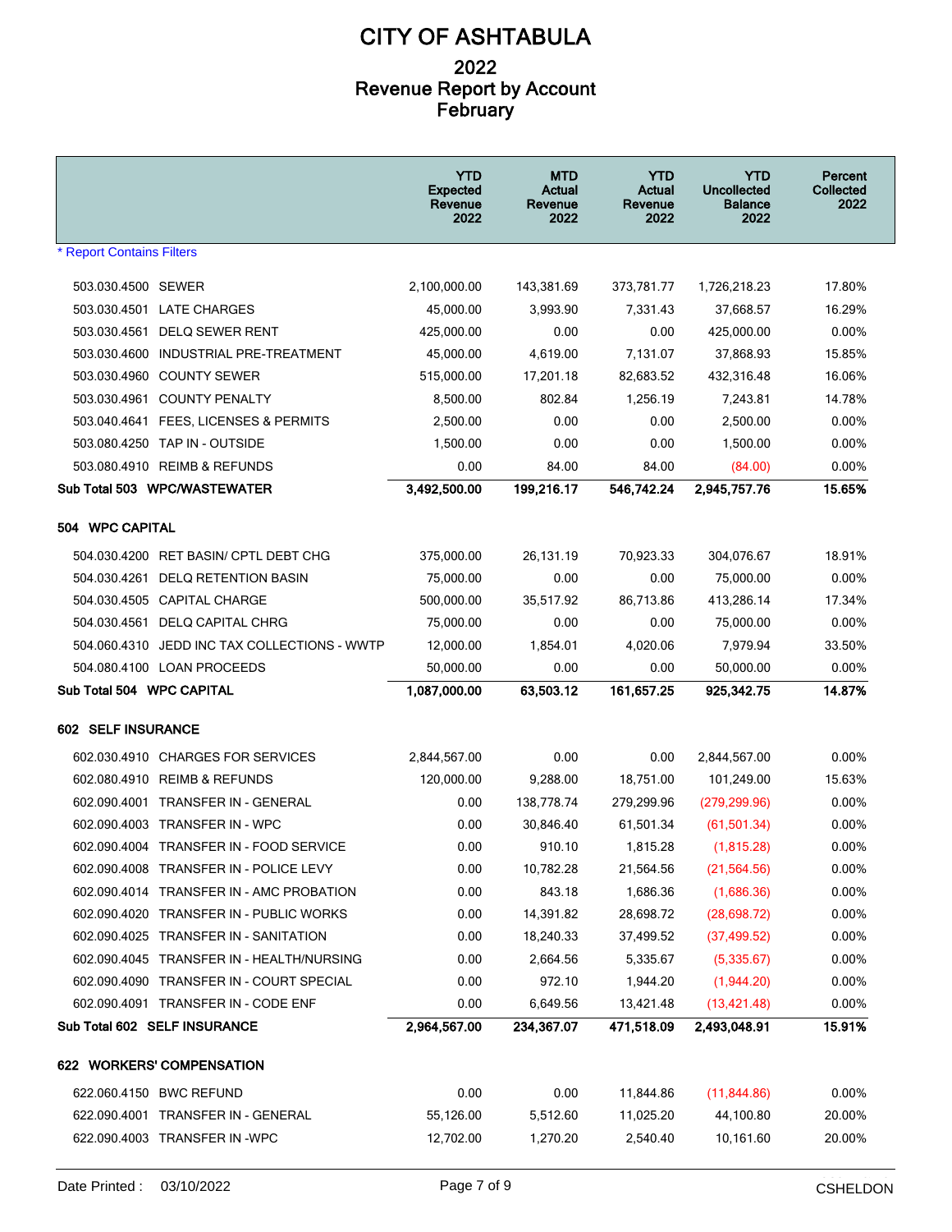# CITY OF ASHTABULA

## 2022
## Revenue Report by Account
## February

| | YTD Expected Revenue 2022 | MTD Actual Revenue 2022 | YTD Actual Revenue 2022 | YTD Uncollected Balance 2022 | Percent Collected 2022 |
|---|---|---|---|---|---|
| * Report Contains Filters | | | | | |
| 503.030.4500 SEWER | 2,100,000.00 | 143,381.69 | 373,781.77 | 1,726,218.23 | 17.80% |
| 503.030.4501 LATE CHARGES | 45,000.00 | 3,993.90 | 7,331.43 | 37,668.57 | 16.29% |
| 503.030.4561 DELQ SEWER RENT | 425,000.00 | 0.00 | 0.00 | 425,000.00 | 0.00% |
| 503.030.4600 INDUSTRIAL PRE-TREATMENT | 45,000.00 | 4,619.00 | 7,131.07 | 37,868.93 | 15.85% |
| 503.030.4960 COUNTY SEWER | 515,000.00 | 17,201.18 | 82,683.52 | 432,316.48 | 16.06% |
| 503.030.4961 COUNTY PENALTY | 8,500.00 | 802.84 | 1,256.19 | 7,243.81 | 14.78% |
| 503.040.4641 FEES, LICENSES & PERMITS | 2,500.00 | 0.00 | 0.00 | 2,500.00 | 0.00% |
| 503.080.4250 TAP IN - OUTSIDE | 1,500.00 | 0.00 | 0.00 | 1,500.00 | 0.00% |
| 503.080.4910 REIMB & REFUNDS | 0.00 | 84.00 | 84.00 | (84.00) | 0.00% |
| **Sub Total 503 WPC/WASTEWATER** | **3,492,500.00** | **199,216.17** | **546,742.24** | **2,945,757.76** | **15.65%** |
| **504 WPC CAPITAL** | | | | | |
| 504.030.4200 RET BASIN/ CPTL DEBT CHG | 375,000.00 | 26,131.19 | 70,923.33 | 304,076.67 | 18.91% |
| 504.030.4261 DELQ RETENTION BASIN | 75,000.00 | 0.00 | 0.00 | 75,000.00 | 0.00% |
| 504.030.4505 CAPITAL CHARGE | 500,000.00 | 35,517.92 | 86,713.86 | 413,286.14 | 17.34% |
| 504.030.4561 DELQ CAPITAL CHRG | 75,000.00 | 0.00 | 0.00 | 75,000.00 | 0.00% |
| 504.060.4310 JEDD INC TAX COLLECTIONS - WWTP | 12,000.00 | 1,854.01 | 4,020.06 | 7,979.94 | 33.50% |
| 504.080.4100 LOAN PROCEEDS | 50,000.00 | 0.00 | 0.00 | 50,000.00 | 0.00% |
| **Sub Total 504 WPC CAPITAL** | **1,087,000.00** | **63,503.12** | **161,657.25** | **925,342.75** | **14.87%** |
| **602 SELF INSURANCE** | | | | | |
| 602.030.4910 CHARGES FOR SERVICES | 2,844,567.00 | 0.00 | 0.00 | 2,844,567.00 | 0.00% |
| 602.080.4910 REIMB & REFUNDS | 120,000.00 | 9,288.00 | 18,751.00 | 101,249.00 | 15.63% |
| 602.090.4001 TRANSFER IN - GENERAL | 0.00 | 138,778.74 | 279,299.96 | (279,299.96) | 0.00% |
| 602.090.4003 TRANSFER IN - WPC | 0.00 | 30,846.40 | 61,501.34 | (61,501.34) | 0.00% |
| 602.090.4004 TRANSFER IN - FOOD SERVICE | 0.00 | 910.10 | 1,815.28 | (1,815.28) | 0.00% |
| 602.090.4008 TRANSFER IN - POLICE LEVY | 0.00 | 10,782.28 | 21,564.56 | (21,564.56) | 0.00% |
| 602.090.4014 TRANSFER IN - AMC PROBATION | 0.00 | 843.18 | 1,686.36 | (1,686.36) | 0.00% |
| 602.090.4020 TRANSFER IN - PUBLIC WORKS | 0.00 | 14,391.82 | 28,698.72 | (28,698.72) | 0.00% |
| 602.090.4025 TRANSFER IN - SANITATION | 0.00 | 18,240.33 | 37,499.52 | (37,499.52) | 0.00% |
| 602.090.4045 TRANSFER IN - HEALTH/NURSING | 0.00 | 2,664.56 | 5,335.67 | (5,335.67) | 0.00% |
| 602.090.4090 TRANSFER IN - COURT SPECIAL | 0.00 | 972.10 | 1,944.20 | (1,944.20) | 0.00% |
| 602.090.4091 TRANSFER IN - CODE ENF | 0.00 | 6,649.56 | 13,421.48 | (13,421.48) | 0.00% |
| **Sub Total 602 SELF INSURANCE** | **2,964,567.00** | **234,367.07** | **471,518.09** | **2,493,048.91** | **15.91%** |
| **622 WORKERS' COMPENSATION** | | | | | |
| 622.060.4150 BWC REFUND | 0.00 | 0.00 | 11,844.86 | (11,844.86) | 0.00% |
| 622.090.4001 TRANSFER IN - GENERAL | 55,126.00 | 5,512.60 | 11,025.20 | 44,100.80 | 20.00% |
| 622.090.4003 TRANSFER IN -WPC | 12,702.00 | 1,270.20 | 2,540.40 | 10,161.60 | 20.00% |

Date Printed : 03/10/2022 CSHELDON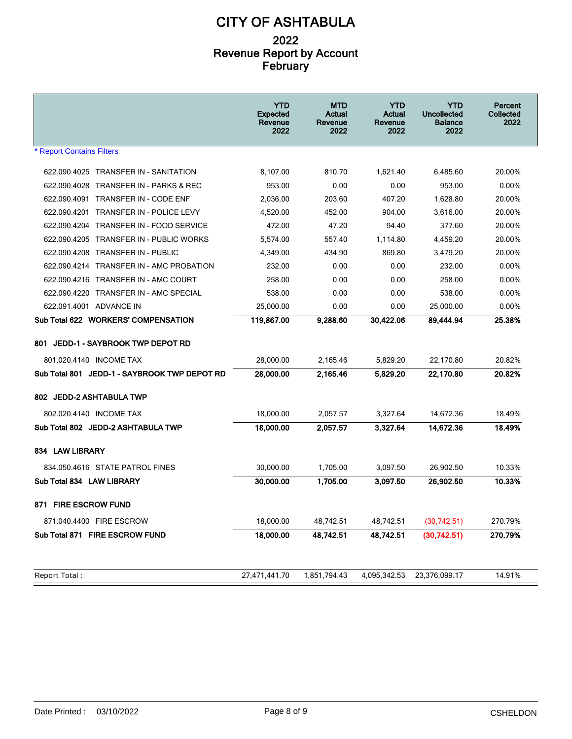# CITY OF ASHTABULA

## 2022
## Revenue Report by Account
## February

| | YTD Expected Revenue 2022 | MTD Actual Revenue 2022 | YTD Actual Revenue 2022 | YTD Uncollected Balance 2022 | Percent Collected 2022 |
|---|---|---|---|---|---|
| * Report Contains Filters | | | | | |
| 622.090.4025 TRANSFER IN - SANITATION | 8,107.00 | 810.70 | 1,621.40 | 6,485.60 | 20.00% |
| 622.090.4028 TRANSFER IN - PARKS & REC | 953.00 | 0.00 | 0.00 | 953.00 | 0.00% |
| 622.090.4091 TRANSFER IN - CODE ENF | 2,036.00 | 203.60 | 407.20 | 1,628.80 | 20.00% |
| 622.090.4201 TRANSFER IN - POLICE LEVY | 4,520.00 | 452.00 | 904.00 | 3,616.00 | 20.00% |
| 622.090.4204 TRANSFER IN - FOOD SERVICE | 472.00 | 47.20 | 94.40 | 377.60 | 20.00% |
| 622.090.4205 TRANSFER IN - PUBLIC WORKS | 5,574.00 | 557.40 | 1,114.80 | 4,459.20 | 20.00% |
| 622.090.4208 TRANSFER IN - PUBLIC | 4,349.00 | 434.90 | 869.80 | 3,479.20 | 20.00% |
| 622.090.4214 TRANSFER IN - AMC PROBATION | 232.00 | 0.00 | 0.00 | 232.00 | 0.00% |
| 622.090.4216 TRANSFER IN - AMC COURT | 258.00 | 0.00 | 0.00 | 258.00 | 0.00% |
| 622.090.4220 TRANSFER IN - AMC SPECIAL | 538.00 | 0.00 | 0.00 | 538.00 | 0.00% |
| 622.091.4001 ADVANCE IN | 25,000.00 | 0.00 | 0.00 | 25,000.00 | 0.00% |
| **Sub Total 622 WORKERS' COMPENSATION** | **119,867.00** | **9,288.60** | **30,422.06** | **89,444.94** | **25.38%** |
| **801 JEDD-1 - SAYBROOK TWP DEPOT RD** | | | | | |
| 801.020.4140 INCOME TAX | 28,000.00 | 2,165.46 | 5,829.20 | 22,170.80 | 20.82% |
| **Sub Total 801 JEDD-1 - SAYBROOK TWP DEPOT RD** | **28,000.00** | **2,165.46** | **5,829.20** | **22,170.80** | **20.82%** |
| **802 JEDD-2 ASHTABULA TWP** | | | | | |
| 802.020.4140 INCOME TAX | 18,000.00 | 2,057.57 | 3,327.64 | 14,672.36 | 18.49% |
| **Sub Total 802 JEDD-2 ASHTABULA TWP** | **18,000.00** | **2,057.57** | **3,327.64** | **14,672.36** | **18.49%** |
| **834 LAW LIBRARY** | | | | | |
| 834.050.4616 STATE PATROL FINES | 30,000.00 | 1,705.00 | 3,097.50 | 26,902.50 | 10.33% |
| **Sub Total 834 LAW LIBRARY** | **30,000.00** | **1,705.00** | **3,097.50** | **26,902.50** | **10.33%** |
| **871 FIRE ESCROW FUND** | | | | | |
| 871.040.4400 FIRE ESCROW | 18,000.00 | 48,742.51 | 48,742.51 | (30,742.51) | 270.79% |
| **Sub Total 871 FIRE ESCROW FUND** | **18,000.00** | **48,742.51** | **48,742.51** | **(30,742.51)** | **270.79%** |
| Report Total : | 27,471,441.70 | 1,851,794.43 | 4,095,342.53 | 23,376,099.17 | 14.91% |

Date Printed : 03/10/2022 CSHELDON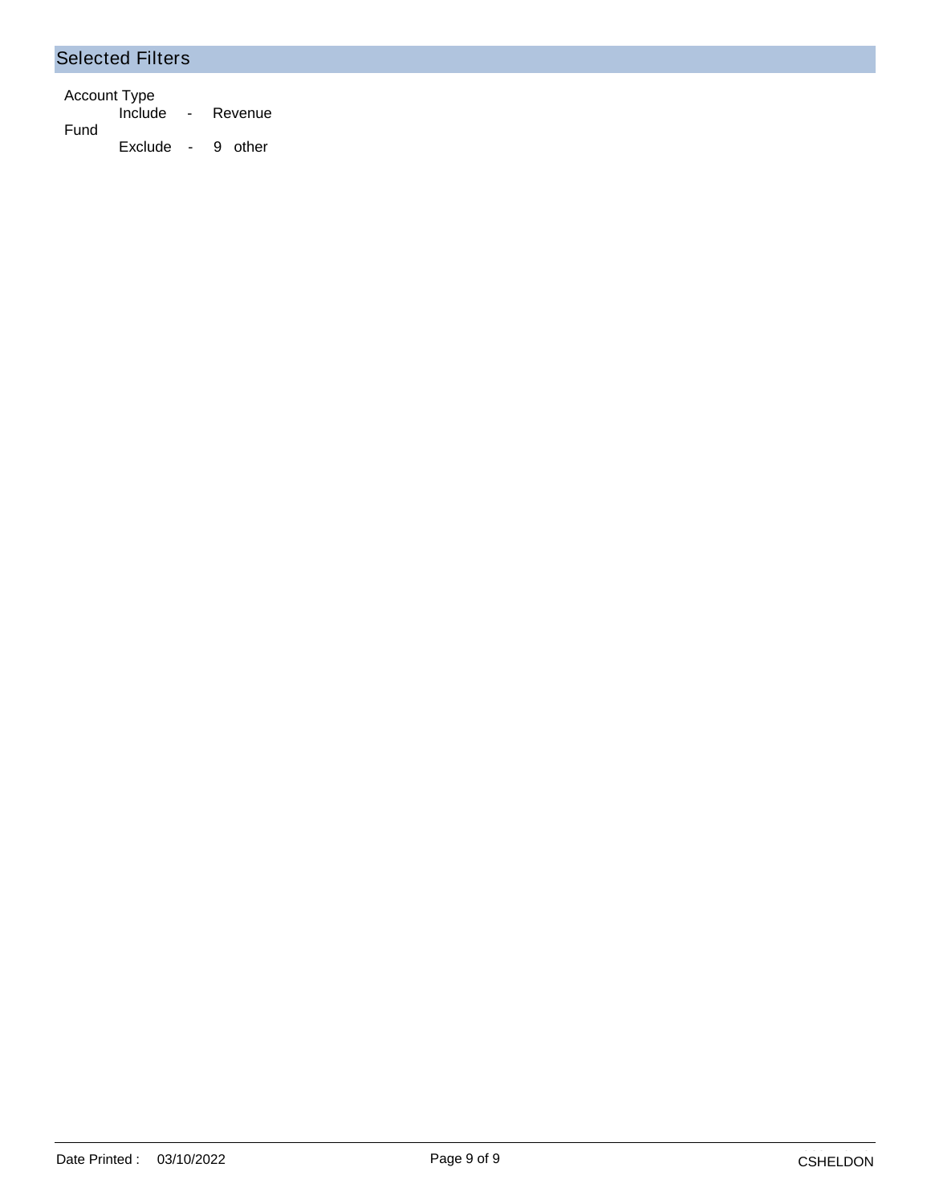## Selected Filters

Account Type
- Include - Revenue

Fund
- Exclude - 9 other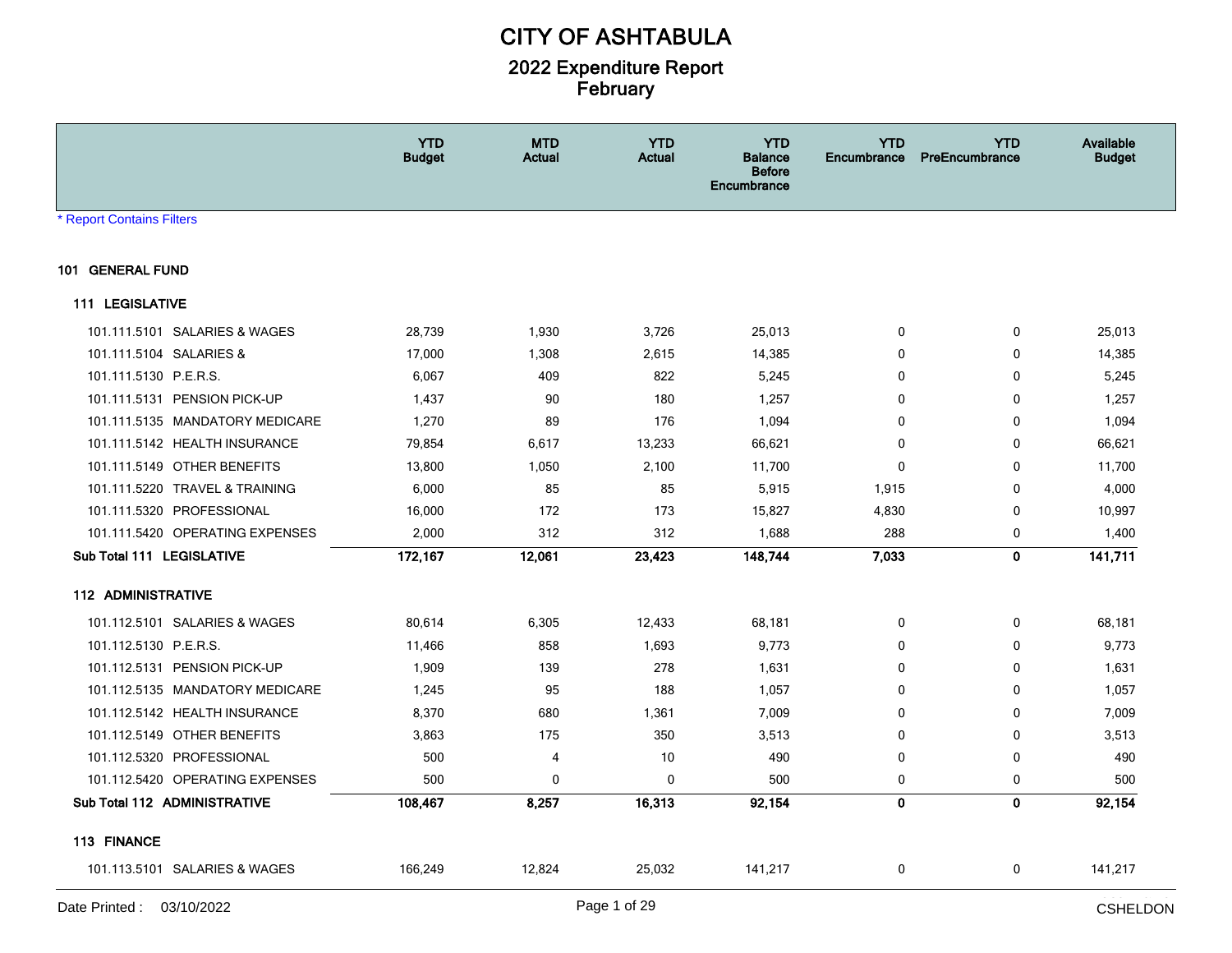# CITY OF ASHTABULA

## 2022 Expenditure Report
## February

| | YTD Budget | MTD Actual | YTD Actual | YTD Balance Before Encumbrance | YTD Encumbrance | YTD PreEncumbrance | Available Budget |
|---|---|---|---|---|---|---|---|
| * Report Contains Filters | | | | | | | |
| **101 GENERAL FUND** | | | | | | | |
| **111 LEGISLATIVE** | | | | | | | |
| 101.111.5101 SALARIES & WAGES | 28,739 | 1,930 | 3,726 | 25,013 | 0 | 0 | 25,013 |
| 101.111.5104 SALARIES & | 17,000 | 1,308 | 2,615 | 14,385 | 0 | 0 | 14,385 |
| 101.111.5130 P.E.R.S. | 6,067 | 409 | 822 | 5,245 | 0 | 0 | 5,245 |
| 101.111.5131 PENSION PICK-UP | 1,437 | 90 | 180 | 1,257 | 0 | 0 | 1,257 |
| 101.111.5135 MANDATORY MEDICARE | 1,270 | 89 | 176 | 1,094 | 0 | 0 | 1,094 |
| 101.111.5142 HEALTH INSURANCE | 79,854 | 6,617 | 13,233 | 66,621 | 0 | 0 | 66,621 |
| 101.111.5149 OTHER BENEFITS | 13,800 | 1,050 | 2,100 | 11,700 | 0 | 0 | 11,700 |
| 101.111.5220 TRAVEL & TRAINING | 6,000 | 85 | 85 | 5,915 | 1,915 | 0 | 4,000 |
| 101.111.5320 PROFESSIONAL | 16,000 | 172 | 173 | 15,827 | 4,830 | 0 | 10,997 |
| 101.111.5420 OPERATING EXPENSES | 2,000 | 312 | 312 | 1,688 | 288 | 0 | 1,400 |
| **Sub Total 111 LEGISLATIVE** | **172,167** | **12,061** | **23,423** | **148,744** | **7,033** | **0** | **141,711** |
| **112 ADMINISTRATIVE** | | | | | | | |
| 101.112.5101 SALARIES & WAGES | 80,614 | 6,305 | 12,433 | 68,181 | 0 | 0 | 68,181 |
| 101.112.5130 P.E.R.S. | 11,466 | 858 | 1,693 | 9,773 | 0 | 0 | 9,773 |
| 101.112.5131 PENSION PICK-UP | 1,909 | 139 | 278 | 1,631 | 0 | 0 | 1,631 |
| 101.112.5135 MANDATORY MEDICARE | 1,245 | 95 | 188 | 1,057 | 0 | 0 | 1,057 |
| 101.112.5142 HEALTH INSURANCE | 8,370 | 680 | 1,361 | 7,009 | 0 | 0 | 7,009 |
| 101.112.5149 OTHER BENEFITS | 3,863 | 175 | 350 | 3,513 | 0 | 0 | 3,513 |
| 101.112.5320 PROFESSIONAL | 500 | 4 | 10 | 490 | 0 | 0 | 490 |
| 101.112.5420 OPERATING EXPENSES | 500 | 0 | 0 | 500 | 0 | 0 | 500 |
| **Sub Total 112 ADMINISTRATIVE** | **108,467** | **8,257** | **16,313** | **92,154** | **0** | **0** | **92,154** |
| **113 FINANCE** | | | | | | | |
| 101.113.5101 SALARIES & WAGES | 166,249 | 12,824 | 25,032 | 141,217 | 0 | 0 | 141,217 |

Date Printed : 03/10/2022 CSHELDON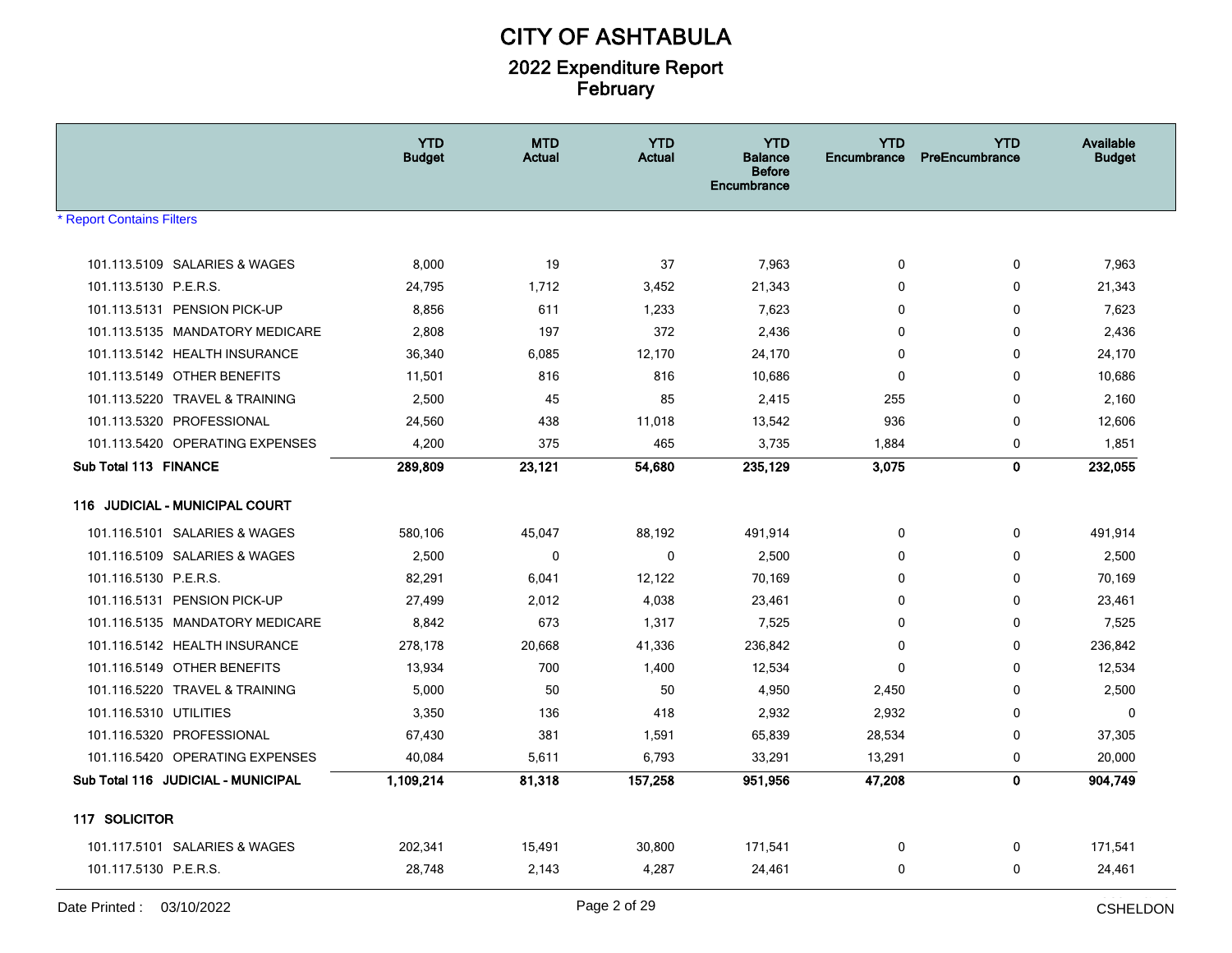# CITY OF ASHTABULA

## 2022 Expenditure Report
## February

| | YTD Budget | MTD Actual | YTD Actual | YTD Balance Before Encumbrance | YTD Encumbrance | YTD PreEncumbrance | Available Budget |
|---|---|---|---|---|---|---|---|
| * Report Contains Filters | | | | | | | |
| 101.113.5109 SALARIES & WAGES | 8,000 | 19 | 37 | 7,963 | 0 | 0 | 7,963 |
| 101.113.5130 P.E.R.S. | 24,795 | 1,712 | 3,452 | 21,343 | 0 | 0 | 21,343 |
| 101.113.5131 PENSION PICK-UP | 8,856 | 611 | 1,233 | 7,623 | 0 | 0 | 7,623 |
| 101.113.5135 MANDATORY MEDICARE | 2,808 | 197 | 372 | 2,436 | 0 | 0 | 2,436 |
| 101.113.5142 HEALTH INSURANCE | 36,340 | 6,085 | 12,170 | 24,170 | 0 | 0 | 24,170 |
| 101.113.5149 OTHER BENEFITS | 11,501 | 816 | 816 | 10,686 | 0 | 0 | 10,686 |
| 101.113.5220 TRAVEL & TRAINING | 2,500 | 45 | 85 | 2,415 | 255 | 0 | 2,160 |
| 101.113.5320 PROFESSIONAL | 24,560 | 438 | 11,018 | 13,542 | 936 | 0 | 12,606 |
| 101.113.5420 OPERATING EXPENSES | 4,200 | 375 | 465 | 3,735 | 1,884 | 0 | 1,851 |
| **Sub Total 113 FINANCE** | **289,809** | **23,121** | **54,680** | **235,129** | **3,075** | **0** | **232,055** |
| **116 JUDICIAL - MUNICIPAL COURT** | | | | | | | |
| 101.116.5101 SALARIES & WAGES | 580,106 | 45,047 | 88,192 | 491,914 | 0 | 0 | 491,914 |
| 101.116.5109 SALARIES & WAGES | 2,500 | 0 | 0 | 2,500 | 0 | 0 | 2,500 |
| 101.116.5130 P.E.R.S. | 82,291 | 6,041 | 12,122 | 70,169 | 0 | 0 | 70,169 |
| 101.116.5131 PENSION PICK-UP | 27,499 | 2,012 | 4,038 | 23,461 | 0 | 0 | 23,461 |
| 101.116.5135 MANDATORY MEDICARE | 8,842 | 673 | 1,317 | 7,525 | 0 | 0 | 7,525 |
| 101.116.5142 HEALTH INSURANCE | 278,178 | 20,668 | 41,336 | 236,842 | 0 | 0 | 236,842 |
| 101.116.5149 OTHER BENEFITS | 13,934 | 700 | 1,400 | 12,534 | 0 | 0 | 12,534 |
| 101.116.5220 TRAVEL & TRAINING | 5,000 | 50 | 50 | 4,950 | 2,450 | 0 | 2,500 |
| 101.116.5310 UTILITIES | 3,350 | 136 | 418 | 2,932 | 2,932 | 0 | 0 |
| 101.116.5320 PROFESSIONAL | 67,430 | 381 | 1,591 | 65,839 | 28,534 | 0 | 37,305 |
| 101.116.5420 OPERATING EXPENSES | 40,084 | 5,611 | 6,793 | 33,291 | 13,291 | 0 | 20,000 |
| **Sub Total 116 JUDICIAL - MUNICIPAL** | **1,109,214** | **81,318** | **157,258** | **951,956** | **47,208** | **0** | **904,749** |
| **117 SOLICITOR** | | | | | | | |
| 101.117.5101 SALARIES & WAGES | 202,341 | 15,491 | 30,800 | 171,541 | 0 | 0 | 171,541 |
| 101.117.5130 P.E.R.S. | 28,748 | 2,143 | 4,287 | 24,461 | 0 | 0 | 24,461 |

Date Printed : 03/10/2022 CSHELDON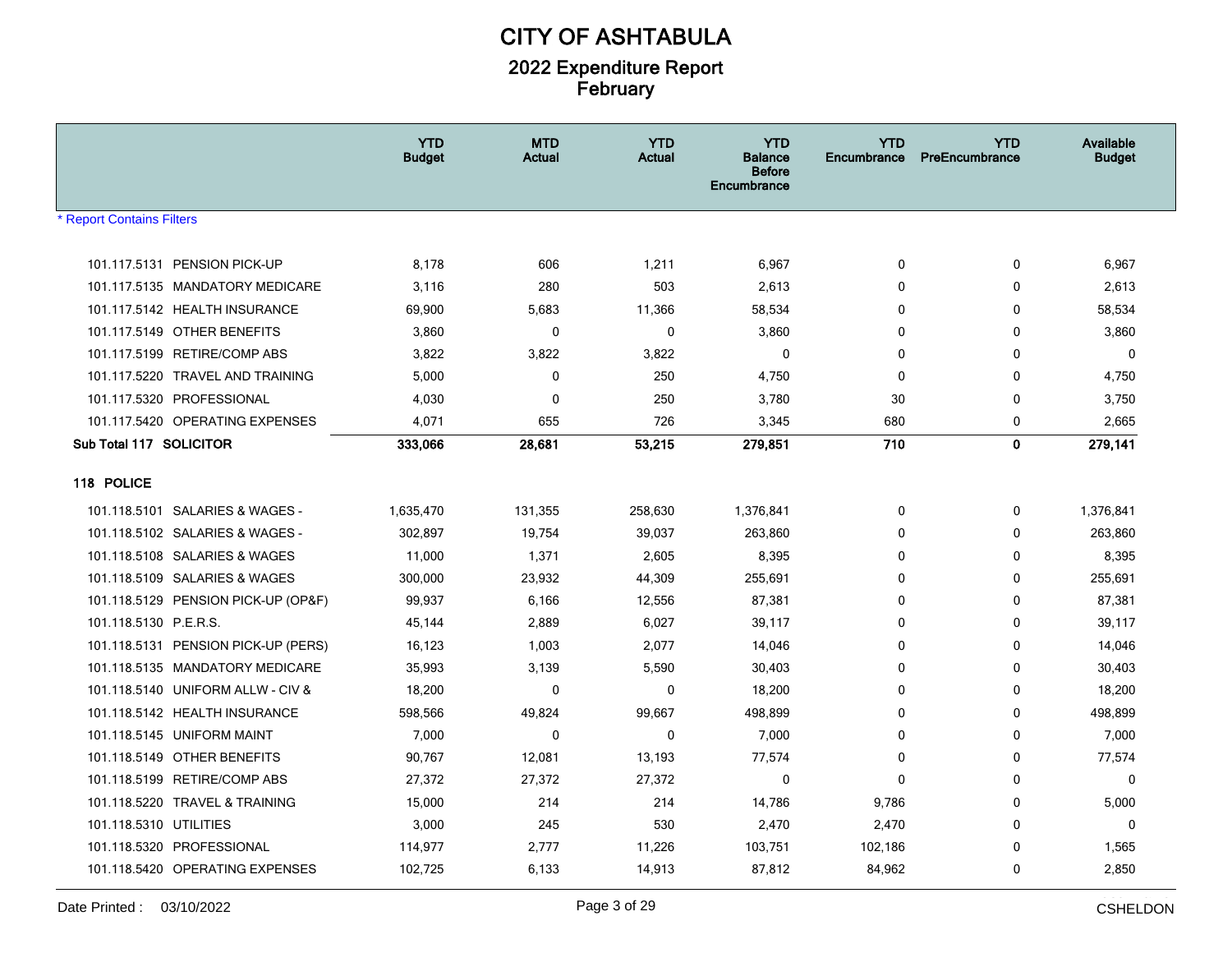# CITY OF ASHTABULA

## 2022 Expenditure Report
## February

* Report Contains Filters

| | YTD Budget | MTD Actual | YTD Actual | YTD Balance Before Encumbrance | YTD Encumbrance | YTD PreEncumbrance | Available Budget |
|---|---|---|---|---|---|---|---|
| 101.117.5131 PENSION PICK-UP | 8,178 | 606 | 1,211 | 6,967 | 0 | 0 | 6,967 |
| 101.117.5135 MANDATORY MEDICARE | 3,116 | 280 | 503 | 2,613 | 0 | 0 | 2,613 |
| 101.117.5142 HEALTH INSURANCE | 69,900 | 5,683 | 11,366 | 58,534 | 0 | 0 | 58,534 |
| 101.117.5149 OTHER BENEFITS | 3,860 | 0 | 0 | 3,860 | 0 | 0 | 3,860 |
| 101.117.5199 RETIRE/COMP ABS | 3,822 | 3,822 | 3,822 | 0 | 0 | 0 | 0 |
| 101.117.5220 TRAVEL AND TRAINING | 5,000 | 0 | 250 | 4,750 | 0 | 0 | 4,750 |
| 101.117.5320 PROFESSIONAL | 4,030 | 0 | 250 | 3,780 | 30 | 0 | 3,750 |
| 101.117.5420 OPERATING EXPENSES | 4,071 | 655 | 726 | 3,345 | 680 | 0 | 2,665 |
| **Sub Total 117 SOLICITOR** | **333,066** | **28,681** | **53,215** | **279,851** | **710** | **0** | **279,141** |
| **118 POLICE** | | | | | | | |
| 101.118.5101 SALARIES & WAGES - | 1,635,470 | 131,355 | 258,630 | 1,376,841 | 0 | 0 | 1,376,841 |
| 101.118.5102 SALARIES & WAGES - | 302,897 | 19,754 | 39,037 | 263,860 | 0 | 0 | 263,860 |
| 101.118.5108 SALARIES & WAGES | 11,000 | 1,371 | 2,605 | 8,395 | 0 | 0 | 8,395 |
| 101.118.5109 SALARIES & WAGES | 300,000 | 23,932 | 44,309 | 255,691 | 0 | 0 | 255,691 |
| 101.118.5129 PENSION PICK-UP (OP&F) | 99,937 | 6,166 | 12,556 | 87,381 | 0 | 0 | 87,381 |
| 101.118.5130 P.E.R.S. | 45,144 | 2,889 | 6,027 | 39,117 | 0 | 0 | 39,117 |
| 101.118.5131 PENSION PICK-UP (PERS) | 16,123 | 1,003 | 2,077 | 14,046 | 0 | 0 | 14,046 |
| 101.118.5135 MANDATORY MEDICARE | 35,993 | 3,139 | 5,590 | 30,403 | 0 | 0 | 30,403 |
| 101.118.5140 UNIFORM ALLW - CIV & | 18,200 | 0 | 0 | 18,200 | 0 | 0 | 18,200 |
| 101.118.5142 HEALTH INSURANCE | 598,566 | 49,824 | 99,667 | 498,899 | 0 | 0 | 498,899 |
| 101.118.5145 UNIFORM MAINT | 7,000 | 0 | 0 | 7,000 | 0 | 0 | 7,000 |
| 101.118.5149 OTHER BENEFITS | 90,767 | 12,081 | 13,193 | 77,574 | 0 | 0 | 77,574 |
| 101.118.5199 RETIRE/COMP ABS | 27,372 | 27,372 | 27,372 | 0 | 0 | 0 | 0 |
| 101.118.5220 TRAVEL & TRAINING | 15,000 | 214 | 214 | 14,786 | 9,786 | 0 | 5,000 |
| 101.118.5310 UTILITIES | 3,000 | 245 | 530 | 2,470 | 2,470 | 0 | 0 |
| 101.118.5320 PROFESSIONAL | 114,977 | 2,777 | 11,226 | 103,751 | 102,186 | 0 | 1,565 |
| 101.118.5420 OPERATING EXPENSES | 102,725 | 6,133 | 14,913 | 87,812 | 84,962 | 0 | 2,850 |

Date Printed : 03/10/2022 CSHELDON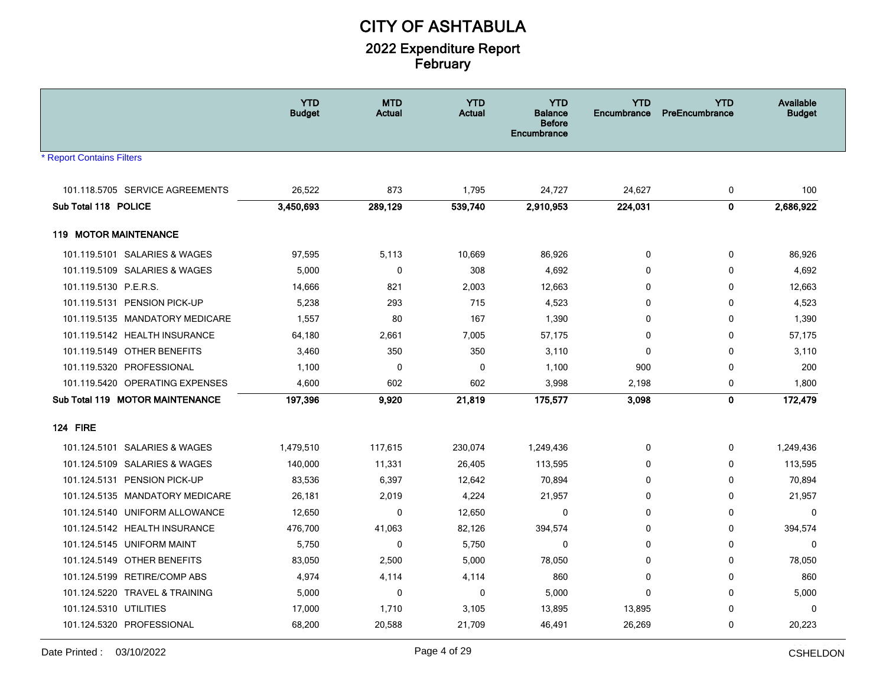# CITY OF ASHTABULA

## 2022 Expenditure Report
## February

* Report Contains Filters

| | YTD Budget | MTD Actual | YTD Actual | YTD Balance Before Encumbrance | YTD Encumbrance | YTD PreEncumbrance | Available Budget |
|---|---|---|---|---|---|---|---|
| 101.118.5705 SERVICE AGREEMENTS | 26,522 | 873 | 1,795 | 24,727 | 24,627 | 0 | 100 |
| **Sub Total 118 POLICE** | **3,450,693** | **289,129** | **539,740** | **2,910,953** | **224,031** | **0** | **2,686,922** |
| **119 MOTOR MAINTENANCE** | | | | | | | |
| 101.119.5101 SALARIES & WAGES | 97,595 | 5,113 | 10,669 | 86,926 | 0 | 0 | 86,926 |
| 101.119.5109 SALARIES & WAGES | 5,000 | 0 | 308 | 4,692 | 0 | 0 | 4,692 |
| 101.119.5130 P.E.R.S. | 14,666 | 821 | 2,003 | 12,663 | 0 | 0 | 12,663 |
| 101.119.5131 PENSION PICK-UP | 5,238 | 293 | 715 | 4,523 | 0 | 0 | 4,523 |
| 101.119.5135 MANDATORY MEDICARE | 1,557 | 80 | 167 | 1,390 | 0 | 0 | 1,390 |
| 101.119.5142 HEALTH INSURANCE | 64,180 | 2,661 | 7,005 | 57,175 | 0 | 0 | 57,175 |
| 101.119.5149 OTHER BENEFITS | 3,460 | 350 | 350 | 3,110 | 0 | 0 | 3,110 |
| 101.119.5320 PROFESSIONAL | 1,100 | 0 | 0 | 1,100 | 900 | 0 | 200 |
| 101.119.5420 OPERATING EXPENSES | 4,600 | 602 | 602 | 3,998 | 2,198 | 0 | 1,800 |
| **Sub Total 119 MOTOR MAINTENANCE** | **197,396** | **9,920** | **21,819** | **175,577** | **3,098** | **0** | **172,479** |
| **124 FIRE** | | | | | | | |
| 101.124.5101 SALARIES & WAGES | 1,479,510 | 117,615 | 230,074 | 1,249,436 | 0 | 0 | 1,249,436 |
| 101.124.5109 SALARIES & WAGES | 140,000 | 11,331 | 26,405 | 113,595 | 0 | 0 | 113,595 |
| 101.124.5131 PENSION PICK-UP | 83,536 | 6,397 | 12,642 | 70,894 | 0 | 0 | 70,894 |
| 101.124.5135 MANDATORY MEDICARE | 26,181 | 2,019 | 4,224 | 21,957 | 0 | 0 | 21,957 |
| 101.124.5140 UNIFORM ALLOWANCE | 12,650 | 0 | 12,650 | 0 | 0 | 0 | 0 |
| 101.124.5142 HEALTH INSURANCE | 476,700 | 41,063 | 82,126 | 394,574 | 0 | 0 | 394,574 |
| 101.124.5145 UNIFORM MAINT | 5,750 | 0 | 5,750 | 0 | 0 | 0 | 0 |
| 101.124.5149 OTHER BENEFITS | 83,050 | 2,500 | 5,000 | 78,050 | 0 | 0 | 78,050 |
| 101.124.5199 RETIRE/COMP ABS | 4,974 | 4,114 | 4,114 | 860 | 0 | 0 | 860 |
| 101.124.5220 TRAVEL & TRAINING | 5,000 | 0 | 0 | 5,000 | 0 | 0 | 5,000 |
| 101.124.5310 UTILITIES | 17,000 | 1,710 | 3,105 | 13,895 | 13,895 | 0 | 0 |
| 101.124.5320 PROFESSIONAL | 68,200 | 20,588 | 21,709 | 46,491 | 26,269 | 0 | 20,223 |

Date Printed : 03/10/2022 CSHELDON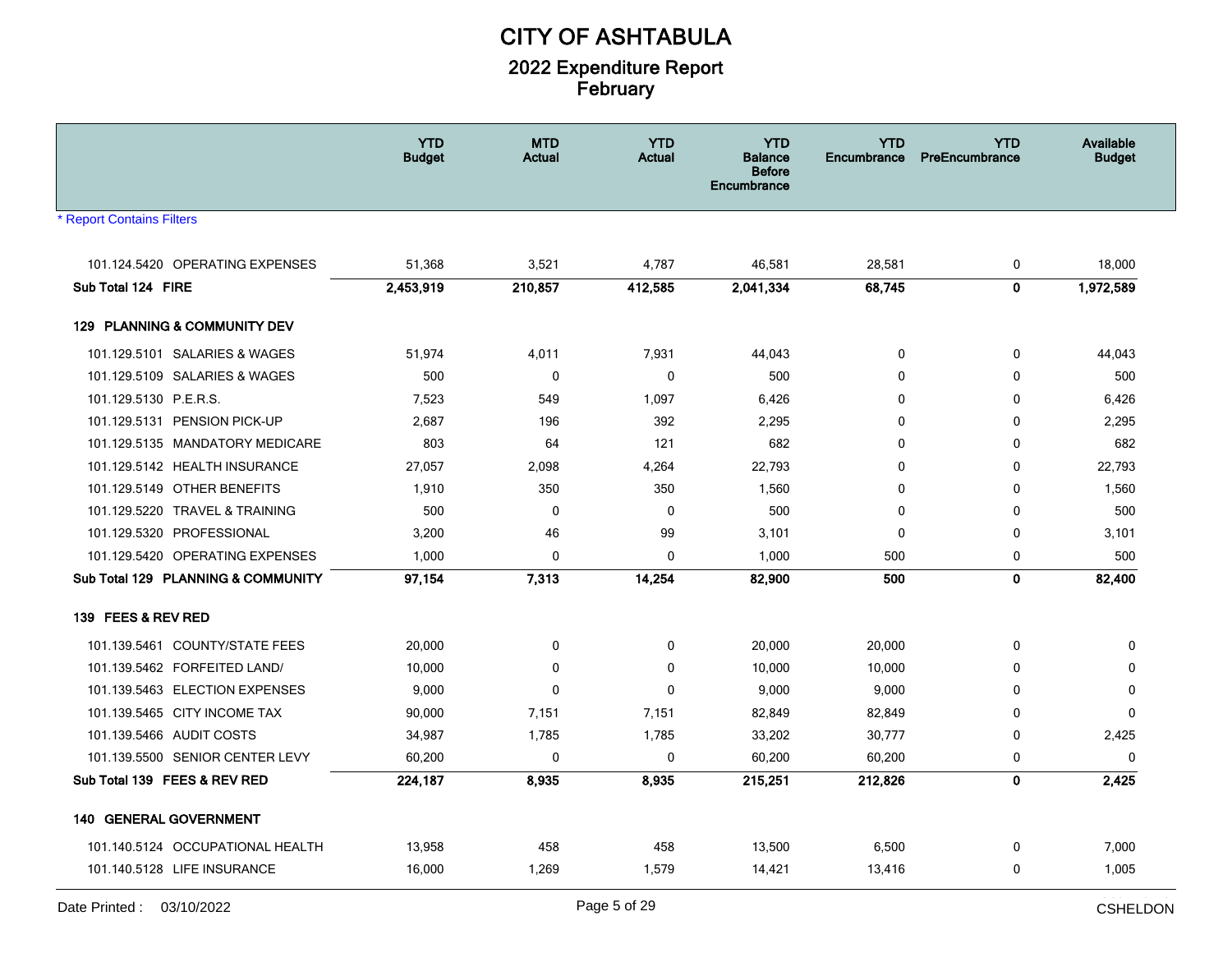# CITY OF ASHTABULA

## 2022 Expenditure Report
## February

|  | YTD Budget | MTD Actual | YTD Actual | YTD Balance Before Encumbrance | YTD Encumbrance | YTD PreEncumbrance | Available Budget |
|---|---|---|---|---|---|---|---|
| * Report Contains Filters | | | | | | | |
| 101.124.5420 OPERATING EXPENSES | 51,368 | 3,521 | 4,787 | 46,581 | 28,581 | 0 | 18,000 |
| **Sub Total 124 FIRE** | **2,453,919** | **210,857** | **412,585** | **2,041,334** | **68,745** | **0** | **1,972,589** |
| **129 PLANNING & COMMUNITY DEV** | | | | | | | |
| 101.129.5101 SALARIES & WAGES | 51,974 | 4,011 | 7,931 | 44,043 | 0 | 0 | 44,043 |
| 101.129.5109 SALARIES & WAGES | 500 | 0 | 0 | 500 | 0 | 0 | 500 |
| 101.129.5130 P.E.R.S. | 7,523 | 549 | 1,097 | 6,426 | 0 | 0 | 6,426 |
| 101.129.5131 PENSION PICK-UP | 2,687 | 196 | 392 | 2,295 | 0 | 0 | 2,295 |
| 101.129.5135 MANDATORY MEDICARE | 803 | 64 | 121 | 682 | 0 | 0 | 682 |
| 101.129.5142 HEALTH INSURANCE | 27,057 | 2,098 | 4,264 | 22,793 | 0 | 0 | 22,793 |
| 101.129.5149 OTHER BENEFITS | 1,910 | 350 | 350 | 1,560 | 0 | 0 | 1,560 |
| 101.129.5220 TRAVEL & TRAINING | 500 | 0 | 0 | 500 | 0 | 0 | 500 |
| 101.129.5320 PROFESSIONAL | 3,200 | 46 | 99 | 3,101 | 0 | 0 | 3,101 |
| 101.129.5420 OPERATING EXPENSES | 1,000 | 0 | 0 | 1,000 | 500 | 0 | 500 |
| **Sub Total 129 PLANNING & COMMUNITY** | **97,154** | **7,313** | **14,254** | **82,900** | **500** | **0** | **82,400** |
| **139 FEES & REV RED** | | | | | | | |
| 101.139.5461 COUNTY/STATE FEES | 20,000 | 0 | 0 | 20,000 | 20,000 | 0 | 0 |
| 101.139.5462 FORFEITED LAND/ | 10,000 | 0 | 0 | 10,000 | 10,000 | 0 | 0 |
| 101.139.5463 ELECTION EXPENSES | 9,000 | 0 | 0 | 9,000 | 9,000 | 0 | 0 |
| 101.139.5465 CITY INCOME TAX | 90,000 | 7,151 | 7,151 | 82,849 | 82,849 | 0 | 0 |
| 101.139.5466 AUDIT COSTS | 34,987 | 1,785 | 1,785 | 33,202 | 30,777 | 0 | 2,425 |
| 101.139.5500 SENIOR CENTER LEVY | 60,200 | 0 | 0 | 60,200 | 60,200 | 0 | 0 |
| **Sub Total 139 FEES & REV RED** | **224,187** | **8,935** | **8,935** | **215,251** | **212,826** | **0** | **2,425** |
| **140 GENERAL GOVERNMENT** | | | | | | | |
| 101.140.5124 OCCUPATIONAL HEALTH | 13,958 | 458 | 458 | 13,500 | 6,500 | 0 | 7,000 |
| 101.140.5128 LIFE INSURANCE | 16,000 | 1,269 | 1,579 | 14,421 | 13,416 | 0 | 1,005 |

Date Printed : 03/10/2022 CSHELDON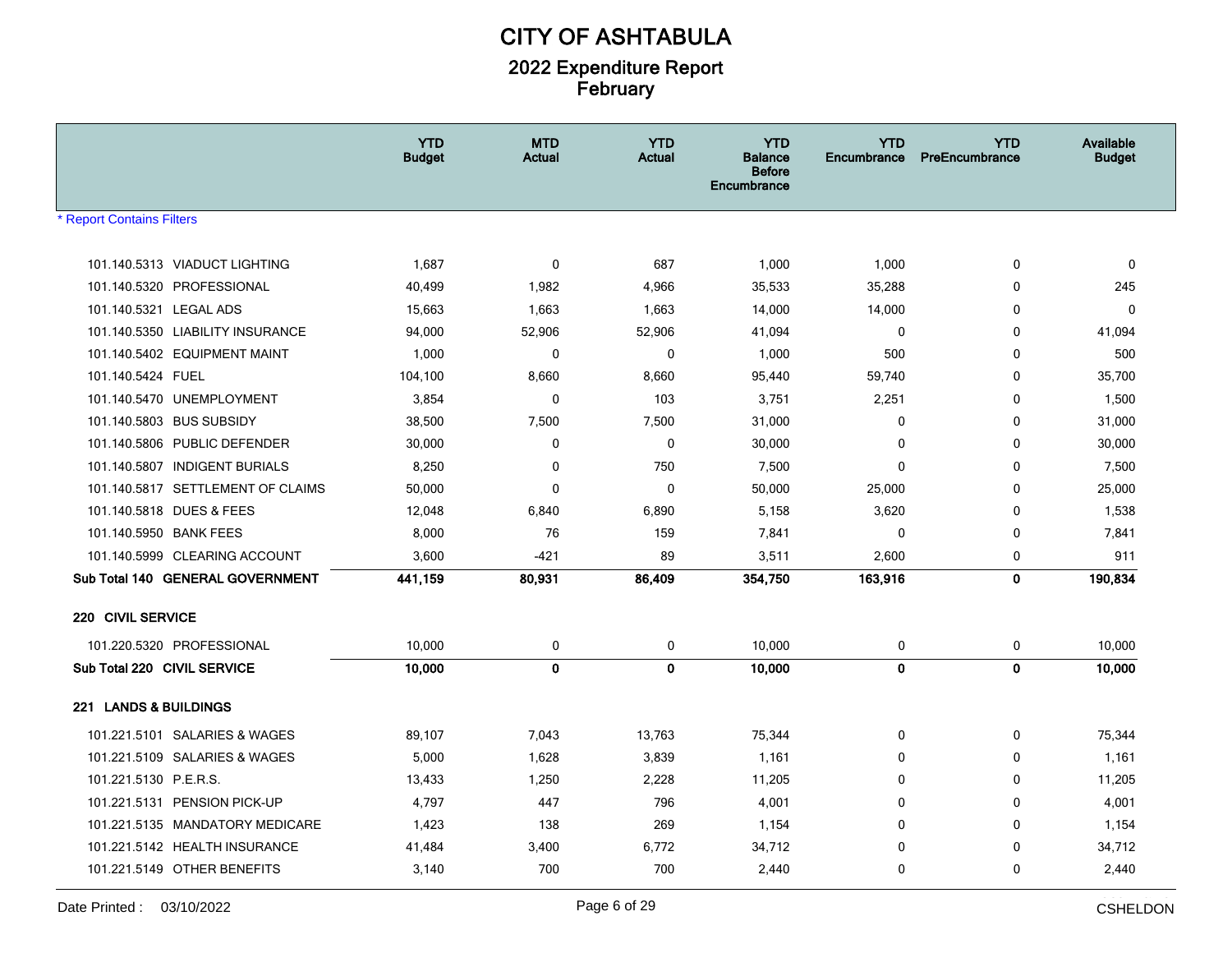# CITY OF ASHTABULA

## 2022 Expenditure Report
## February

* Report Contains Filters

| | YTD Budget | MTD Actual | YTD Actual | YTD Balance Before Encumbrance | YTD Encumbrance | YTD PreEncumbrance | Available Budget |
|---|---|---|---|---|---|---|---|
| 101.140.5313 VIADUCT LIGHTING | 1,687 | 0 | 687 | 1,000 | 1,000 | 0 | 0 |
| 101.140.5320 PROFESSIONAL | 40,499 | 1,982 | 4,966 | 35,533 | 35,288 | 0 | 245 |
| 101.140.5321 LEGAL ADS | 15,663 | 1,663 | 1,663 | 14,000 | 14,000 | 0 | 0 |
| 101.140.5350 LIABILITY INSURANCE | 94,000 | 52,906 | 52,906 | 41,094 | 0 | 0 | 41,094 |
| 101.140.5402 EQUIPMENT MAINT | 1,000 | 0 | 0 | 1,000 | 500 | 0 | 500 |
| 101.140.5424 FUEL | 104,100 | 8,660 | 8,660 | 95,440 | 59,740 | 0 | 35,700 |
| 101.140.5470 UNEMPLOYMENT | 3,854 | 0 | 103 | 3,751 | 2,251 | 0 | 1,500 |
| 101.140.5803 BUS SUBSIDY | 38,500 | 7,500 | 7,500 | 31,000 | 0 | 0 | 31,000 |
| 101.140.5806 PUBLIC DEFENDER | 30,000 | 0 | 0 | 30,000 | 0 | 0 | 30,000 |
| 101.140.5807 INDIGENT BURIALS | 8,250 | 0 | 750 | 7,500 | 0 | 0 | 7,500 |
| 101.140.5817 SETTLEMENT OF CLAIMS | 50,000 | 0 | 0 | 50,000 | 25,000 | 0 | 25,000 |
| 101.140.5818 DUES & FEES | 12,048 | 6,840 | 6,890 | 5,158 | 3,620 | 0 | 1,538 |
| 101.140.5950 BANK FEES | 8,000 | 76 | 159 | 7,841 | 0 | 0 | 7,841 |
| 101.140.5999 CLEARING ACCOUNT | 3,600 | -421 | 89 | 3,511 | 2,600 | 0 | 911 |
| **Sub Total 140 GENERAL GOVERNMENT** | **441,159** | **80,931** | **86,409** | **354,750** | **163,916** | **0** | **190,834** |
| **220 CIVIL SERVICE** | | | | | | | |
| 101.220.5320 PROFESSIONAL | 10,000 | 0 | 0 | 10,000 | 0 | 0 | 10,000 |
| **Sub Total 220 CIVIL SERVICE** | **10,000** | **0** | **0** | **10,000** | **0** | **0** | **10,000** |
| **221 LANDS & BUILDINGS** | | | | | | | |
| 101.221.5101 SALARIES & WAGES | 89,107 | 7,043 | 13,763 | 75,344 | 0 | 0 | 75,344 |
| 101.221.5109 SALARIES & WAGES | 5,000 | 1,628 | 3,839 | 1,161 | 0 | 0 | 1,161 |
| 101.221.5130 P.E.R.S. | 13,433 | 1,250 | 2,228 | 11,205 | 0 | 0 | 11,205 |
| 101.221.5131 PENSION PICK-UP | 4,797 | 447 | 796 | 4,001 | 0 | 0 | 4,001 |
| 101.221.5135 MANDATORY MEDICARE | 1,423 | 138 | 269 | 1,154 | 0 | 0 | 1,154 |
| 101.221.5142 HEALTH INSURANCE | 41,484 | 3,400 | 6,772 | 34,712 | 0 | 0 | 34,712 |
| 101.221.5149 OTHER BENEFITS | 3,140 | 700 | 700 | 2,440 | 0 | 0 | 2,440 |

Date Printed : 03/10/2022 CSHELDON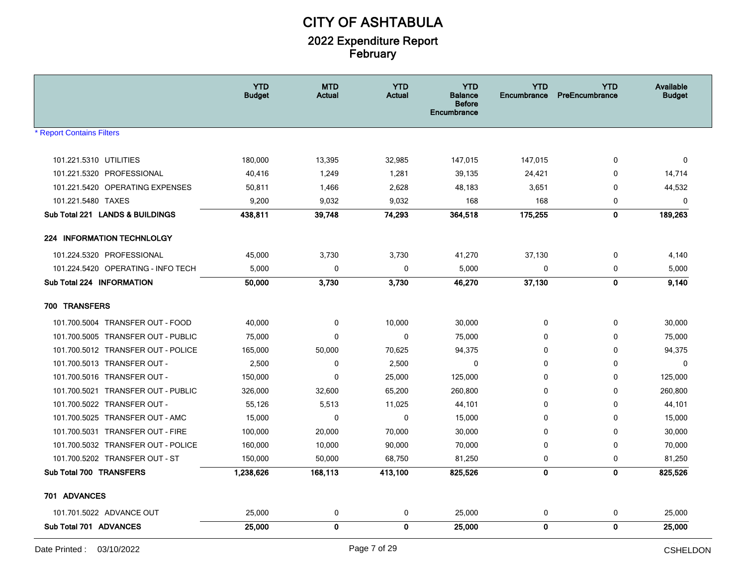# CITY OF ASHTABULA

## 2022 Expenditure Report
## February

| | YTD Budget | MTD Actual | YTD Actual | YTD Balance Before Encumbrance | YTD Encumbrance | YTD PreEncumbrance | Available Budget |
|---|---|---|---|---|---|---|---|
| * Report Contains Filters | | | | | | | |
| 101.221.5310 UTILITIES | 180,000 | 13,395 | 32,985 | 147,015 | 147,015 | 0 | 0 |
| 101.221.5320 PROFESSIONAL | 40,416 | 1,249 | 1,281 | 39,135 | 24,421 | 0 | 14,714 |
| 101.221.5420 OPERATING EXPENSES | 50,811 | 1,466 | 2,628 | 48,183 | 3,651 | 0 | 44,532 |
| 101.221.5480 TAXES | 9,200 | 9,032 | 9,032 | 168 | 168 | 0 | 0 |
| **Sub Total 221 LANDS & BUILDINGS** | **438,811** | **39,748** | **74,293** | **364,518** | **175,255** | **0** | **189,263** |
| **224 INFORMATION TECHNLOLGY** | | | | | | | |
| 101.224.5320 PROFESSIONAL | 45,000 | 3,730 | 3,730 | 41,270 | 37,130 | 0 | 4,140 |
| 101.224.5420 OPERATING - INFO TECH | 5,000 | 0 | 0 | 5,000 | 0 | 0 | 5,000 |
| **Sub Total 224 INFORMATION** | **50,000** | **3,730** | **3,730** | **46,270** | **37,130** | **0** | **9,140** |
| **700 TRANSFERS** | | | | | | | |
| 101.700.5004 TRANSFER OUT - FOOD | 40,000 | 0 | 10,000 | 30,000 | 0 | 0 | 30,000 |
| 101.700.5005 TRANSFER OUT - PUBLIC | 75,000 | 0 | 0 | 75,000 | 0 | 0 | 75,000 |
| 101.700.5012 TRANSFER OUT - POLICE | 165,000 | 50,000 | 70,625 | 94,375 | 0 | 0 | 94,375 |
| 101.700.5013 TRANSFER OUT - | 2,500 | 0 | 2,500 | 0 | 0 | 0 | 0 |
| 101.700.5016 TRANSFER OUT - | 150,000 | 0 | 25,000 | 125,000 | 0 | 0 | 125,000 |
| 101.700.5021 TRANSFER OUT - PUBLIC | 326,000 | 32,600 | 65,200 | 260,800 | 0 | 0 | 260,800 |
| 101.700.5022 TRANSFER OUT - | 55,126 | 5,513 | 11,025 | 44,101 | 0 | 0 | 44,101 |
| 101.700.5025 TRANSFER OUT - AMC | 15,000 | 0 | 0 | 15,000 | 0 | 0 | 15,000 |
| 101.700.5031 TRANSFER OUT - FIRE | 100,000 | 20,000 | 70,000 | 30,000 | 0 | 0 | 30,000 |
| 101.700.5032 TRANSFER OUT - POLICE | 160,000 | 10,000 | 90,000 | 70,000 | 0 | 0 | 70,000 |
| 101.700.5202 TRANSFER OUT - ST | 150,000 | 50,000 | 68,750 | 81,250 | 0 | 0 | 81,250 |
| **Sub Total 700 TRANSFERS** | **1,238,626** | **168,113** | **413,100** | **825,526** | **0** | **0** | **825,526** |
| **701 ADVANCES** | | | | | | | |
| 101.701.5022 ADVANCE OUT | 25,000 | 0 | 0 | 25,000 | 0 | 0 | 25,000 |
| **Sub Total 701 ADVANCES** | **25,000** | **0** | **0** | **25,000** | **0** | **0** | **25,000** |

Date Printed : 03/10/2022 CSHELDON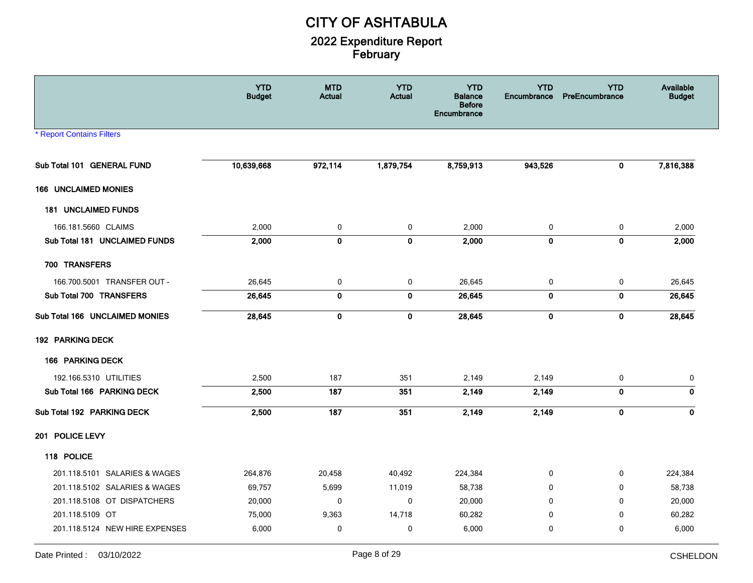# CITY OF ASHTABULA

## 2022 Expenditure Report
## February

* Report Contains Filters

| | YTD Budget | MTD Actual | YTD Actual | YTD Balance Before Encumbrance | YTD Encumbrance | YTD PreEncumbrance | Available Budget |
|---|---|---|---|---|---|---|---|
| **Sub Total 101 GENERAL FUND** | **10,639,668** | **972,114** | **1,879,754** | **8,759,913** | **943,526** | **0** | **7,816,388** |
| **166 UNCLAIMED MONIES** | | | | | | | |
| **181 UNCLAIMED FUNDS** | | | | | | | |
| 166.181.5660 CLAIMS | 2,000 | 0 | 0 | 2,000 | 0 | 0 | 2,000 |
| **Sub Total 181 UNCLAIMED FUNDS** | **2,000** | **0** | **0** | **2,000** | **0** | **0** | **2,000** |
| **700 TRANSFERS** | | | | | | | |
| 166.700.5001 TRANSFER OUT - | 26,645 | 0 | 0 | 26,645 | 0 | 0 | 26,645 |
| **Sub Total 700 TRANSFERS** | **26,645** | **0** | **0** | **26,645** | **0** | **0** | **26,645** |
| **Sub Total 166 UNCLAIMED MONIES** | **28,645** | **0** | **0** | **28,645** | **0** | **0** | **28,645** |
| **192 PARKING DECK** | | | | | | | |
| **166 PARKING DECK** | | | | | | | |
| 192.166.5310 UTILITIES | 2,500 | 187 | 351 | 2,149 | 2,149 | 0 | 0 |
| **Sub Total 166 PARKING DECK** | **2,500** | **187** | **351** | **2,149** | **2,149** | **0** | **0** |
| **Sub Total 192 PARKING DECK** | **2,500** | **187** | **351** | **2,149** | **2,149** | **0** | **0** |
| **201 POLICE LEVY** | | | | | | | |
| **118 POLICE** | | | | | | | |
| 201.118.5101 SALARIES & WAGES | 264,876 | 20,458 | 40,492 | 224,384 | 0 | 0 | 224,384 |
| 201.118.5102 SALARIES & WAGES | 69,757 | 5,699 | 11,019 | 58,738 | 0 | 0 | 58,738 |
| 201.118.5108 OT DISPATCHERS | 20,000 | 0 | 0 | 20,000 | 0 | 0 | 20,000 |
| 201.118.5109 OT | 75,000 | 9,363 | 14,718 | 60,282 | 0 | 0 | 60,282 |
| 201.118.5124 NEW HIRE EXPENSES | 6,000 | 0 | 0 | 6,000 | 0 | 0 | 6,000 |

Date Printed : 03/10/2022 CSHELDON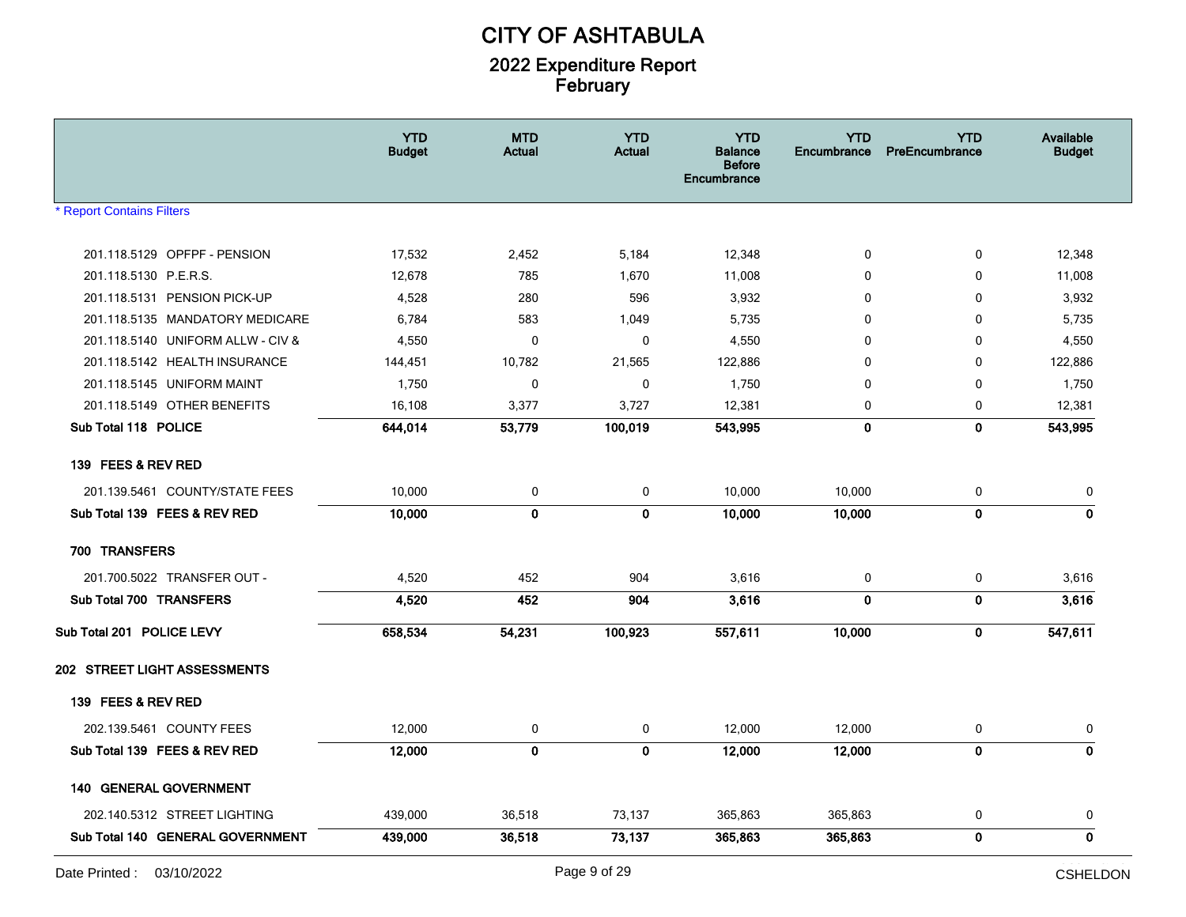# CITY OF ASHTABULA

## 2022 Expenditure Report
## February

| | YTD Budget | MTD Actual | YTD Actual | YTD Balance Before Encumbrance | YTD Encumbrance | YTD PreEncumbrance | Available Budget |
|---|---|---|---|---|---|---|---|
| * Report Contains Filters | | | | | | | |
| 201.118.5129 OPFPF - PENSION | 17,532 | 2,452 | 5,184 | 12,348 | 0 | 0 | 12,348 |
| 201.118.5130 P.E.R.S. | 12,678 | 785 | 1,670 | 11,008 | 0 | 0 | 11,008 |
| 201.118.5131 PENSION PICK-UP | 4,528 | 280 | 596 | 3,932 | 0 | 0 | 3,932 |
| 201.118.5135 MANDATORY MEDICARE | 6,784 | 583 | 1,049 | 5,735 | 0 | 0 | 5,735 |
| 201.118.5140 UNIFORM ALLW - CIV & | 4,550 | 0 | 0 | 4,550 | 0 | 0 | 4,550 |
| 201.118.5142 HEALTH INSURANCE | 144,451 | 10,782 | 21,565 | 122,886 | 0 | 0 | 122,886 |
| 201.118.5145 UNIFORM MAINT | 1,750 | 0 | 0 | 1,750 | 0 | 0 | 1,750 |
| 201.118.5149 OTHER BENEFITS | 16,108 | 3,377 | 3,727 | 12,381 | 0 | 0 | 12,381 |
| **Sub Total 118 POLICE** | **644,014** | **53,779** | **100,019** | **543,995** | **0** | **0** | **543,995** |
| **139 FEES & REV RED** | | | | | | | |
| 201.139.5461 COUNTY/STATE FEES | 10,000 | 0 | 0 | 10,000 | 10,000 | 0 | 0 |
| **Sub Total 139 FEES & REV RED** | **10,000** | **0** | **0** | **10,000** | **10,000** | **0** | **0** |
| **700 TRANSFERS** | | | | | | | |
| 201.700.5022 TRANSFER OUT - | 4,520 | 452 | 904 | 3,616 | 0 | 0 | 3,616 |
| **Sub Total 700 TRANSFERS** | **4,520** | **452** | **904** | **3,616** | **0** | **0** | **3,616** |
| **Sub Total 201 POLICE LEVY** | **658,534** | **54,231** | **100,923** | **557,611** | **10,000** | **0** | **547,611** |
| **202 STREET LIGHT ASSESSMENTS** | | | | | | | |
| **139 FEES & REV RED** | | | | | | | |
| 202.139.5461 COUNTY FEES | 12,000 | 0 | 0 | 12,000 | 12,000 | 0 | 0 |
| **Sub Total 139 FEES & REV RED** | **12,000** | **0** | **0** | **12,000** | **12,000** | **0** | **0** |
| **140 GENERAL GOVERNMENT** | | | | | | | |
| 202.140.5312 STREET LIGHTING | 439,000 | 36,518 | 73,137 | 365,863 | 365,863 | 0 | 0 |
| **Sub Total 140 GENERAL GOVERNMENT** | **439,000** | **36,518** | **73,137** | **365,863** | **365,863** | **0** | **0** |

Date Printed : 03/10/2022 CSHELDON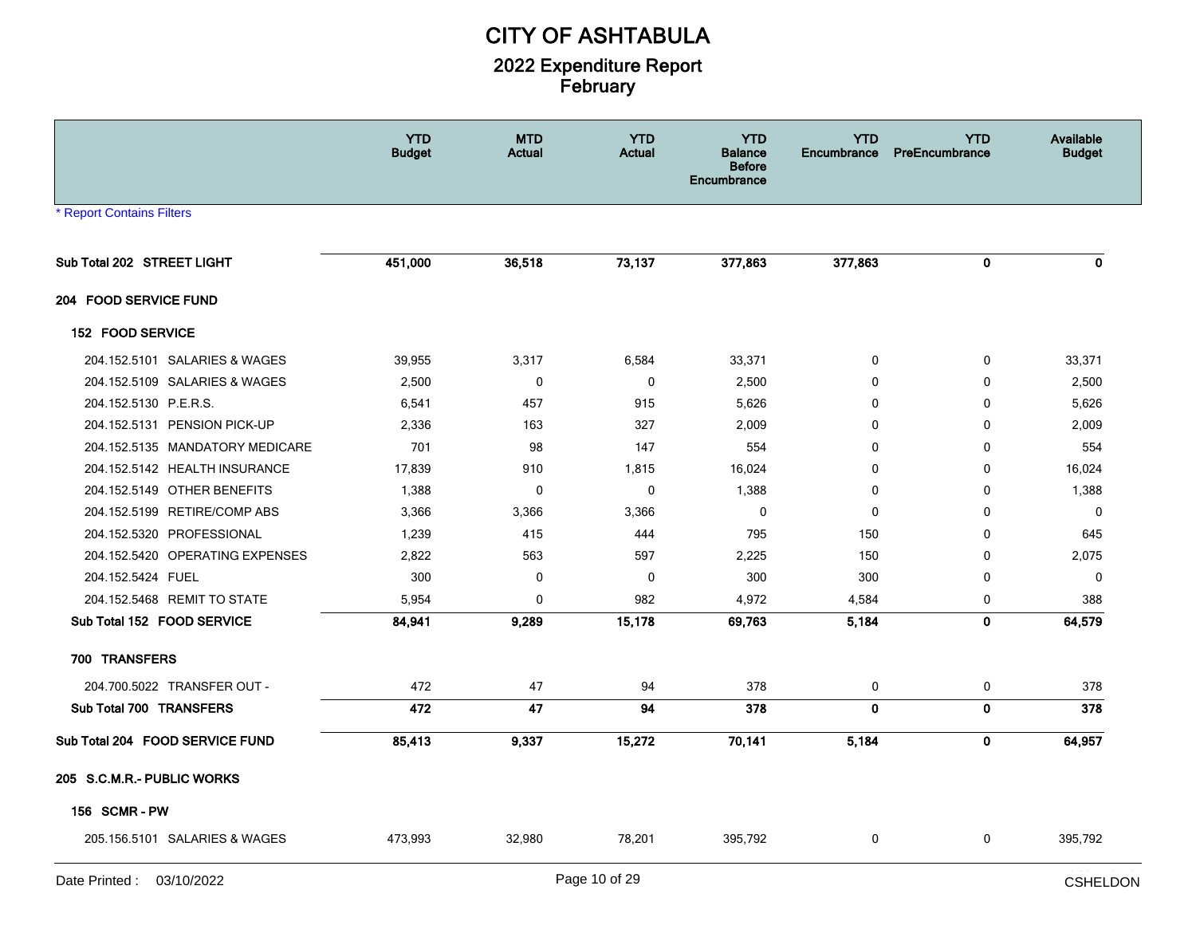# CITY OF ASHTABULA

## 2022 Expenditure Report
## February

| | YTD Budget | MTD Actual | YTD Actual | YTD Balance Before Encumbrance | YTD Encumbrance | YTD PreEncumbrance | Available Budget |
|---|---|---|---|---|---|---|---|
| * Report Contains Filters | | | | | | | |
| **Sub Total 202 STREET LIGHT** | **451,000** | **36,518** | **73,137** | **377,863** | **377,863** | **0** | **0** |
| **204 FOOD SERVICE FUND** | | | | | | | |
| **152 FOOD SERVICE** | | | | | | | |
| 204.152.5101 SALARIES & WAGES | 39,955 | 3,317 | 6,584 | 33,371 | 0 | 0 | 33,371 |
| 204.152.5109 SALARIES & WAGES | 2,500 | 0 | 0 | 2,500 | 0 | 0 | 2,500 |
| 204.152.5130 P.E.R.S. | 6,541 | 457 | 915 | 5,626 | 0 | 0 | 5,626 |
| 204.152.5131 PENSION PICK-UP | 2,336 | 163 | 327 | 2,009 | 0 | 0 | 2,009 |
| 204.152.5135 MANDATORY MEDICARE | 701 | 98 | 147 | 554 | 0 | 0 | 554 |
| 204.152.5142 HEALTH INSURANCE | 17,839 | 910 | 1,815 | 16,024 | 0 | 0 | 16,024 |
| 204.152.5149 OTHER BENEFITS | 1,388 | 0 | 0 | 1,388 | 0 | 0 | 1,388 |
| 204.152.5199 RETIRE/COMP ABS | 3,366 | 3,366 | 3,366 | 0 | 0 | 0 | 0 |
| 204.152.5320 PROFESSIONAL | 1,239 | 415 | 444 | 795 | 150 | 0 | 645 |
| 204.152.5420 OPERATING EXPENSES | 2,822 | 563 | 597 | 2,225 | 150 | 0 | 2,075 |
| 204.152.5424 FUEL | 300 | 0 | 0 | 300 | 300 | 0 | 0 |
| 204.152.5468 REMIT TO STATE | 5,954 | 0 | 982 | 4,972 | 4,584 | 0 | 388 |
| **Sub Total 152 FOOD SERVICE** | **84,941** | **9,289** | **15,178** | **69,763** | **5,184** | **0** | **64,579** |
| **700 TRANSFERS** | | | | | | | |
| 204.700.5022 TRANSFER OUT - | 472 | 47 | 94 | 378 | 0 | 0 | 378 |
| **Sub Total 700 TRANSFERS** | **472** | **47** | **94** | **378** | **0** | **0** | **378** |
| **Sub Total 204 FOOD SERVICE FUND** | **85,413** | **9,337** | **15,272** | **70,141** | **5,184** | **0** | **64,957** |
| **205 S.C.M.R.- PUBLIC WORKS** | | | | | | | |
| **156 SCMR - PW** | | | | | | | |
| 205.156.5101 SALARIES & WAGES | 473,993 | 32,980 | 78,201 | 395,792 | 0 | 0 | 395,792 |

Date Printed : 03/10/2022 CSHELDON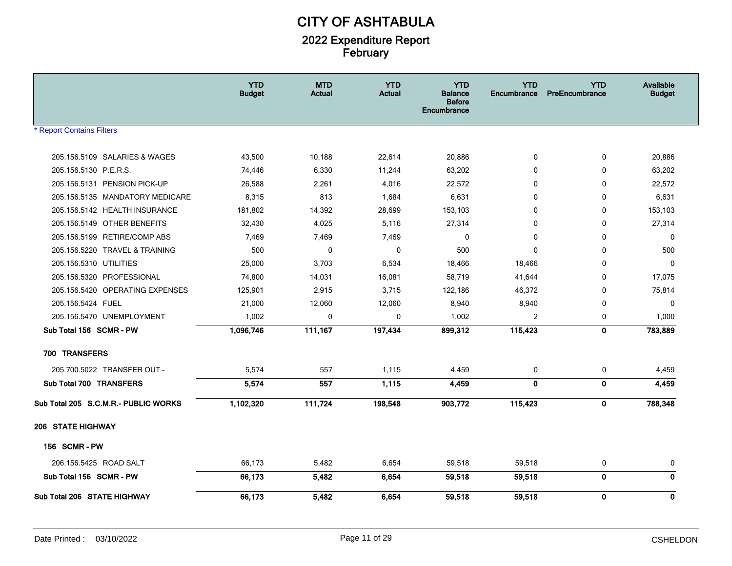# CITY OF ASHTABULA

## 2022 Expenditure Report
## February

| | YTD Budget | MTD Actual | YTD Actual | YTD Balance Before Encumbrance | YTD Encumbrance | YTD PreEncumbrance | Available Budget |
|---|---|---|---|---|---|---|---|
| * Report Contains Filters | | | | | | | |
| 205.156.5109 SALARIES & WAGES | 43,500 | 10,188 | 22,614 | 20,886 | 0 | 0 | 20,886 |
| 205.156.5130 P.E.R.S. | 74,446 | 6,330 | 11,244 | 63,202 | 0 | 0 | 63,202 |
| 205.156.5131 PENSION PICK-UP | 26,588 | 2,261 | 4,016 | 22,572 | 0 | 0 | 22,572 |
| 205.156.5135 MANDATORY MEDICARE | 8,315 | 813 | 1,684 | 6,631 | 0 | 0 | 6,631 |
| 205.156.5142 HEALTH INSURANCE | 181,802 | 14,392 | 28,699 | 153,103 | 0 | 0 | 153,103 |
| 205.156.5149 OTHER BENEFITS | 32,430 | 4,025 | 5,116 | 27,314 | 0 | 0 | 27,314 |
| 205.156.5199 RETIRE/COMP ABS | 7,469 | 7,469 | 7,469 | 0 | 0 | 0 | 0 |
| 205.156.5220 TRAVEL & TRAINING | 500 | 0 | 0 | 500 | 0 | 0 | 500 |
| 205.156.5310 UTILITIES | 25,000 | 3,703 | 6,534 | 18,466 | 18,466 | 0 | 0 |
| 205.156.5320 PROFESSIONAL | 74,800 | 14,031 | 16,081 | 58,719 | 41,644 | 0 | 17,075 |
| 205.156.5420 OPERATING EXPENSES | 125,901 | 2,915 | 3,715 | 122,186 | 46,372 | 0 | 75,814 |
| 205.156.5424 FUEL | 21,000 | 12,060 | 12,060 | 8,940 | 8,940 | 0 | 0 |
| 205.156.5470 UNEMPLOYMENT | 1,002 | 0 | 0 | 1,002 | 2 | 0 | 1,000 |
| **Sub Total 156 SCMR - PW** | **1,096,746** | **111,167** | **197,434** | **899,312** | **115,423** | **0** | **783,889** |
| **700 TRANSFERS** | | | | | | | |
| 205.700.5022 TRANSFER OUT - | 5,574 | 557 | 1,115 | 4,459 | 0 | 0 | 4,459 |
| **Sub Total 700 TRANSFERS** | **5,574** | **557** | **1,115** | **4,459** | **0** | **0** | **4,459** |
| **Sub Total 205 S.C.M.R.- PUBLIC WORKS** | **1,102,320** | **111,724** | **198,548** | **903,772** | **115,423** | **0** | **788,348** |
| **206 STATE HIGHWAY** | | | | | | | |
| **156 SCMR - PW** | | | | | | | |
| 206.156.5425 ROAD SALT | 66,173 | 5,482 | 6,654 | 59,518 | 59,518 | 0 | 0 |
| **Sub Total 156 SCMR - PW** | **66,173** | **5,482** | **6,654** | **59,518** | **59,518** | **0** | **0** |
| **Sub Total 206 STATE HIGHWAY** | **66,173** | **5,482** | **6,654** | **59,518** | **59,518** | **0** | **0** |

Date Printed : 03/10/2022 CSHELDON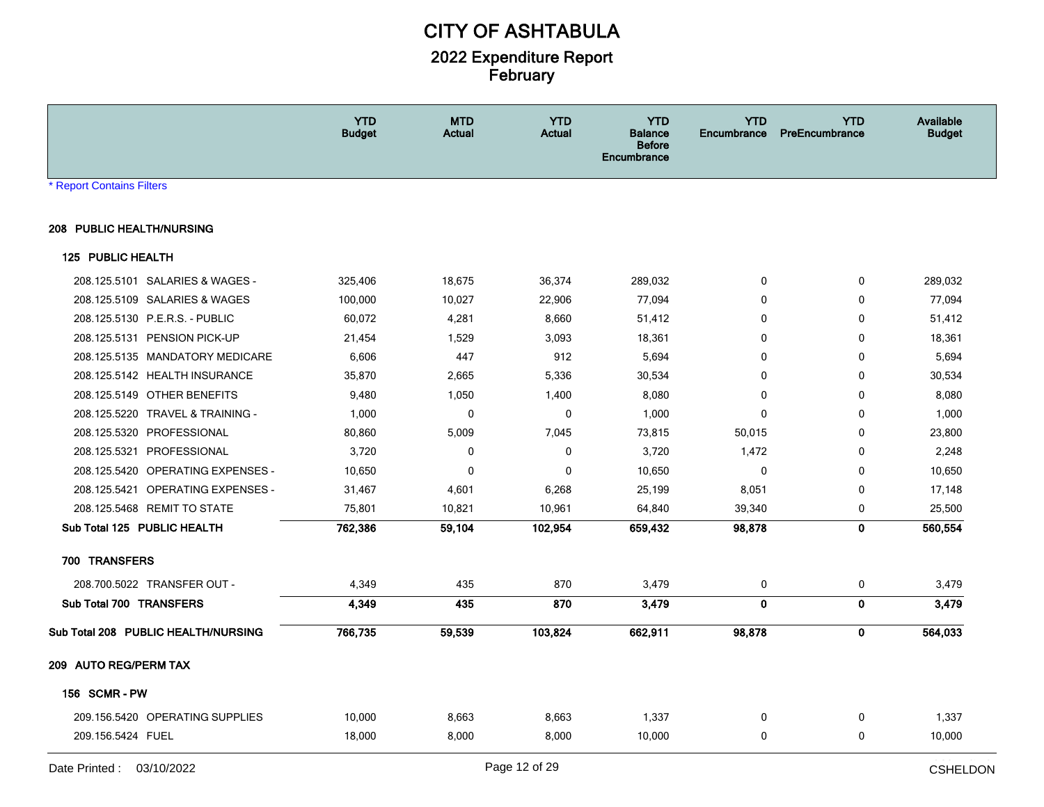# CITY OF ASHTABULA

## 2022 Expenditure Report
## February

* Report Contains Filters

| | YTD Budget | MTD Actual | YTD Actual | YTD Balance Before Encumbrance | YTD Encumbrance | YTD PreEncumbrance | Available Budget |
|---|---|---|---|---|---|---|---|
| **208 PUBLIC HEALTH/NURSING** | | | | | | | |
| **125 PUBLIC HEALTH** | | | | | | | |
| 208.125.5101 SALARIES & WAGES - | 325,406 | 18,675 | 36,374 | 289,032 | 0 | 0 | 289,032 |
| 208.125.5109 SALARIES & WAGES | 100,000 | 10,027 | 22,906 | 77,094 | 0 | 0 | 77,094 |
| 208.125.5130 P.E.R.S. - PUBLIC | 60,072 | 4,281 | 8,660 | 51,412 | 0 | 0 | 51,412 |
| 208.125.5131 PENSION PICK-UP | 21,454 | 1,529 | 3,093 | 18,361 | 0 | 0 | 18,361 |
| 208.125.5135 MANDATORY MEDICARE | 6,606 | 447 | 912 | 5,694 | 0 | 0 | 5,694 |
| 208.125.5142 HEALTH INSURANCE | 35,870 | 2,665 | 5,336 | 30,534 | 0 | 0 | 30,534 |
| 208.125.5149 OTHER BENEFITS | 9,480 | 1,050 | 1,400 | 8,080 | 0 | 0 | 8,080 |
| 208.125.5220 TRAVEL & TRAINING - | 1,000 | 0 | 0 | 1,000 | 0 | 0 | 1,000 |
| 208.125.5320 PROFESSIONAL | 80,860 | 5,009 | 7,045 | 73,815 | 50,015 | 0 | 23,800 |
| 208.125.5321 PROFESSIONAL | 3,720 | 0 | 0 | 3,720 | 1,472 | 0 | 2,248 |
| 208.125.5420 OPERATING EXPENSES - | 10,650 | 0 | 0 | 10,650 | 0 | 0 | 10,650 |
| 208.125.5421 OPERATING EXPENSES - | 31,467 | 4,601 | 6,268 | 25,199 | 8,051 | 0 | 17,148 |
| 208.125.5468 REMIT TO STATE | 75,801 | 10,821 | 10,961 | 64,840 | 39,340 | 0 | 25,500 |
| **Sub Total 125 PUBLIC HEALTH** | **762,386** | **59,104** | **102,954** | **659,432** | **98,878** | **0** | **560,554** |
| **700 TRANSFERS** | | | | | | | |
| 208.700.5022 TRANSFER OUT - | 4,349 | 435 | 870 | 3,479 | 0 | 0 | 3,479 |
| **Sub Total 700 TRANSFERS** | **4,349** | **435** | **870** | **3,479** | **0** | **0** | **3,479** |
| **Sub Total 208 PUBLIC HEALTH/NURSING** | **766,735** | **59,539** | **103,824** | **662,911** | **98,878** | **0** | **564,033** |
| **209 AUTO REG/PERM TAX** | | | | | | | |
| **156 SCMR - PW** | | | | | | | |
| 209.156.5420 OPERATING SUPPLIES | 10,000 | 8,663 | 8,663 | 1,337 | 0 | 0 | 1,337 |
| 209.156.5424 FUEL | 18,000 | 8,000 | 8,000 | 10,000 | 0 | 0 | 10,000 |

Date Printed : 03/10/2022 CSHELDON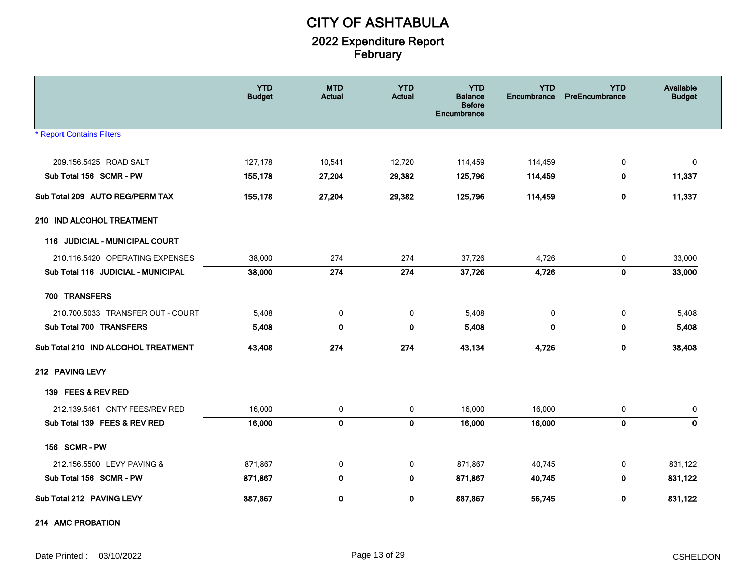# CITY OF ASHTABULA

## 2022 Expenditure Report
## February

| | YTD Budget | MTD Actual | YTD Actual | YTD Balance Before Encumbrance | YTD Encumbrance | YTD PreEncumbrance | Available Budget |
|---|---|---|---|---|---|---|---|
| 209.156.5425 ROAD SALT | 127,178 | 10,541 | 12,720 | 114,459 | 114,459 | 0 | 0 |
| **Sub Total 156 SCMR - PW** | **155,178** | **27,204** | **29,382** | **125,796** | **114,459** | **0** | **11,337** |
| **Sub Total 209 AUTO REG/PERM TAX** | **155,178** | **27,204** | **29,382** | **125,796** | **114,459** | **0** | **11,337** |
| **210 IND ALCOHOL TREATMENT** | | | | | | | |
| **116 JUDICIAL - MUNICIPAL COURT** | | | | | | | |
| 210.116.5420 OPERATING EXPENSES | 38,000 | 274 | 274 | 37,726 | 4,726 | 0 | 33,000 |
| **Sub Total 116 JUDICIAL - MUNICIPAL** | **38,000** | **274** | **274** | **37,726** | **4,726** | **0** | **33,000** |
| **700 TRANSFERS** | | | | | | | |
| 210.700.5033 TRANSFER OUT - COURT | 5,408 | 0 | 0 | 5,408 | 0 | 0 | 5,408 |
| **Sub Total 700 TRANSFERS** | **5,408** | **0** | **0** | **5,408** | **0** | **0** | **5,408** |
| **Sub Total 210 IND ALCOHOL TREATMENT** | **43,408** | **274** | **274** | **43,134** | **4,726** | **0** | **38,408** |
| **212 PAVING LEVY** | | | | | | | |
| **139 FEES & REV RED** | | | | | | | |
| 212.139.5461 CNTY FEES/REV RED | 16,000 | 0 | 0 | 16,000 | 16,000 | 0 | 0 |
| **Sub Total 139 FEES & REV RED** | **16,000** | **0** | **0** | **16,000** | **16,000** | **0** | **0** |
| **156 SCMR - PW** | | | | | | | |
| 212.156.5500 LEVY PAVING & | 871,867 | 0 | 0 | 871,867 | 40,745 | 0 | 831,122 |
| **Sub Total 156 SCMR - PW** | **871,867** | **0** | **0** | **871,867** | **40,745** | **0** | **831,122** |
| **Sub Total 212 PAVING LEVY** | **887,867** | **0** | **0** | **887,867** | **56,745** | **0** | **831,122** |
| **214 AMC PROBATION** | | | | | | | |

* Report Contains Filters

Date Printed : 03/10/2022 CSHELDON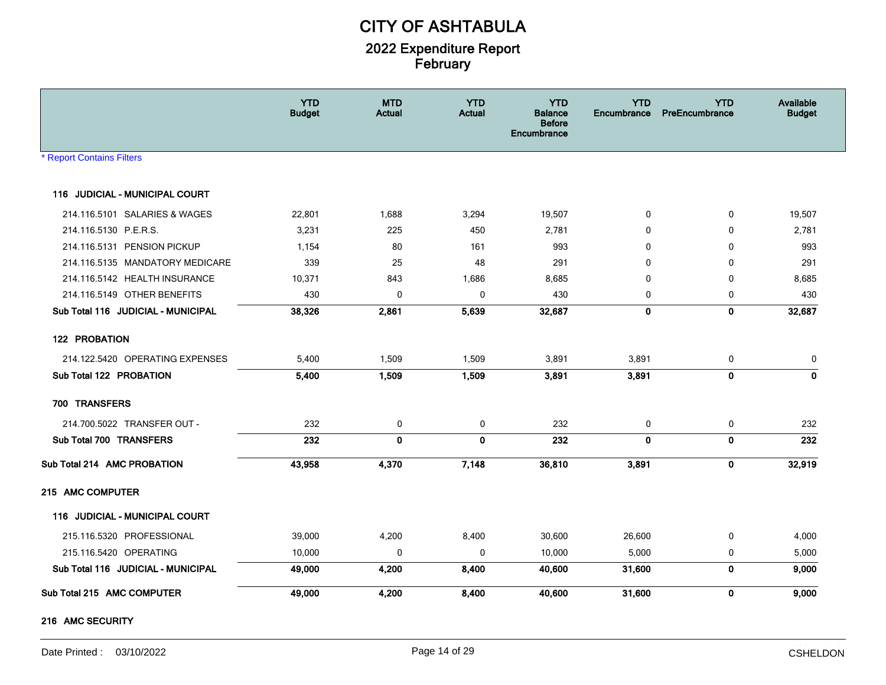# CITY OF ASHTABULA

## 2022 Expenditure Report
## February

| | YTD Budget | MTD Actual | YTD Actual | YTD Balance Before Encumbrance | YTD Encumbrance | YTD PreEncumbrance | Available Budget |
|---|---|---|---|---|---|---|---|
| * Report Contains Filters | | | | | | | |
| **116 JUDICIAL - MUNICIPAL COURT** | | | | | | | |
| 214.116.5101 SALARIES & WAGES | 22,801 | 1,688 | 3,294 | 19,507 | 0 | 0 | 19,507 |
| 214.116.5130 P.E.R.S. | 3,231 | 225 | 450 | 2,781 | 0 | 0 | 2,781 |
| 214.116.5131 PENSION PICKUP | 1,154 | 80 | 161 | 993 | 0 | 0 | 993 |
| 214.116.5135 MANDATORY MEDICARE | 339 | 25 | 48 | 291 | 0 | 0 | 291 |
| 214.116.5142 HEALTH INSURANCE | 10,371 | 843 | 1,686 | 8,685 | 0 | 0 | 8,685 |
| 214.116.5149 OTHER BENEFITS | 430 | 0 | 0 | 430 | 0 | 0 | 430 |
| **Sub Total 116 JUDICIAL - MUNICIPAL** | **38,326** | **2,861** | **5,639** | **32,687** | **0** | **0** | **32,687** |
| **122 PROBATION** | | | | | | | |
| 214.122.5420 OPERATING EXPENSES | 5,400 | 1,509 | 1,509 | 3,891 | 3,891 | 0 | 0 |
| **Sub Total 122 PROBATION** | **5,400** | **1,509** | **1,509** | **3,891** | **3,891** | **0** | **0** |
| **700 TRANSFERS** | | | | | | | |
| 214.700.5022 TRANSFER OUT - | 232 | 0 | 0 | 232 | 0 | 0 | 232 |
| **Sub Total 700 TRANSFERS** | **232** | **0** | **0** | **232** | **0** | **0** | **232** |
| **Sub Total 214 AMC PROBATION** | **43,958** | **4,370** | **7,148** | **36,810** | **3,891** | **0** | **32,919** |
| **215 AMC COMPUTER** | | | | | | | |
| **116 JUDICIAL - MUNICIPAL COURT** | | | | | | | |
| 215.116.5320 PROFESSIONAL | 39,000 | 4,200 | 8,400 | 30,600 | 26,600 | 0 | 4,000 |
| 215.116.5420 OPERATING | 10,000 | 0 | 0 | 10,000 | 5,000 | 0 | 5,000 |
| **Sub Total 116 JUDICIAL - MUNICIPAL** | **49,000** | **4,200** | **8,400** | **40,600** | **31,600** | **0** | **9,000** |
| **Sub Total 215 AMC COMPUTER** | **49,000** | **4,200** | **8,400** | **40,600** | **31,600** | **0** | **9,000** |
| **216 AMC SECURITY** | | | | | | | |

Date Printed : 03/10/2022 CSHELDON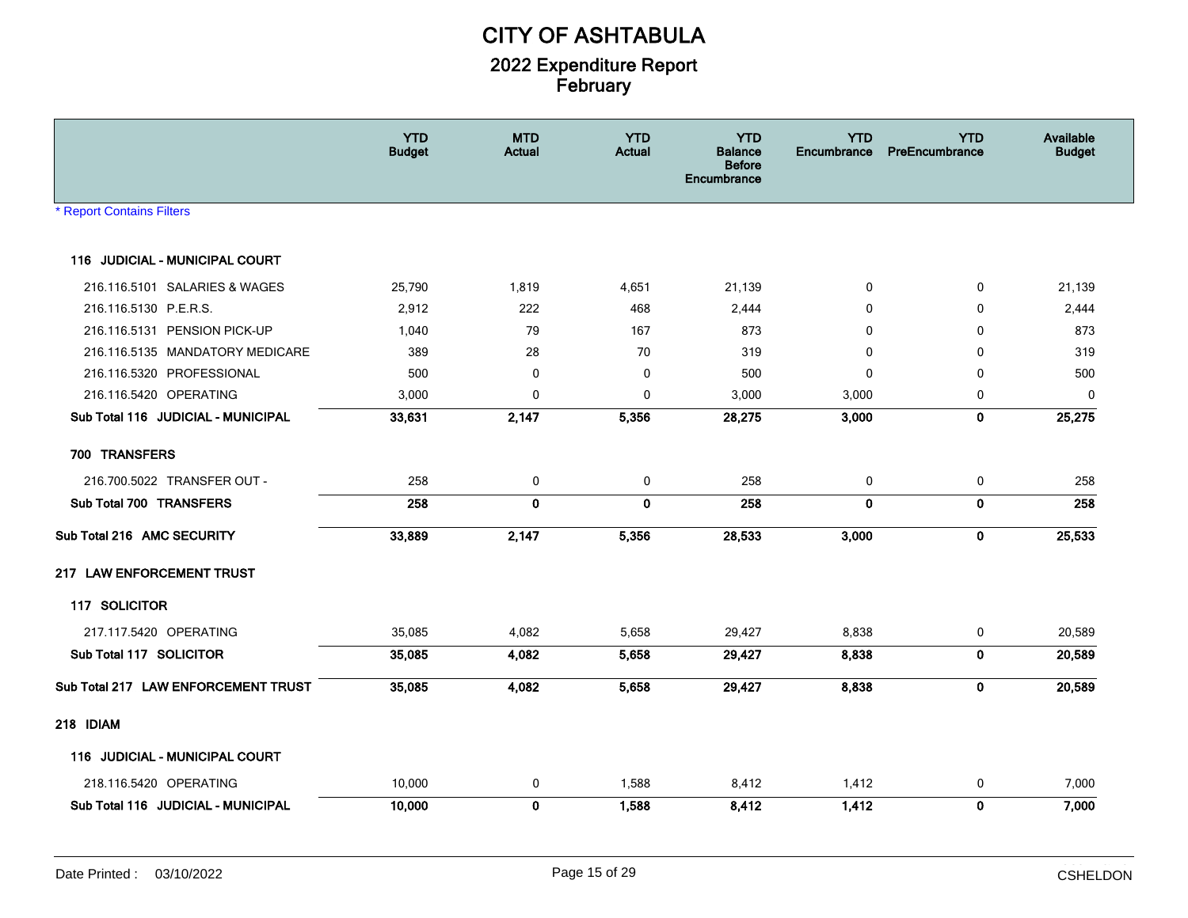# CITY OF ASHTABULA

## 2022 Expenditure Report
## February

| | YTD Budget | MTD Actual | YTD Actual | YTD Balance Before Encumbrance | YTD Encumbrance | YTD PreEncumbrance | Available Budget |
|---|---|---|---|---|---|---|---|
| * Report Contains Filters | | | | | | | |
| **116 JUDICIAL - MUNICIPAL COURT** | | | | | | | |
| 216.116.5101 SALARIES & WAGES | 25,790 | 1,819 | 4,651 | 21,139 | 0 | 0 | 21,139 |
| 216.116.5130 P.E.R.S. | 2,912 | 222 | 468 | 2,444 | 0 | 0 | 2,444 |
| 216.116.5131 PENSION PICK-UP | 1,040 | 79 | 167 | 873 | 0 | 0 | 873 |
| 216.116.5135 MANDATORY MEDICARE | 389 | 28 | 70 | 319 | 0 | 0 | 319 |
| 216.116.5320 PROFESSIONAL | 500 | 0 | 0 | 500 | 0 | 0 | 500 |
| 216.116.5420 OPERATING | 3,000 | 0 | 0 | 3,000 | 3,000 | 0 | 0 |
| **Sub Total 116 JUDICIAL - MUNICIPAL** | **33,631** | **2,147** | **5,356** | **28,275** | **3,000** | **0** | **25,275** |
| **700 TRANSFERS** | | | | | | | |
| 216.700.5022 TRANSFER OUT - | 258 | 0 | 0 | 258 | 0 | 0 | 258 |
| **Sub Total 700 TRANSFERS** | **258** | **0** | **0** | **258** | **0** | **0** | **258** |
| **Sub Total 216 AMC SECURITY** | **33,889** | **2,147** | **5,356** | **28,533** | **3,000** | **0** | **25,533** |
| **217 LAW ENFORCEMENT TRUST** | | | | | | | |
| **117 SOLICITOR** | | | | | | | |
| 217.117.5420 OPERATING | 35,085 | 4,082 | 5,658 | 29,427 | 8,838 | 0 | 20,589 |
| **Sub Total 117 SOLICITOR** | **35,085** | **4,082** | **5,658** | **29,427** | **8,838** | **0** | **20,589** |
| **Sub Total 217 LAW ENFORCEMENT TRUST** | **35,085** | **4,082** | **5,658** | **29,427** | **8,838** | **0** | **20,589** |
| **218 IDIAM** | | | | | | | |
| **116 JUDICIAL - MUNICIPAL COURT** | | | | | | | |
| 218.116.5420 OPERATING | 10,000 | 0 | 1,588 | 8,412 | 1,412 | 0 | 7,000 |
| **Sub Total 116 JUDICIAL - MUNICIPAL** | **10,000** | **0** | **1,588** | **8,412** | **1,412** | **0** | **7,000** |

Date Printed : 03/10/2022 CSHELDON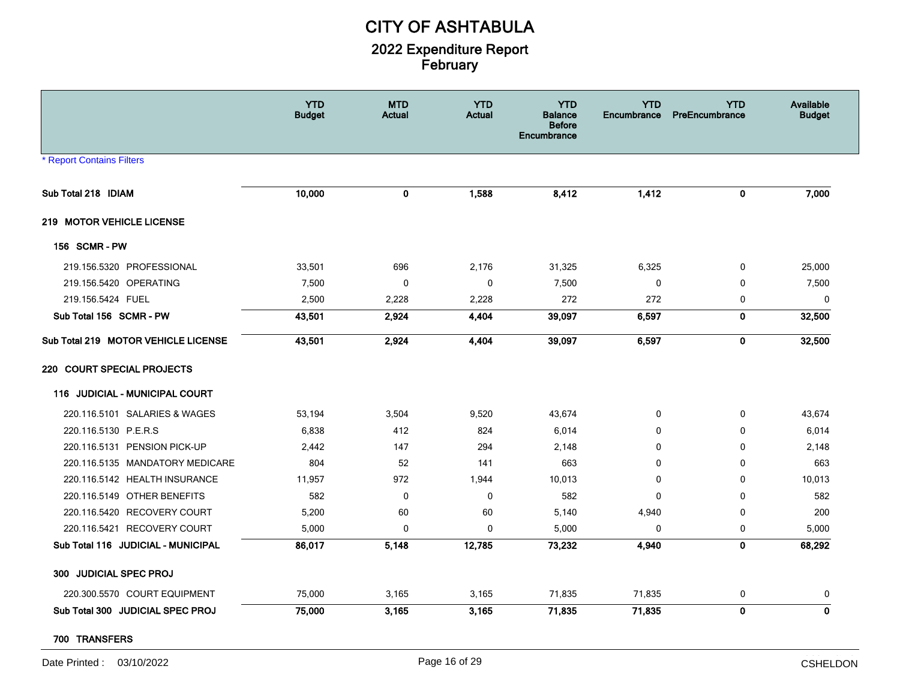# CITY OF ASHTABULA

## 2022 Expenditure Report
## February

| | YTD Budget | MTD Actual | YTD Actual | YTD Balance Before Encumbrance | YTD Encumbrance | YTD PreEncumbrance | Available Budget |
|---|---|---|---|---|---|---|---|
| * Report Contains Filters | | | | | | | |
| **Sub Total 218 IDIAM** | **10,000** | **0** | **1,588** | **8,412** | **1,412** | **0** | **7,000** |
| **219 MOTOR VEHICLE LICENSE** | | | | | | | |
| **156 SCMR - PW** | | | | | | | |
| 219.156.5320 PROFESSIONAL | 33,501 | 696 | 2,176 | 31,325 | 6,325 | 0 | 25,000 |
| 219.156.5420 OPERATING | 7,500 | 0 | 0 | 7,500 | 0 | 0 | 7,500 |
| 219.156.5424 FUEL | 2,500 | 2,228 | 2,228 | 272 | 272 | 0 | 0 |
| **Sub Total 156 SCMR - PW** | **43,501** | **2,924** | **4,404** | **39,097** | **6,597** | **0** | **32,500** |
| **Sub Total 219 MOTOR VEHICLE LICENSE** | **43,501** | **2,924** | **4,404** | **39,097** | **6,597** | **0** | **32,500** |
| **220 COURT SPECIAL PROJECTS** | | | | | | | |
| **116 JUDICIAL - MUNICIPAL COURT** | | | | | | | |
| 220.116.5101 SALARIES & WAGES | 53,194 | 3,504 | 9,520 | 43,674 | 0 | 0 | 43,674 |
| 220.116.5130 P.E.R.S | 6,838 | 412 | 824 | 6,014 | 0 | 0 | 6,014 |
| 220.116.5131 PENSION PICK-UP | 2,442 | 147 | 294 | 2,148 | 0 | 0 | 2,148 |
| 220.116.5135 MANDATORY MEDICARE | 804 | 52 | 141 | 663 | 0 | 0 | 663 |
| 220.116.5142 HEALTH INSURANCE | 11,957 | 972 | 1,944 | 10,013 | 0 | 0 | 10,013 |
| 220.116.5149 OTHER BENEFITS | 582 | 0 | 0 | 582 | 0 | 0 | 582 |
| 220.116.5420 RECOVERY COURT | 5,200 | 60 | 60 | 5,140 | 4,940 | 0 | 200 |
| 220.116.5421 RECOVERY COURT | 5,000 | 0 | 0 | 5,000 | 0 | 0 | 5,000 |
| **Sub Total 116 JUDICIAL - MUNICIPAL** | **86,017** | **5,148** | **12,785** | **73,232** | **4,940** | **0** | **68,292** |
| **300 JUDICIAL SPEC PROJ** | | | | | | | |
| 220.300.5570 COURT EQUIPMENT | 75,000 | 3,165 | 3,165 | 71,835 | 71,835 | 0 | 0 |
| **Sub Total 300 JUDICIAL SPEC PROJ** | **75,000** | **3,165** | **3,165** | **71,835** | **71,835** | **0** | **0** |
| **700 TRANSFERS** | | | | | | | |

Date Printed : 03/10/2022 CSHELDON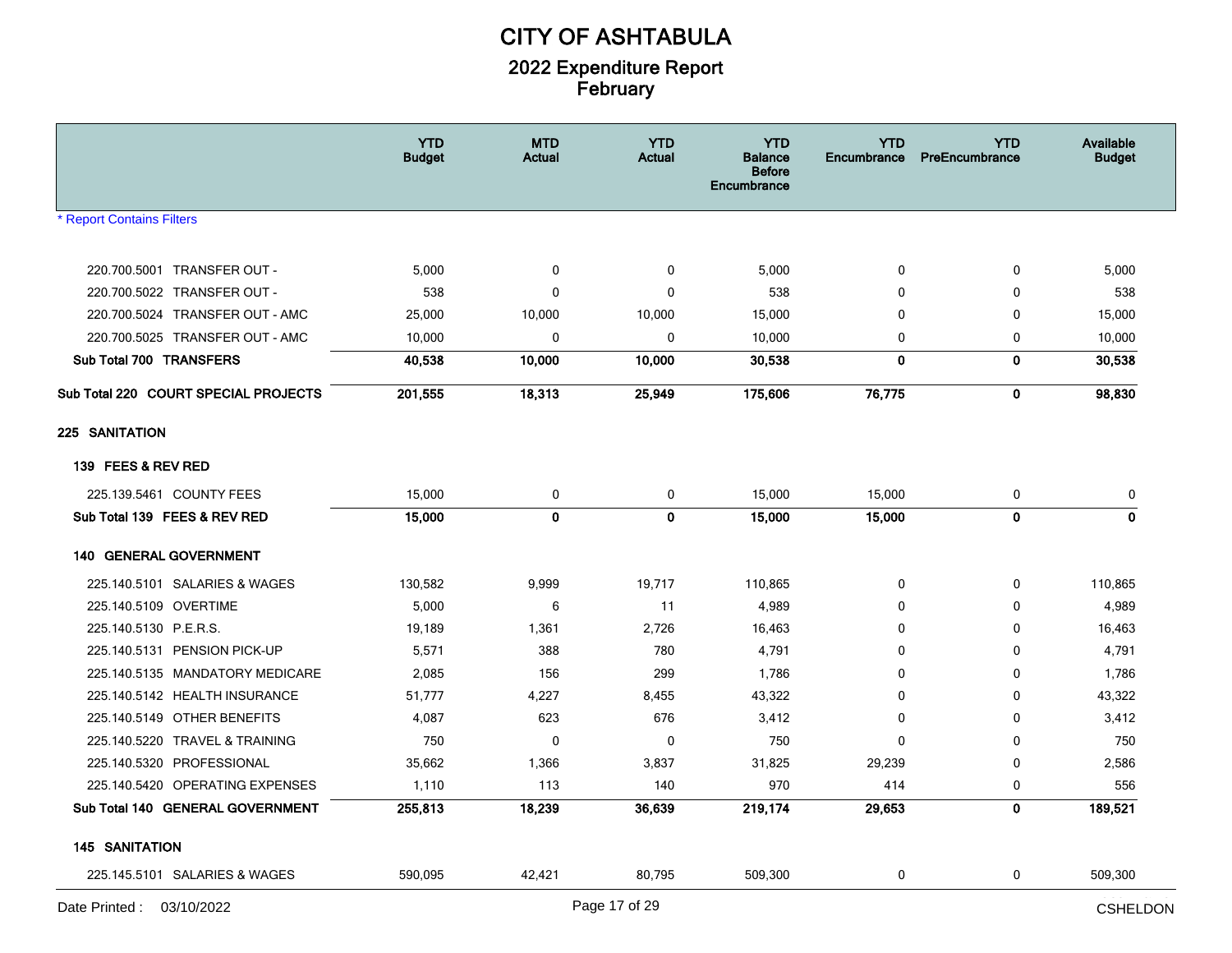# CITY OF ASHTABULA

## 2022 Expenditure Report
## February

| | YTD Budget | MTD Actual | YTD Actual | YTD Balance Before Encumbrance | YTD Encumbrance | YTD PreEncumbrance | Available Budget |
|---|---|---|---|---|---|---|---|
| * Report Contains Filters | | | | | | | |
| 220.700.5001 TRANSFER OUT - | 5,000 | 0 | 0 | 5,000 | 0 | 0 | 5,000 |
| 220.700.5022 TRANSFER OUT - | 538 | 0 | 0 | 538 | 0 | 0 | 538 |
| 220.700.5024 TRANSFER OUT - AMC | 25,000 | 10,000 | 10,000 | 15,000 | 0 | 0 | 15,000 |
| 220.700.5025 TRANSFER OUT - AMC | 10,000 | 0 | 0 | 10,000 | 0 | 0 | 10,000 |
| **Sub Total 700 TRANSFERS** | **40,538** | **10,000** | **10,000** | **30,538** | **0** | **0** | **30,538** |
| **Sub Total 220 COURT SPECIAL PROJECTS** | **201,555** | **18,313** | **25,949** | **175,606** | **76,775** | **0** | **98,830** |
| **225 SANITATION** | | | | | | | |
| **139 FEES & REV RED** | | | | | | | |
| 225.139.5461 COUNTY FEES | 15,000 | 0 | 0 | 15,000 | 15,000 | 0 | 0 |
| **Sub Total 139 FEES & REV RED** | **15,000** | **0** | **0** | **15,000** | **15,000** | **0** | **0** |
| **140 GENERAL GOVERNMENT** | | | | | | | |
| 225.140.5101 SALARIES & WAGES | 130,582 | 9,999 | 19,717 | 110,865 | 0 | 0 | 110,865 |
| 225.140.5109 OVERTIME | 5,000 | 6 | 11 | 4,989 | 0 | 0 | 4,989 |
| 225.140.5130 P.E.R.S. | 19,189 | 1,361 | 2,726 | 16,463 | 0 | 0 | 16,463 |
| 225.140.5131 PENSION PICK-UP | 5,571 | 388 | 780 | 4,791 | 0 | 0 | 4,791 |
| 225.140.5135 MANDATORY MEDICARE | 2,085 | 156 | 299 | 1,786 | 0 | 0 | 1,786 |
| 225.140.5142 HEALTH INSURANCE | 51,777 | 4,227 | 8,455 | 43,322 | 0 | 0 | 43,322 |
| 225.140.5149 OTHER BENEFITS | 4,087 | 623 | 676 | 3,412 | 0 | 0 | 3,412 |
| 225.140.5220 TRAVEL & TRAINING | 750 | 0 | 0 | 750 | 0 | 0 | 750 |
| 225.140.5320 PROFESSIONAL | 35,662 | 1,366 | 3,837 | 31,825 | 29,239 | 0 | 2,586 |
| 225.140.5420 OPERATING EXPENSES | 1,110 | 113 | 140 | 970 | 414 | 0 | 556 |
| **Sub Total 140 GENERAL GOVERNMENT** | **255,813** | **18,239** | **36,639** | **219,174** | **29,653** | **0** | **189,521** |
| **145 SANITATION** | | | | | | | |
| 225.145.5101 SALARIES & WAGES | 590,095 | 42,421 | 80,795 | 509,300 | 0 | 0 | 509,300 |

Date Printed : 03/10/2022 CSHELDON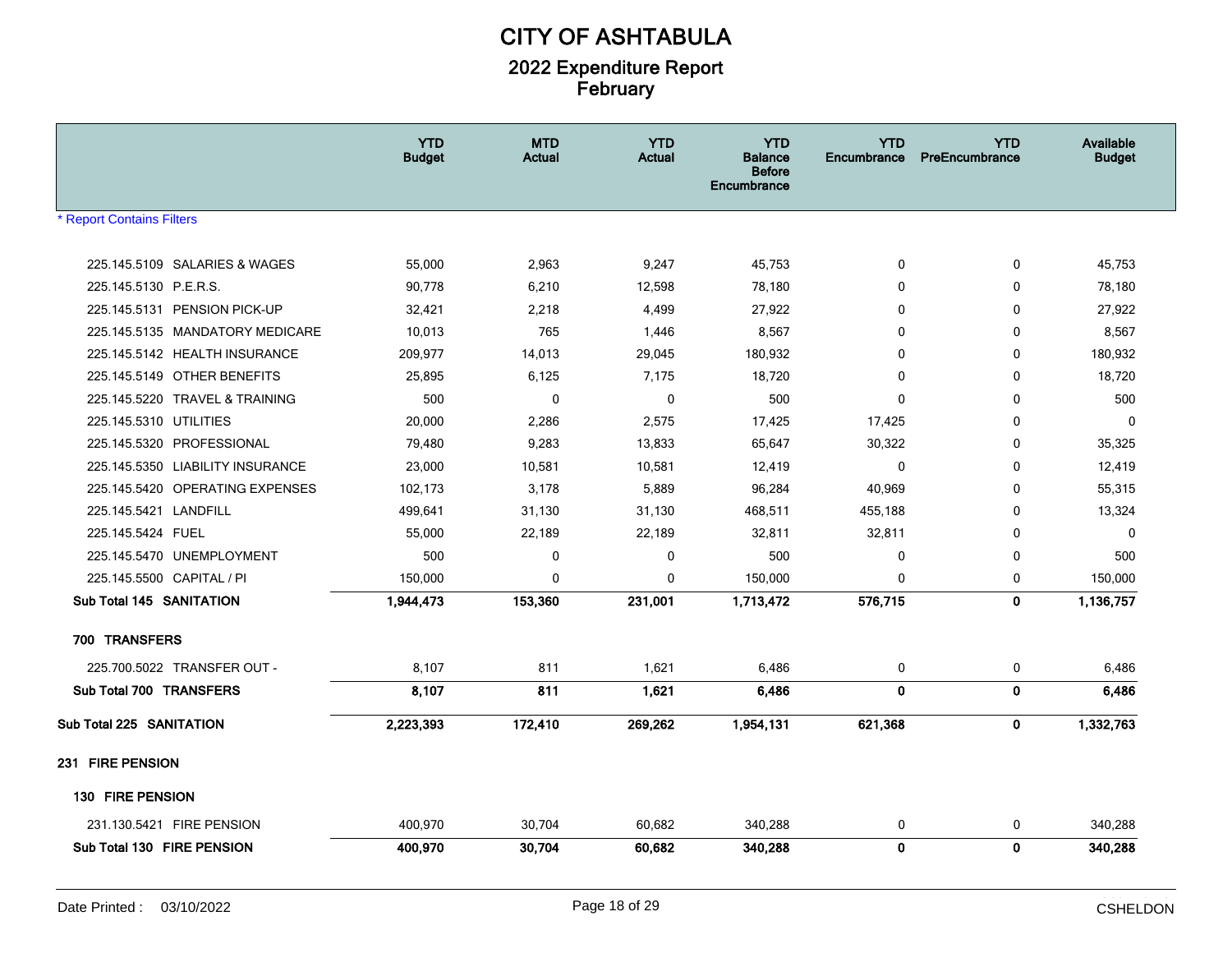# CITY OF ASHTABULA

## 2022 Expenditure Report
## February

| | YTD Budget | MTD Actual | YTD Actual | YTD Balance Before Encumbrance | YTD Encumbrance | YTD PreEncumbrance | Available Budget |
|---|---|---|---|---|---|---|---|
| * Report Contains Filters | | | | | | | |
| 225.145.5109 SALARIES & WAGES | 55,000 | 2,963 | 9,247 | 45,753 | 0 | 0 | 45,753 |
| 225.145.5130 P.E.R.S. | 90,778 | 6,210 | 12,598 | 78,180 | 0 | 0 | 78,180 |
| 225.145.5131 PENSION PICK-UP | 32,421 | 2,218 | 4,499 | 27,922 | 0 | 0 | 27,922 |
| 225.145.5135 MANDATORY MEDICARE | 10,013 | 765 | 1,446 | 8,567 | 0 | 0 | 8,567 |
| 225.145.5142 HEALTH INSURANCE | 209,977 | 14,013 | 29,045 | 180,932 | 0 | 0 | 180,932 |
| 225.145.5149 OTHER BENEFITS | 25,895 | 6,125 | 7,175 | 18,720 | 0 | 0 | 18,720 |
| 225.145.5220 TRAVEL & TRAINING | 500 | 0 | 0 | 500 | 0 | 0 | 500 |
| 225.145.5310 UTILITIES | 20,000 | 2,286 | 2,575 | 17,425 | 17,425 | 0 | 0 |
| 225.145.5320 PROFESSIONAL | 79,480 | 9,283 | 13,833 | 65,647 | 30,322 | 0 | 35,325 |
| 225.145.5350 LIABILITY INSURANCE | 23,000 | 10,581 | 10,581 | 12,419 | 0 | 0 | 12,419 |
| 225.145.5420 OPERATING EXPENSES | 102,173 | 3,178 | 5,889 | 96,284 | 40,969 | 0 | 55,315 |
| 225.145.5421 LANDFILL | 499,641 | 31,130 | 31,130 | 468,511 | 455,188 | 0 | 13,324 |
| 225.145.5424 FUEL | 55,000 | 22,189 | 22,189 | 32,811 | 32,811 | 0 | 0 |
| 225.145.5470 UNEMPLOYMENT | 500 | 0 | 0 | 500 | 0 | 0 | 500 |
| 225.145.5500 CAPITAL / PI | 150,000 | 0 | 0 | 150,000 | 0 | 0 | 150,000 |
| **Sub Total 145 SANITATION** | **1,944,473** | **153,360** | **231,001** | **1,713,472** | **576,715** | **0** | **1,136,757** |
| **700 TRANSFERS** | | | | | | | |
| 225.700.5022 TRANSFER OUT - | 8,107 | 811 | 1,621 | 6,486 | 0 | 0 | 6,486 |
| **Sub Total 700 TRANSFERS** | **8,107** | **811** | **1,621** | **6,486** | **0** | **0** | **6,486** |
| **Sub Total 225 SANITATION** | **2,223,393** | **172,410** | **269,262** | **1,954,131** | **621,368** | **0** | **1,332,763** |
| **231 FIRE PENSION** | | | | | | | |
| **130 FIRE PENSION** | | | | | | | |
| 231.130.5421 FIRE PENSION | 400,970 | 30,704 | 60,682 | 340,288 | 0 | 0 | 340,288 |
| **Sub Total 130 FIRE PENSION** | **400,970** | **30,704** | **60,682** | **340,288** | **0** | **0** | **340,288** |

Date Printed : 03/10/2022 CSHELDON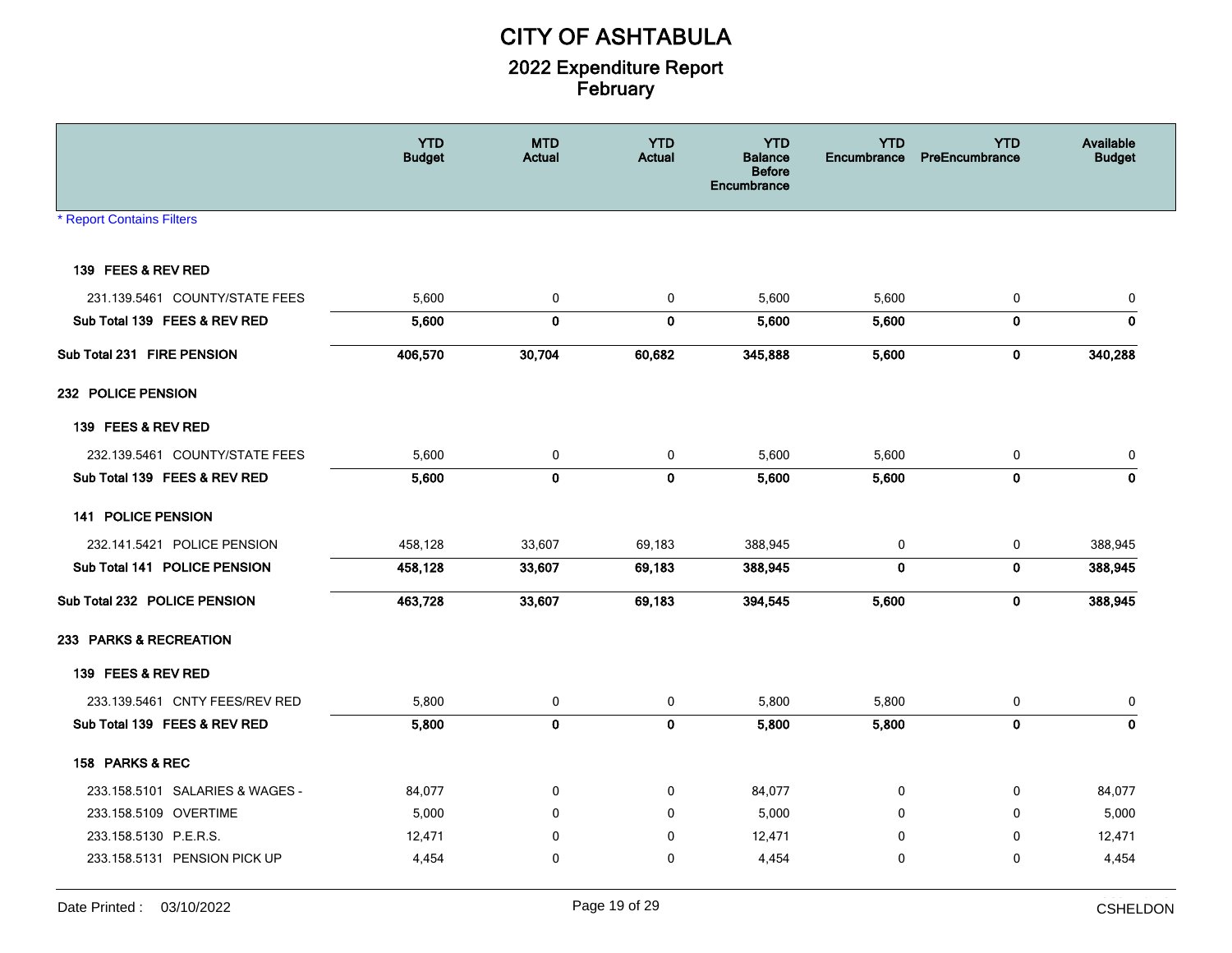# CITY OF ASHTABULA

## 2022 Expenditure Report
## February

| | YTD Budget | MTD Actual | YTD Actual | YTD Balance Before Encumbrance | YTD Encumbrance | YTD PreEncumbrance | Available Budget |
|---|---|---|---|---|---|---|---|
| * Report Contains Filters | | | | | | | |
| **139 FEES & REV RED** | | | | | | | |
| 231.139.5461 COUNTY/STATE FEES | 5,600 | 0 | 0 | 5,600 | 5,600 | 0 | 0 |
| **Sub Total 139 FEES & REV RED** | **5,600** | **0** | **0** | **5,600** | **5,600** | **0** | **0** |
| **Sub Total 231 FIRE PENSION** | **406,570** | **30,704** | **60,682** | **345,888** | **5,600** | **0** | **340,288** |
| **232 POLICE PENSION** | | | | | | | |
| **139 FEES & REV RED** | | | | | | | |
| 232.139.5461 COUNTY/STATE FEES | 5,600 | 0 | 0 | 5,600 | 5,600 | 0 | 0 |
| **Sub Total 139 FEES & REV RED** | **5,600** | **0** | **0** | **5,600** | **5,600** | **0** | **0** |
| **141 POLICE PENSION** | | | | | | | |
| 232.141.5421 POLICE PENSION | 458,128 | 33,607 | 69,183 | 388,945 | 0 | 0 | 388,945 |
| **Sub Total 141 POLICE PENSION** | **458,128** | **33,607** | **69,183** | **388,945** | **0** | **0** | **388,945** |
| **Sub Total 232 POLICE PENSION** | **463,728** | **33,607** | **69,183** | **394,545** | **5,600** | **0** | **388,945** |
| **233 PARKS & RECREATION** | | | | | | | |
| **139 FEES & REV RED** | | | | | | | |
| 233.139.5461 CNTY FEES/REV RED | 5,800 | 0 | 0 | 5,800 | 5,800 | 0 | 0 |
| **Sub Total 139 FEES & REV RED** | **5,800** | **0** | **0** | **5,800** | **5,800** | **0** | **0** |
| **158 PARKS & REC** | | | | | | | |
| 233.158.5101 SALARIES & WAGES - | 84,077 | 0 | 0 | 84,077 | 0 | 0 | 84,077 |
| 233.158.5109 OVERTIME | 5,000 | 0 | 0 | 5,000 | 0 | 0 | 5,000 |
| 233.158.5130 P.E.R.S. | 12,471 | 0 | 0 | 12,471 | 0 | 0 | 12,471 |
| 233.158.5131 PENSION PICK UP | 4,454 | 0 | 0 | 4,454 | 0 | 0 | 4,454 |

Date Printed : 03/10/2022 CSHELDON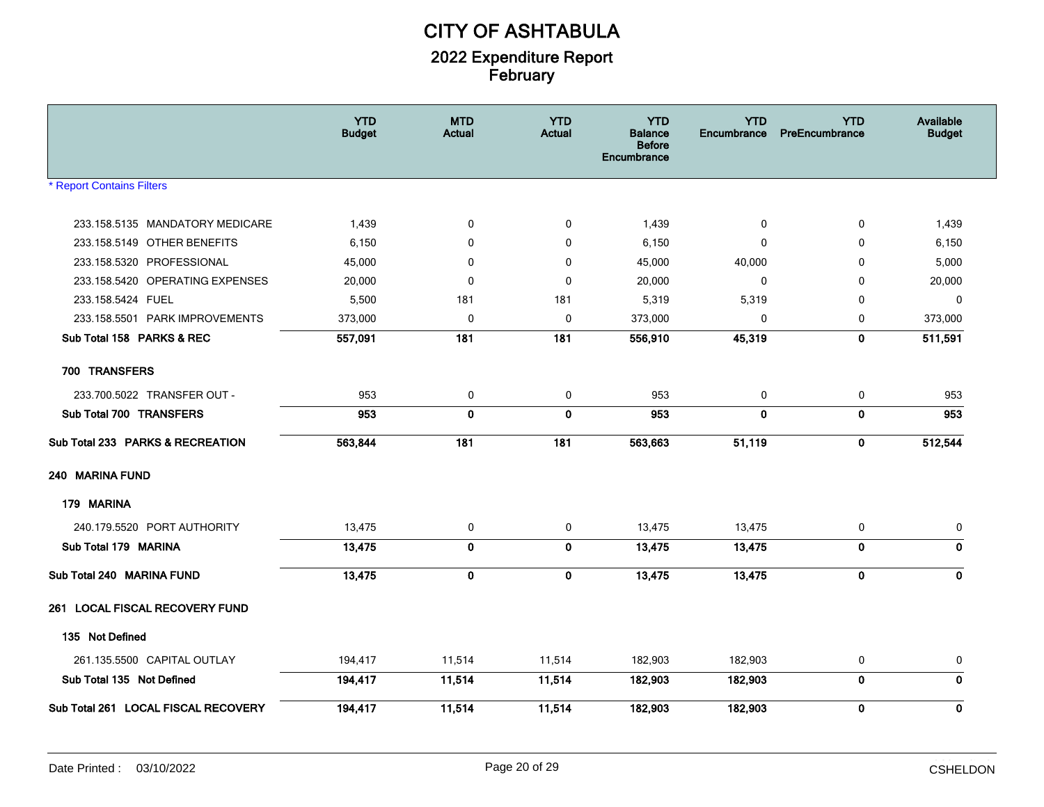# CITY OF ASHTABULA

## 2022 Expenditure Report
## February

* Report Contains Filters

| | YTD Budget | MTD Actual | YTD Actual | YTD Balance Before Encumbrance | YTD Encumbrance | YTD PreEncumbrance | Available Budget |
|---|---|---|---|---|---|---|---|
| 233.158.5135 MANDATORY MEDICARE | 1,439 | 0 | 0 | 1,439 | 0 | 0 | 1,439 |
| 233.158.5149 OTHER BENEFITS | 6,150 | 0 | 0 | 6,150 | 0 | 0 | 6,150 |
| 233.158.5320 PROFESSIONAL | 45,000 | 0 | 0 | 45,000 | 40,000 | 0 | 5,000 |
| 233.158.5420 OPERATING EXPENSES | 20,000 | 0 | 0 | 20,000 | 0 | 0 | 20,000 |
| 233.158.5424 FUEL | 5,500 | 181 | 181 | 5,319 | 5,319 | 0 | 0 |
| 233.158.5501 PARK IMPROVEMENTS | 373,000 | 0 | 0 | 373,000 | 0 | 0 | 373,000 |
| **Sub Total 158 PARKS & REC** | **557,091** | **181** | **181** | **556,910** | **45,319** | **0** | **511,591** |
| **700 TRANSFERS** | | | | | | | |
| 233.700.5022 TRANSFER OUT - | 953 | 0 | 0 | 953 | 0 | 0 | 953 |
| **Sub Total 700 TRANSFERS** | **953** | **0** | **0** | **953** | **0** | **0** | **953** |
| **Sub Total 233 PARKS & RECREATION** | **563,844** | **181** | **181** | **563,663** | **51,119** | **0** | **512,544** |
| **240 MARINA FUND** | | | | | | | |
| **179 MARINA** | | | | | | | |
| 240.179.5520 PORT AUTHORITY | 13,475 | 0 | 0 | 13,475 | 13,475 | 0 | 0 |
| **Sub Total 179 MARINA** | **13,475** | **0** | **0** | **13,475** | **13,475** | **0** | **0** |
| **Sub Total 240 MARINA FUND** | **13,475** | **0** | **0** | **13,475** | **13,475** | **0** | **0** |
| **261 LOCAL FISCAL RECOVERY FUND** | | | | | | | |
| **135 Not Defined** | | | | | | | |
| 261.135.5500 CAPITAL OUTLAY | 194,417 | 11,514 | 11,514 | 182,903 | 182,903 | 0 | 0 |
| **Sub Total 135 Not Defined** | **194,417** | **11,514** | **11,514** | **182,903** | **182,903** | **0** | **0** |
| **Sub Total 261 LOCAL FISCAL RECOVERY** | **194,417** | **11,514** | **11,514** | **182,903** | **182,903** | **0** | **0** |

Date Printed : 03/10/2022 CSHELDON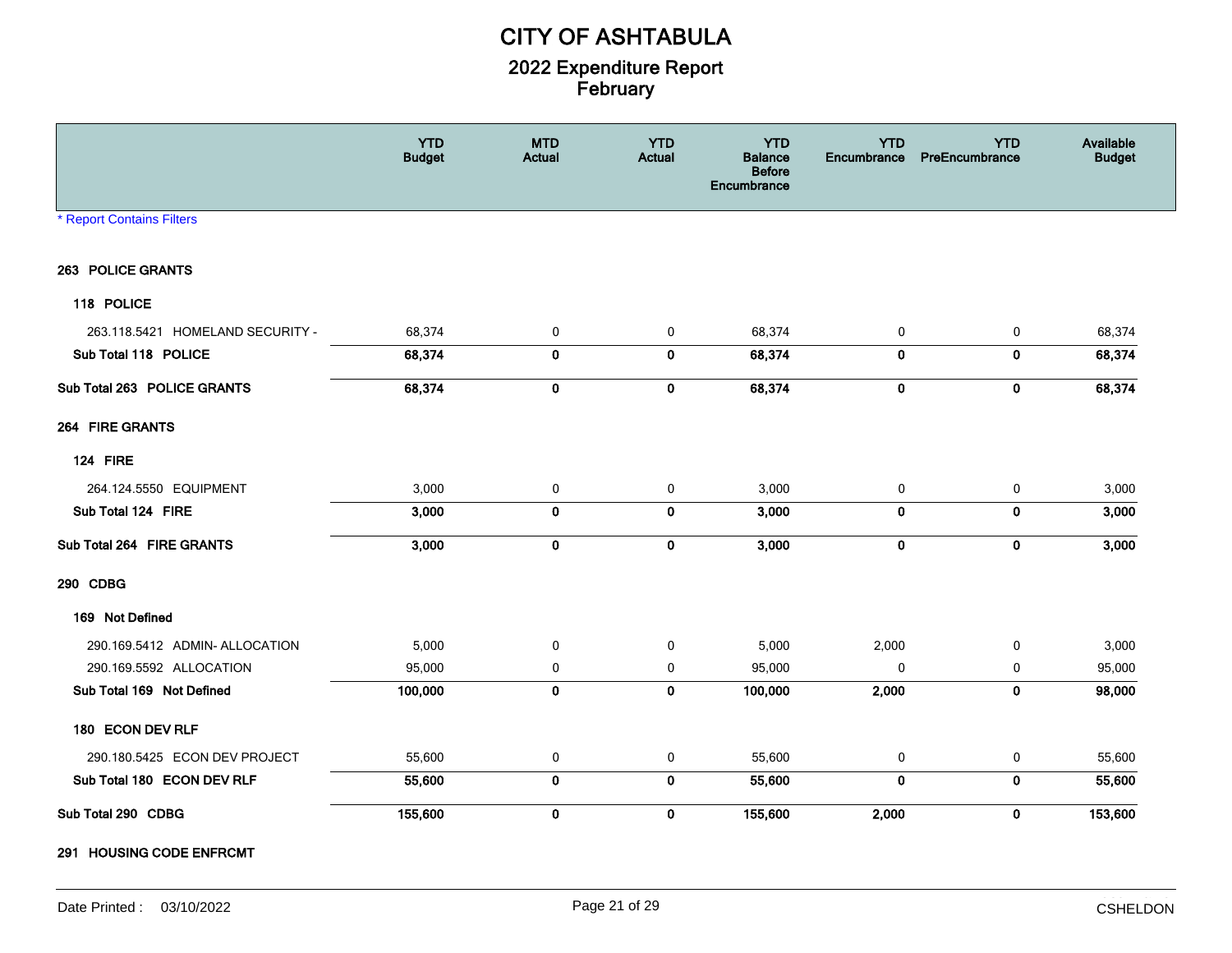# CITY OF ASHTABULA

## 2022 Expenditure Report
## February

| | YTD Budget | MTD Actual | YTD Actual | YTD Balance Before Encumbrance | YTD Encumbrance | YTD PreEncumbrance | Available Budget |
|---|---|---|---|---|---|---|---|
| * Report Contains Filters | | | | | | | |
| **263 POLICE GRANTS** | | | | | | | |
| **118 POLICE** | | | | | | | |
| 263.118.5421 HOMELAND SECURITY - | 68,374 | 0 | 0 | 68,374 | 0 | 0 | 68,374 |
| **Sub Total 118 POLICE** | **68,374** | **0** | **0** | **68,374** | **0** | **0** | **68,374** |
| **Sub Total 263 POLICE GRANTS** | **68,374** | **0** | **0** | **68,374** | **0** | **0** | **68,374** |
| **264 FIRE GRANTS** | | | | | | | |
| **124 FIRE** | | | | | | | |
| 264.124.5550 EQUIPMENT | 3,000 | 0 | 0 | 3,000 | 0 | 0 | 3,000 |
| **Sub Total 124 FIRE** | **3,000** | **0** | **0** | **3,000** | **0** | **0** | **3,000** |
| **Sub Total 264 FIRE GRANTS** | **3,000** | **0** | **0** | **3,000** | **0** | **0** | **3,000** |
| **290 CDBG** | | | | | | | |
| **169 Not Defined** | | | | | | | |
| 290.169.5412 ADMIN- ALLOCATION | 5,000 | 0 | 0 | 5,000 | 2,000 | 0 | 3,000 |
| 290.169.5592 ALLOCATION | 95,000 | 0 | 0 | 95,000 | 0 | 0 | 95,000 |
| **Sub Total 169 Not Defined** | **100,000** | **0** | **0** | **100,000** | **2,000** | **0** | **98,000** |
| **180 ECON DEV RLF** | | | | | | | |
| 290.180.5425 ECON DEV PROJECT | 55,600 | 0 | 0 | 55,600 | 0 | 0 | 55,600 |
| **Sub Total 180 ECON DEV RLF** | **55,600** | **0** | **0** | **55,600** | **0** | **0** | **55,600** |
| **Sub Total 290 CDBG** | **155,600** | **0** | **0** | **155,600** | **2,000** | **0** | **153,600** |
| **291 HOUSING CODE ENFRCMT** | | | | | | | |

Date Printed : 03/10/2022 CSHELDON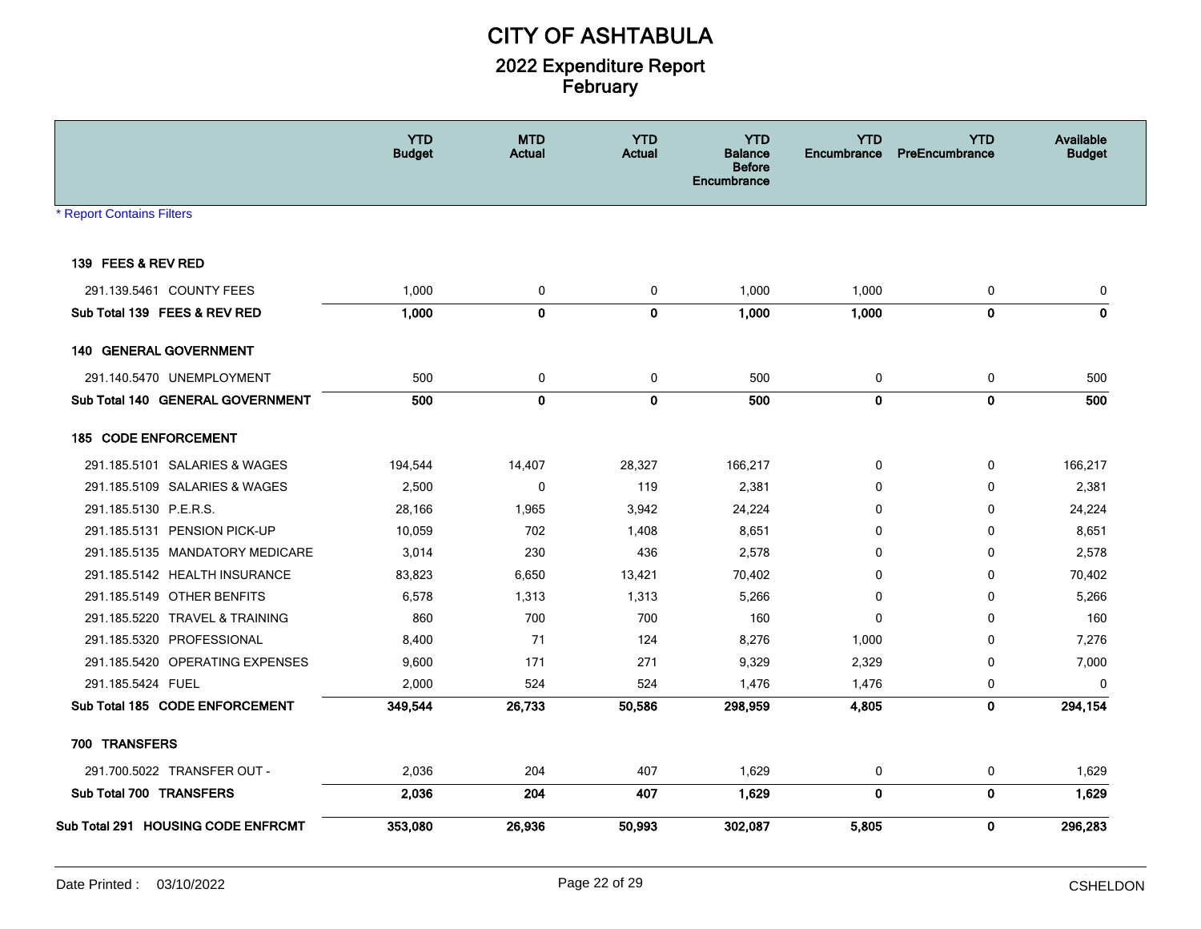# CITY OF ASHTABULA

## 2022 Expenditure Report
## February

| | YTD Budget | MTD Actual | YTD Actual | YTD Balance Before Encumbrance | YTD Encumbrance | YTD PreEncumbrance | Available Budget |
|---|---|---|---|---|---|---|---|
| * Report Contains Filters | | | | | | | |
| **139 FEES & REV RED** | | | | | | | |
| 291.139.5461 COUNTY FEES | 1,000 | 0 | 0 | 1,000 | 1,000 | 0 | 0 |
| **Sub Total 139 FEES & REV RED** | **1,000** | **0** | **0** | **1,000** | **1,000** | **0** | **0** |
| **140 GENERAL GOVERNMENT** | | | | | | | |
| 291.140.5470 UNEMPLOYMENT | 500 | 0 | 0 | 500 | 0 | 0 | 500 |
| **Sub Total 140 GENERAL GOVERNMENT** | **500** | **0** | **0** | **500** | **0** | **0** | **500** |
| **185 CODE ENFORCEMENT** | | | | | | | |
| 291.185.5101 SALARIES & WAGES | 194,544 | 14,407 | 28,327 | 166,217 | 0 | 0 | 166,217 |
| 291.185.5109 SALARIES & WAGES | 2,500 | 0 | 119 | 2,381 | 0 | 0 | 2,381 |
| 291.185.5130 P.E.R.S. | 28,166 | 1,965 | 3,942 | 24,224 | 0 | 0 | 24,224 |
| 291.185.5131 PENSION PICK-UP | 10,059 | 702 | 1,408 | 8,651 | 0 | 0 | 8,651 |
| 291.185.5135 MANDATORY MEDICARE | 3,014 | 230 | 436 | 2,578 | 0 | 0 | 2,578 |
| 291.185.5142 HEALTH INSURANCE | 83,823 | 6,650 | 13,421 | 70,402 | 0 | 0 | 70,402 |
| 291.185.5149 OTHER BENFITS | 6,578 | 1,313 | 1,313 | 5,266 | 0 | 0 | 5,266 |
| 291.185.5220 TRAVEL & TRAINING | 860 | 700 | 700 | 160 | 0 | 0 | 160 |
| 291.185.5320 PROFESSIONAL | 8,400 | 71 | 124 | 8,276 | 1,000 | 0 | 7,276 |
| 291.185.5420 OPERATING EXPENSES | 9,600 | 171 | 271 | 9,329 | 2,329 | 0 | 7,000 |
| 291.185.5424 FUEL | 2,000 | 524 | 524 | 1,476 | 1,476 | 0 | 0 |
| **Sub Total 185 CODE ENFORCEMENT** | **349,544** | **26,733** | **50,586** | **298,959** | **4,805** | **0** | **294,154** |
| **700 TRANSFERS** | | | | | | | |
| 291.700.5022 TRANSFER OUT - | 2,036 | 204 | 407 | 1,629 | 0 | 0 | 1,629 |
| **Sub Total 700 TRANSFERS** | **2,036** | **204** | **407** | **1,629** | **0** | **0** | **1,629** |
| **Sub Total 291 HOUSING CODE ENFRCMT** | **353,080** | **26,936** | **50,993** | **302,087** | **5,805** | **0** | **296,283** |

Date Printed : 03/10/2022 CSHELDON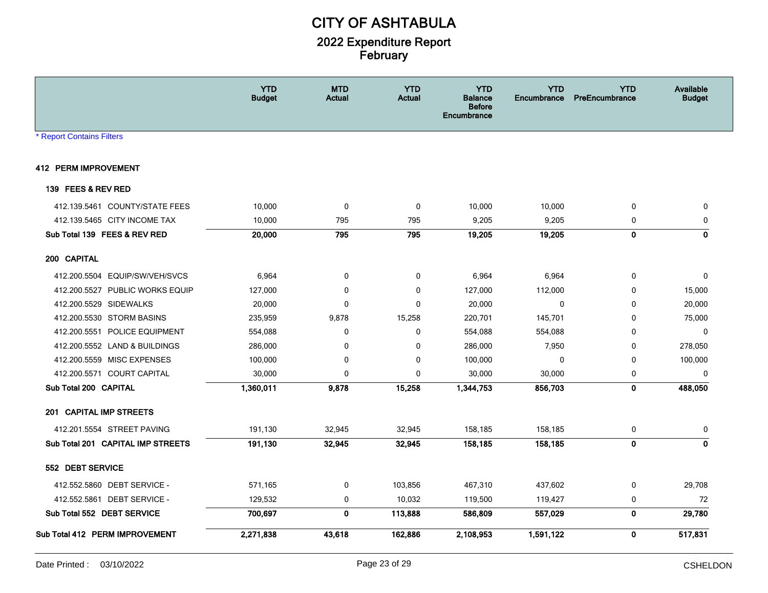# CITY OF ASHTABULA

## 2022 Expenditure Report
## February

| | YTD Budget | MTD Actual | YTD Actual | YTD Balance Before Encumbrance | YTD Encumbrance | YTD PreEncumbrance | Available Budget |
|---|---|---|---|---|---|---|---|
| * Report Contains Filters | | | | | | | |
| **412 PERM IMPROVEMENT** | | | | | | | |
| **139 FEES & REV RED** | | | | | | | |
| 412.139.5461 COUNTY/STATE FEES | 10,000 | 0 | 0 | 10,000 | 10,000 | 0 | 0 |
| 412.139.5465 CITY INCOME TAX | 10,000 | 795 | 795 | 9,205 | 9,205 | 0 | 0 |
| **Sub Total 139 FEES & REV RED** | **20,000** | **795** | **795** | **19,205** | **19,205** | **0** | **0** |
| **200 CAPITAL** | | | | | | | |
| 412.200.5504 EQUIP/SW/VEH/SVCS | 6,964 | 0 | 0 | 6,964 | 6,964 | 0 | 0 |
| 412.200.5527 PUBLIC WORKS EQUIP | 127,000 | 0 | 0 | 127,000 | 112,000 | 0 | 15,000 |
| 412.200.5529 SIDEWALKS | 20,000 | 0 | 0 | 20,000 | 0 | 0 | 20,000 |
| 412.200.5530 STORM BASINS | 235,959 | 9,878 | 15,258 | 220,701 | 145,701 | 0 | 75,000 |
| 412.200.5551 POLICE EQUIPMENT | 554,088 | 0 | 0 | 554,088 | 554,088 | 0 | 0 |
| 412.200.5552 LAND & BUILDINGS | 286,000 | 0 | 0 | 286,000 | 7,950 | 0 | 278,050 |
| 412.200.5559 MISC EXPENSES | 100,000 | 0 | 0 | 100,000 | 0 | 0 | 100,000 |
| 412.200.5571 COURT CAPITAL | 30,000 | 0 | 0 | 30,000 | 30,000 | 0 | 0 |
| **Sub Total 200 CAPITAL** | **1,360,011** | **9,878** | **15,258** | **1,344,753** | **856,703** | **0** | **488,050** |
| **201 CAPITAL IMP STREETS** | | | | | | | |
| 412.201.5554 STREET PAVING | 191,130 | 32,945 | 32,945 | 158,185 | 158,185 | 0 | 0 |
| **Sub Total 201 CAPITAL IMP STREETS** | **191,130** | **32,945** | **32,945** | **158,185** | **158,185** | **0** | **0** |
| **552 DEBT SERVICE** | | | | | | | |
| 412.552.5860 DEBT SERVICE - | 571,165 | 0 | 103,856 | 467,310 | 437,602 | 0 | 29,708 |
| 412.552.5861 DEBT SERVICE - | 129,532 | 0 | 10,032 | 119,500 | 119,427 | 0 | 72 |
| **Sub Total 552 DEBT SERVICE** | **700,697** | **0** | **113,888** | **586,809** | **557,029** | **0** | **29,780** |
| **Sub Total 412 PERM IMPROVEMENT** | **2,271,838** | **43,618** | **162,886** | **2,108,953** | **1,591,122** | **0** | **517,831** |

Date Printed : 03/10/2022 CSHELDON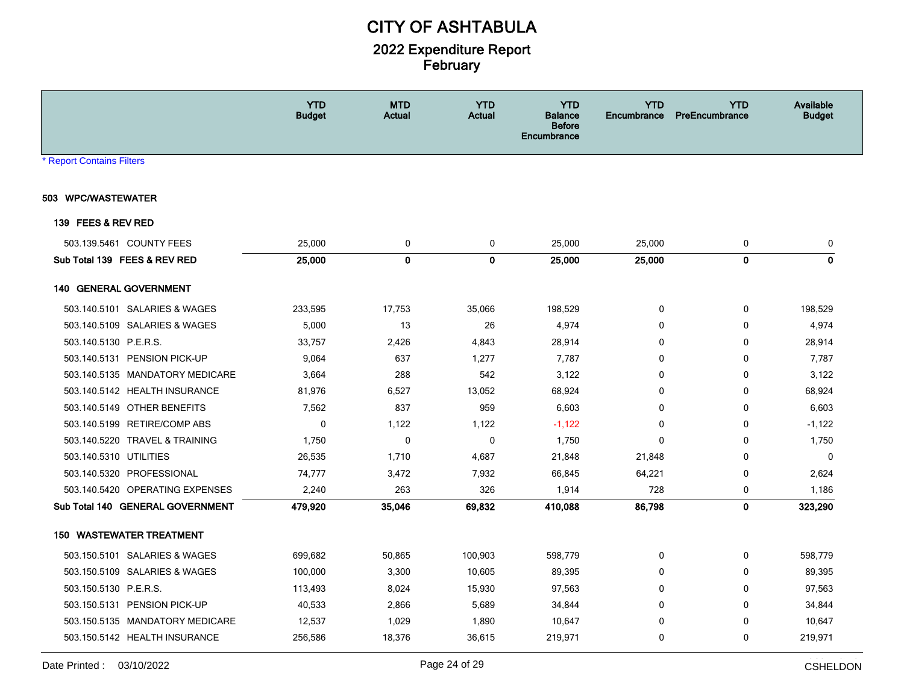# CITY OF ASHTABULA

## 2022 Expenditure Report
## February

* Report Contains Filters

| | YTD Budget | MTD Actual | YTD Actual | YTD Balance Before Encumbrance | YTD Encumbrance | YTD PreEncumbrance | Available Budget |
|---|---|---|---|---|---|---|---|
| **503 WPC/WASTEWATER** | | | | | | | |
| **139 FEES & REV RED** | | | | | | | |
| 503.139.5461 COUNTY FEES | 25,000 | 0 | 0 | 25,000 | 25,000 | 0 | 0 |
| **Sub Total 139 FEES & REV RED** | **25,000** | **0** | **0** | **25,000** | **25,000** | **0** | **0** |
| **140 GENERAL GOVERNMENT** | | | | | | | |
| 503.140.5101 SALARIES & WAGES | 233,595 | 17,753 | 35,066 | 198,529 | 0 | 0 | 198,529 |
| 503.140.5109 SALARIES & WAGES | 5,000 | 13 | 26 | 4,974 | 0 | 0 | 4,974 |
| 503.140.5130 P.E.R.S. | 33,757 | 2,426 | 4,843 | 28,914 | 0 | 0 | 28,914 |
| 503.140.5131 PENSION PICK-UP | 9,064 | 637 | 1,277 | 7,787 | 0 | 0 | 7,787 |
| 503.140.5135 MANDATORY MEDICARE | 3,664 | 288 | 542 | 3,122 | 0 | 0 | 3,122 |
| 503.140.5142 HEALTH INSURANCE | 81,976 | 6,527 | 13,052 | 68,924 | 0 | 0 | 68,924 |
| 503.140.5149 OTHER BENEFITS | 7,562 | 837 | 959 | 6,603 | 0 | 0 | 6,603 |
| 503.140.5199 RETIRE/COMP ABS | 0 | 1,122 | 1,122 | -1,122 | 0 | 0 | -1,122 |
| 503.140.5220 TRAVEL & TRAINING | 1,750 | 0 | 0 | 1,750 | 0 | 0 | 1,750 |
| 503.140.5310 UTILITIES | 26,535 | 1,710 | 4,687 | 21,848 | 21,848 | 0 | 0 |
| 503.140.5320 PROFESSIONAL | 74,777 | 3,472 | 7,932 | 66,845 | 64,221 | 0 | 2,624 |
| 503.140.5420 OPERATING EXPENSES | 2,240 | 263 | 326 | 1,914 | 728 | 0 | 1,186 |
| **Sub Total 140 GENERAL GOVERNMENT** | **479,920** | **35,046** | **69,832** | **410,088** | **86,798** | **0** | **323,290** |
| **150 WASTEWATER TREATMENT** | | | | | | | |
| 503.150.5101 SALARIES & WAGES | 699,682 | 50,865 | 100,903 | 598,779 | 0 | 0 | 598,779 |
| 503.150.5109 SALARIES & WAGES | 100,000 | 3,300 | 10,605 | 89,395 | 0 | 0 | 89,395 |
| 503.150.5130 P.E.R.S. | 113,493 | 8,024 | 15,930 | 97,563 | 0 | 0 | 97,563 |
| 503.150.5131 PENSION PICK-UP | 40,533 | 2,866 | 5,689 | 34,844 | 0 | 0 | 34,844 |
| 503.150.5135 MANDATORY MEDICARE | 12,537 | 1,029 | 1,890 | 10,647 | 0 | 0 | 10,647 |
| 503.150.5142 HEALTH INSURANCE | 256,586 | 18,376 | 36,615 | 219,971 | 0 | 0 | 219,971 |

Date Printed : 03/10/2022 CSHELDON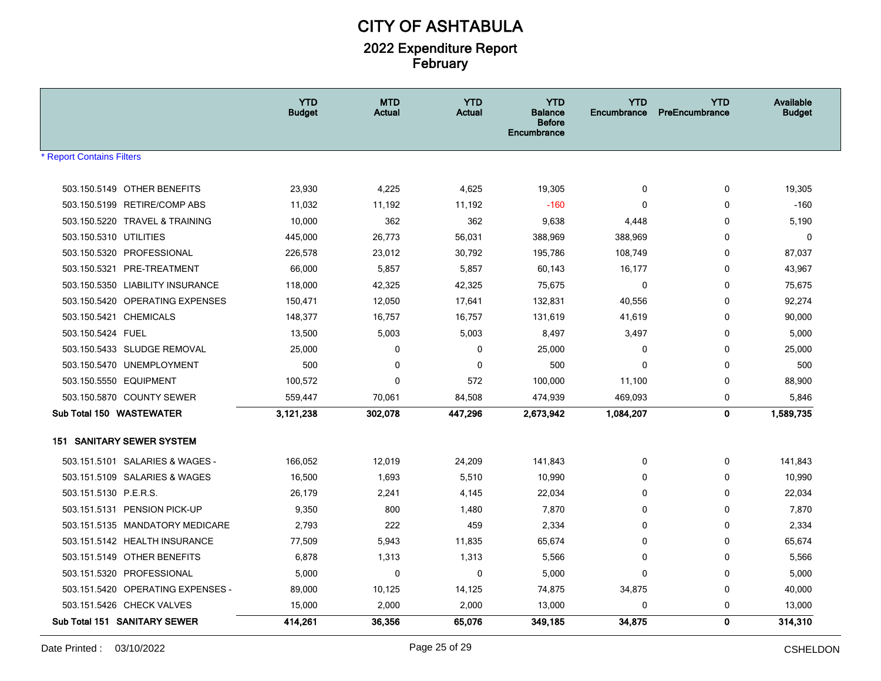# CITY OF ASHTABULA

## 2022 Expenditure Report
## February

* Report Contains Filters

| | YTD Budget | MTD Actual | YTD Actual | YTD Balance Before Encumbrance | YTD Encumbrance | YTD PreEncumbrance | Available Budget |
|---|---|---|---|---|---|---|---|
| 503.150.5149 OTHER BENEFITS | 23,930 | 4,225 | 4,625 | 19,305 | 0 | 0 | 19,305 |
| 503.150.5199 RETIRE/COMP ABS | 11,032 | 11,192 | 11,192 | -160 | 0 | 0 | -160 |
| 503.150.5220 TRAVEL & TRAINING | 10,000 | 362 | 362 | 9,638 | 4,448 | 0 | 5,190 |
| 503.150.5310 UTILITIES | 445,000 | 26,773 | 56,031 | 388,969 | 388,969 | 0 | 0 |
| 503.150.5320 PROFESSIONAL | 226,578 | 23,012 | 30,792 | 195,786 | 108,749 | 0 | 87,037 |
| 503.150.5321 PRE-TREATMENT | 66,000 | 5,857 | 5,857 | 60,143 | 16,177 | 0 | 43,967 |
| 503.150.5350 LIABILITY INSURANCE | 118,000 | 42,325 | 42,325 | 75,675 | 0 | 0 | 75,675 |
| 503.150.5420 OPERATING EXPENSES | 150,471 | 12,050 | 17,641 | 132,831 | 40,556 | 0 | 92,274 |
| 503.150.5421 CHEMICALS | 148,377 | 16,757 | 16,757 | 131,619 | 41,619 | 0 | 90,000 |
| 503.150.5424 FUEL | 13,500 | 5,003 | 5,003 | 8,497 | 3,497 | 0 | 5,000 |
| 503.150.5433 SLUDGE REMOVAL | 25,000 | 0 | 0 | 25,000 | 0 | 0 | 25,000 |
| 503.150.5470 UNEMPLOYMENT | 500 | 0 | 0 | 500 | 0 | 0 | 500 |
| 503.150.5550 EQUIPMENT | 100,572 | 0 | 572 | 100,000 | 11,100 | 0 | 88,900 |
| 503.150.5870 COUNTY SEWER | 559,447 | 70,061 | 84,508 | 474,939 | 469,093 | 0 | 5,846 |
| **Sub Total 150 WASTEWATER** | **3,121,238** | **302,078** | **447,296** | **2,673,942** | **1,084,207** | **0** | **1,589,735** |
| **151 SANITARY SEWER SYSTEM** | | | | | | | |
| 503.151.5101 SALARIES & WAGES - | 166,052 | 12,019 | 24,209 | 141,843 | 0 | 0 | 141,843 |
| 503.151.5109 SALARIES & WAGES | 16,500 | 1,693 | 5,510 | 10,990 | 0 | 0 | 10,990 |
| 503.151.5130 P.E.R.S. | 26,179 | 2,241 | 4,145 | 22,034 | 0 | 0 | 22,034 |
| 503.151.5131 PENSION PICK-UP | 9,350 | 800 | 1,480 | 7,870 | 0 | 0 | 7,870 |
| 503.151.5135 MANDATORY MEDICARE | 2,793 | 222 | 459 | 2,334 | 0 | 0 | 2,334 |
| 503.151.5142 HEALTH INSURANCE | 77,509 | 5,943 | 11,835 | 65,674 | 0 | 0 | 65,674 |
| 503.151.5149 OTHER BENEFITS | 6,878 | 1,313 | 1,313 | 5,566 | 0 | 0 | 5,566 |
| 503.151.5320 PROFESSIONAL | 5,000 | 0 | 0 | 5,000 | 0 | 0 | 5,000 |
| 503.151.5420 OPERATING EXPENSES - | 89,000 | 10,125 | 14,125 | 74,875 | 34,875 | 0 | 40,000 |
| 503.151.5426 CHECK VALVES | 15,000 | 2,000 | 2,000 | 13,000 | 0 | 0 | 13,000 |
| **Sub Total 151 SANITARY SEWER** | **414,261** | **36,356** | **65,076** | **349,185** | **34,875** | **0** | **314,310** |

Date Printed : 03/10/2022 CSHELDON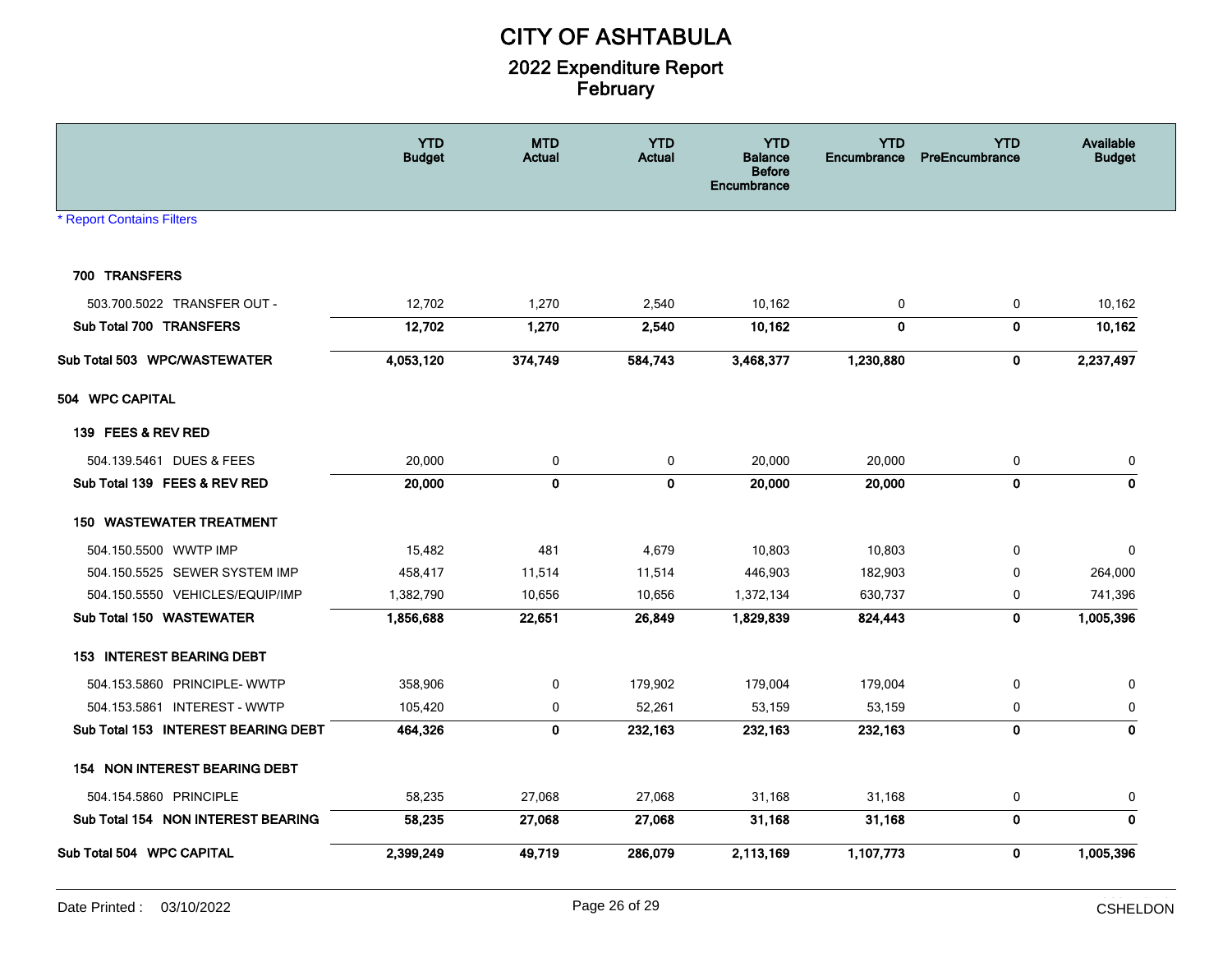# CITY OF ASHTABULA

## 2022 Expenditure Report
## February

| | YTD Budget | MTD Actual | YTD Actual | YTD Balance Before Encumbrance | YTD Encumbrance | YTD PreEncumbrance | Available Budget |
|---|---|---|---|---|---|---|---|
| * Report Contains Filters | | | | | | | |
| **700 TRANSFERS** | | | | | | | |
| 503.700.5022 TRANSFER OUT - | 12,702 | 1,270 | 2,540 | 10,162 | 0 | 0 | 10,162 |
| **Sub Total 700 TRANSFERS** | **12,702** | **1,270** | **2,540** | **10,162** | **0** | **0** | **10,162** |
| **Sub Total 503 WPC/WASTEWATER** | **4,053,120** | **374,749** | **584,743** | **3,468,377** | **1,230,880** | **0** | **2,237,497** |
| **504 WPC CAPITAL** | | | | | | | |
| **139 FEES & REV RED** | | | | | | | |
| 504.139.5461 DUES & FEES | 20,000 | 0 | 0 | 20,000 | 20,000 | 0 | 0 |
| **Sub Total 139 FEES & REV RED** | **20,000** | **0** | **0** | **20,000** | **20,000** | **0** | **0** |
| **150 WASTEWATER TREATMENT** | | | | | | | |
| 504.150.5500 WWTP IMP | 15,482 | 481 | 4,679 | 10,803 | 10,803 | 0 | 0 |
| 504.150.5525 SEWER SYSTEM IMP | 458,417 | 11,514 | 11,514 | 446,903 | 182,903 | 0 | 264,000 |
| 504.150.5550 VEHICLES/EQUIP/IMP | 1,382,790 | 10,656 | 10,656 | 1,372,134 | 630,737 | 0 | 741,396 |
| **Sub Total 150 WASTEWATER** | **1,856,688** | **22,651** | **26,849** | **1,829,839** | **824,443** | **0** | **1,005,396** |
| **153 INTEREST BEARING DEBT** | | | | | | | |
| 504.153.5860 PRINCIPLE- WWTP | 358,906 | 0 | 179,902 | 179,004 | 179,004 | 0 | 0 |
| 504.153.5861 INTEREST - WWTP | 105,420 | 0 | 52,261 | 53,159 | 53,159 | 0 | 0 |
| **Sub Total 153 INTEREST BEARING DEBT** | **464,326** | **0** | **232,163** | **232,163** | **232,163** | **0** | **0** |
| **154 NON INTEREST BEARING DEBT** | | | | | | | |
| 504.154.5860 PRINCIPLE | 58,235 | 27,068 | 27,068 | 31,168 | 31,168 | 0 | 0 |
| **Sub Total 154 NON INTEREST BEARING** | **58,235** | **27,068** | **27,068** | **31,168** | **31,168** | **0** | **0** |
| **Sub Total 504 WPC CAPITAL** | **2,399,249** | **49,719** | **286,079** | **2,113,169** | **1,107,773** | **0** | **1,005,396** |

Date Printed : 03/10/2022 CSHELDON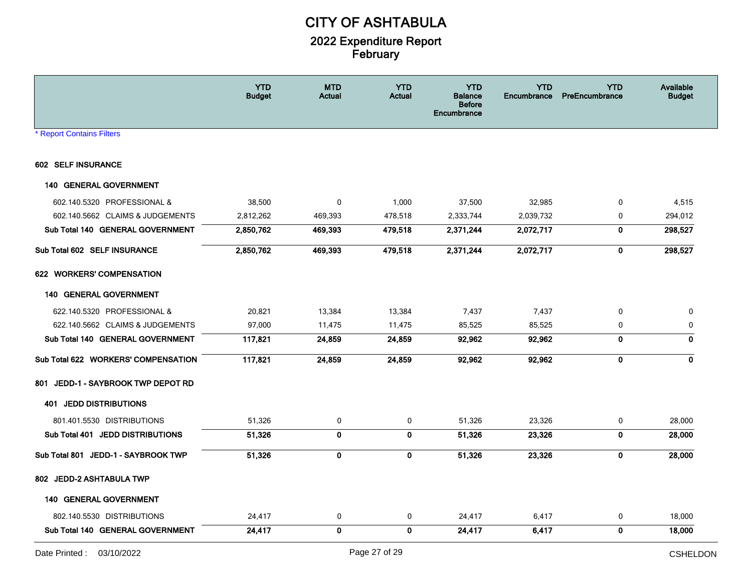# CITY OF ASHTABULA

## 2022 Expenditure Report
## February

| | YTD Budget | MTD Actual | YTD Actual | YTD Balance Before Encumbrance | YTD Encumbrance | YTD PreEncumbrance | Available Budget |
|---|---|---|---|---|---|---|---|
| **602 SELF INSURANCE** | | | | | | | |
| **140 GENERAL GOVERNMENT** | | | | | | | |
| 602.140.5320 PROFESSIONAL & | 38,500 | 0 | 1,000 | 37,500 | 32,985 | 0 | 4,515 |
| 602.140.5662 CLAIMS & JUDGEMENTS | 2,812,262 | 469,393 | 478,518 | 2,333,744 | 2,039,732 | 0 | 294,012 |
| **Sub Total 140 GENERAL GOVERNMENT** | **2,850,762** | **469,393** | **479,518** | **2,371,244** | **2,072,717** | **0** | **298,527** |
| **Sub Total 602 SELF INSURANCE** | **2,850,762** | **469,393** | **479,518** | **2,371,244** | **2,072,717** | **0** | **298,527** |
| **622 WORKERS' COMPENSATION** | | | | | | | |
| **140 GENERAL GOVERNMENT** | | | | | | | |
| 622.140.5320 PROFESSIONAL & | 20,821 | 13,384 | 13,384 | 7,437 | 7,437 | 0 | 0 |
| 622.140.5662 CLAIMS & JUDGEMENTS | 97,000 | 11,475 | 11,475 | 85,525 | 85,525 | 0 | 0 |
| **Sub Total 140 GENERAL GOVERNMENT** | **117,821** | **24,859** | **24,859** | **92,962** | **92,962** | **0** | **0** |
| **Sub Total 622 WORKERS' COMPENSATION** | **117,821** | **24,859** | **24,859** | **92,962** | **92,962** | **0** | **0** |
| **801 JEDD-1 - SAYBROOK TWP DEPOT RD** | | | | | | | |
| **401 JEDD DISTRIBUTIONS** | | | | | | | |
| 801.401.5530 DISTRIBUTIONS | 51,326 | 0 | 0 | 51,326 | 23,326 | 0 | 28,000 |
| **Sub Total 401 JEDD DISTRIBUTIONS** | **51,326** | **0** | **0** | **51,326** | **23,326** | **0** | **28,000** |
| **Sub Total 801 JEDD-1 - SAYBROOK TWP** | **51,326** | **0** | **0** | **51,326** | **23,326** | **0** | **28,000** |
| **802 JEDD-2 ASHTABULA TWP** | | | | | | | |
| **140 GENERAL GOVERNMENT** | | | | | | | |
| 802.140.5530 DISTRIBUTIONS | 24,417 | 0 | 0 | 24,417 | 6,417 | 0 | 18,000 |
| **Sub Total 140 GENERAL GOVERNMENT** | **24,417** | **0** | **0** | **24,417** | **6,417** | **0** | **18,000** |

* Report Contains Filters

Date Printed : 03/10/2022

CSHELDON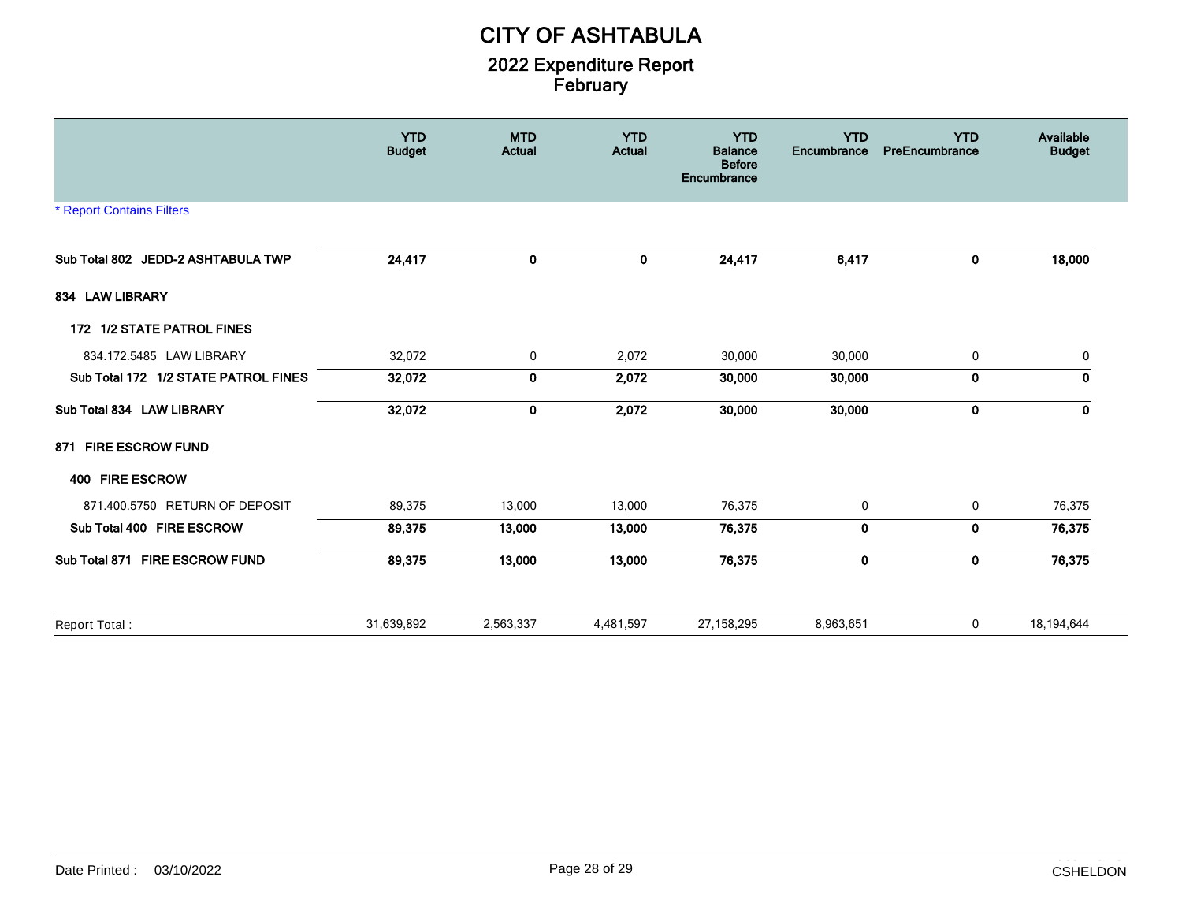# CITY OF ASHTABULA

## 2022 Expenditure Report
## February

* Report Contains Filters

| | YTD Budget | MTD Actual | YTD Actual | YTD Balance Before Encumbrance | YTD Encumbrance | YTD PreEncumbrance | Available Budget |
|---|---|---|---|---|---|---|---|
| **Sub Total 802 JEDD-2 ASHTABULA TWP** | **24,417** | **0** | **0** | **24,417** | **6,417** | **0** | **18,000** |
| **834 LAW LIBRARY** | | | | | | | |
| **172 1/2 STATE PATROL FINES** | | | | | | | |
| 834.172.5485 LAW LIBRARY | 32,072 | 0 | 2,072 | 30,000 | 30,000 | 0 | 0 |
| **Sub Total 172 1/2 STATE PATROL FINES** | **32,072** | **0** | **2,072** | **30,000** | **30,000** | **0** | **0** |
| **Sub Total 834 LAW LIBRARY** | **32,072** | **0** | **2,072** | **30,000** | **30,000** | **0** | **0** |
| **871 FIRE ESCROW FUND** | | | | | | | |
| **400 FIRE ESCROW** | | | | | | | |
| 871.400.5750 RETURN OF DEPOSIT | 89,375 | 13,000 | 13,000 | 76,375 | 0 | 0 | 76,375 |
| **Sub Total 400 FIRE ESCROW** | **89,375** | **13,000** | **13,000** | **76,375** | **0** | **0** | **76,375** |
| **Sub Total 871 FIRE ESCROW FUND** | **89,375** | **13,000** | **13,000** | **76,375** | **0** | **0** | **76,375** |
| Report Total : | 31,639,892 | 2,563,337 | 4,481,597 | 27,158,295 | 8,963,651 | 0 | 18,194,644 |

Date Printed : 03/10/2022 CSHELDON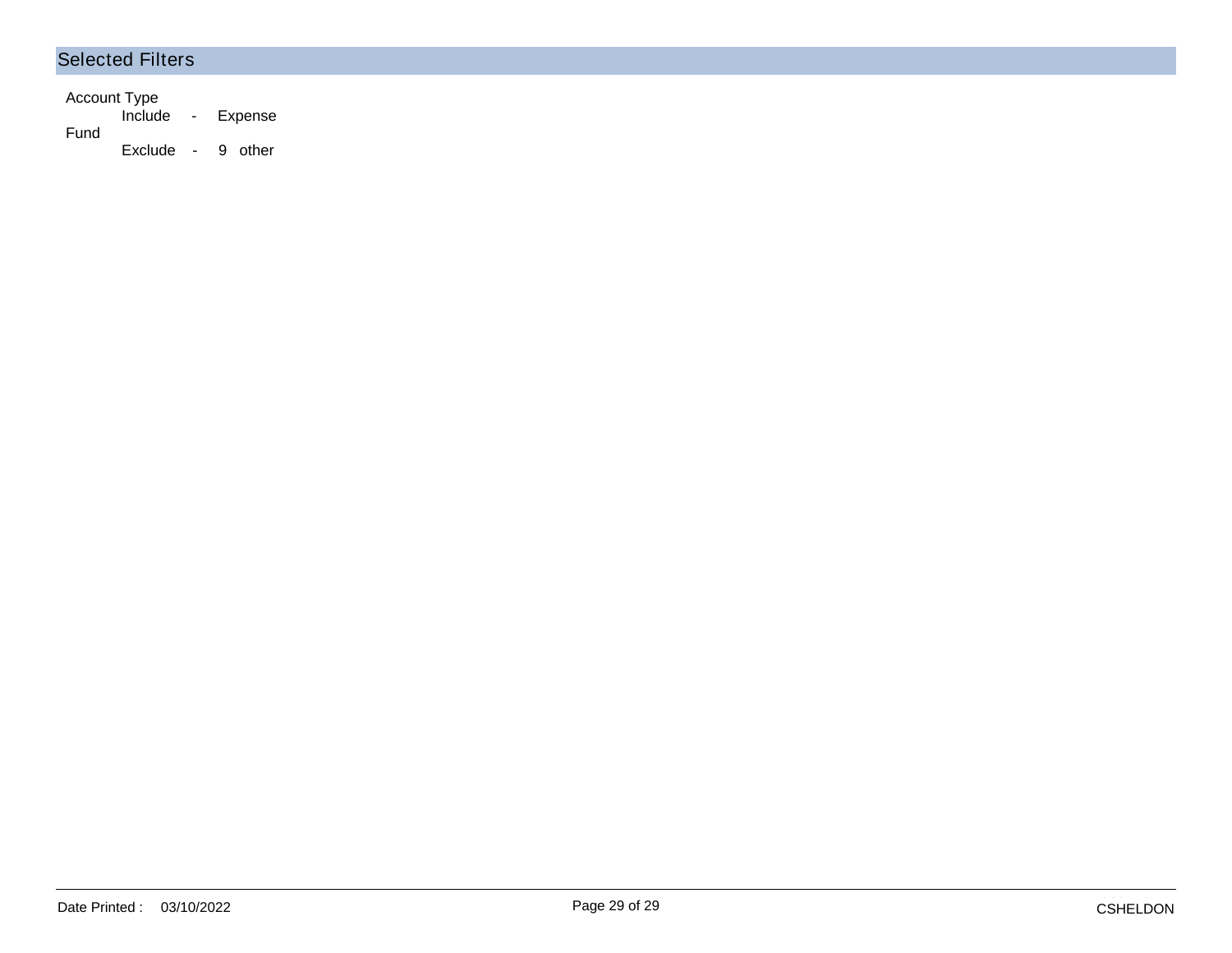## Selected Filters

Account Type

Include - Expense

Fund

Exclude - 9 other